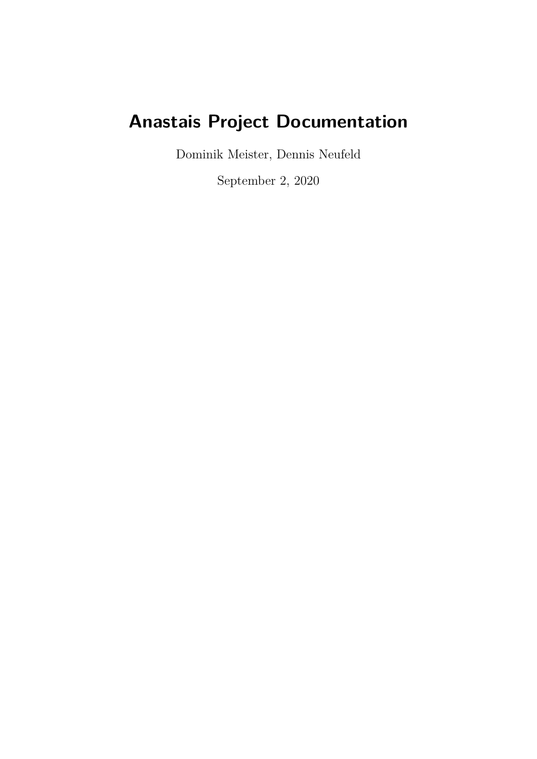# Anastais Project Documentation

Dominik Meister, Dennis Neufeld

September 2, 2020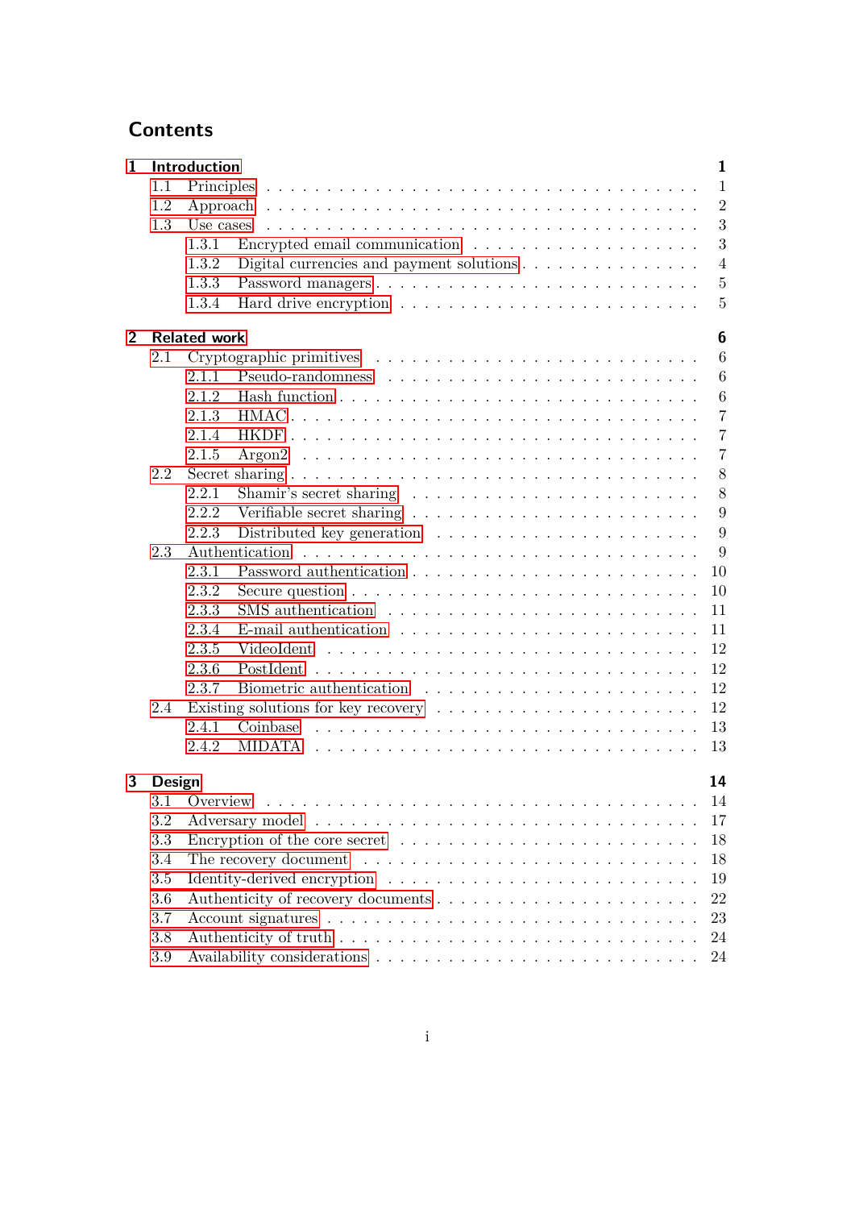# Contents

**1 Introduction** — **1**
- 1.1 Principles — 1
- 1.2 Approach — 2
- 1.3 Use cases — 3
  - 1.3.1 Encrypted email communication — 3
  - 1.3.2 Digital currencies and payment solutions — 4
  - 1.3.3 Password managers — 5
  - 1.3.4 Hard drive encryption — 5

**2 Related work** — **6**
- 2.1 Cryptographic primitives — 6
  - 2.1.1 Pseudo-randomness — 6
  - 2.1.2 Hash function — 6
  - 2.1.3 HMAC — 7
  - 2.1.4 HKDF — 7
  - 2.1.5 Argon2 — 7
- 2.2 Secret sharing — 8
  - 2.2.1 Shamir's secret sharing — 8
  - 2.2.2 Verifiable secret sharing — 9
  - 2.2.3 Distributed key generation — 9
- 2.3 Authentication — 9
  - 2.3.1 Password authentication — 10
  - 2.3.2 Secure question — 10
  - 2.3.3 SMS authentication — 11
  - 2.3.4 E-mail authentication — 11
  - 2.3.5 VideoIdent — 12
  - 2.3.6 PostIdent — 12
  - 2.3.7 Biometric authentication — 12
- 2.4 Existing solutions for key recovery — 12
  - 2.4.1 Coinbase — 13
  - 2.4.2 MIDATA — 13

**3 Design** — **14**
- 3.1 Overview — 14
- 3.2 Adversary model — 17
- 3.3 Encryption of the core secret — 18
- 3.4 The recovery document — 18
- 3.5 Identity-derived encryption — 19
- 3.6 Authenticity of recovery documents — 22
- 3.7 Account signatures — 23
- 3.8 Authenticity of truth — 24
- 3.9 Availability considerations — 24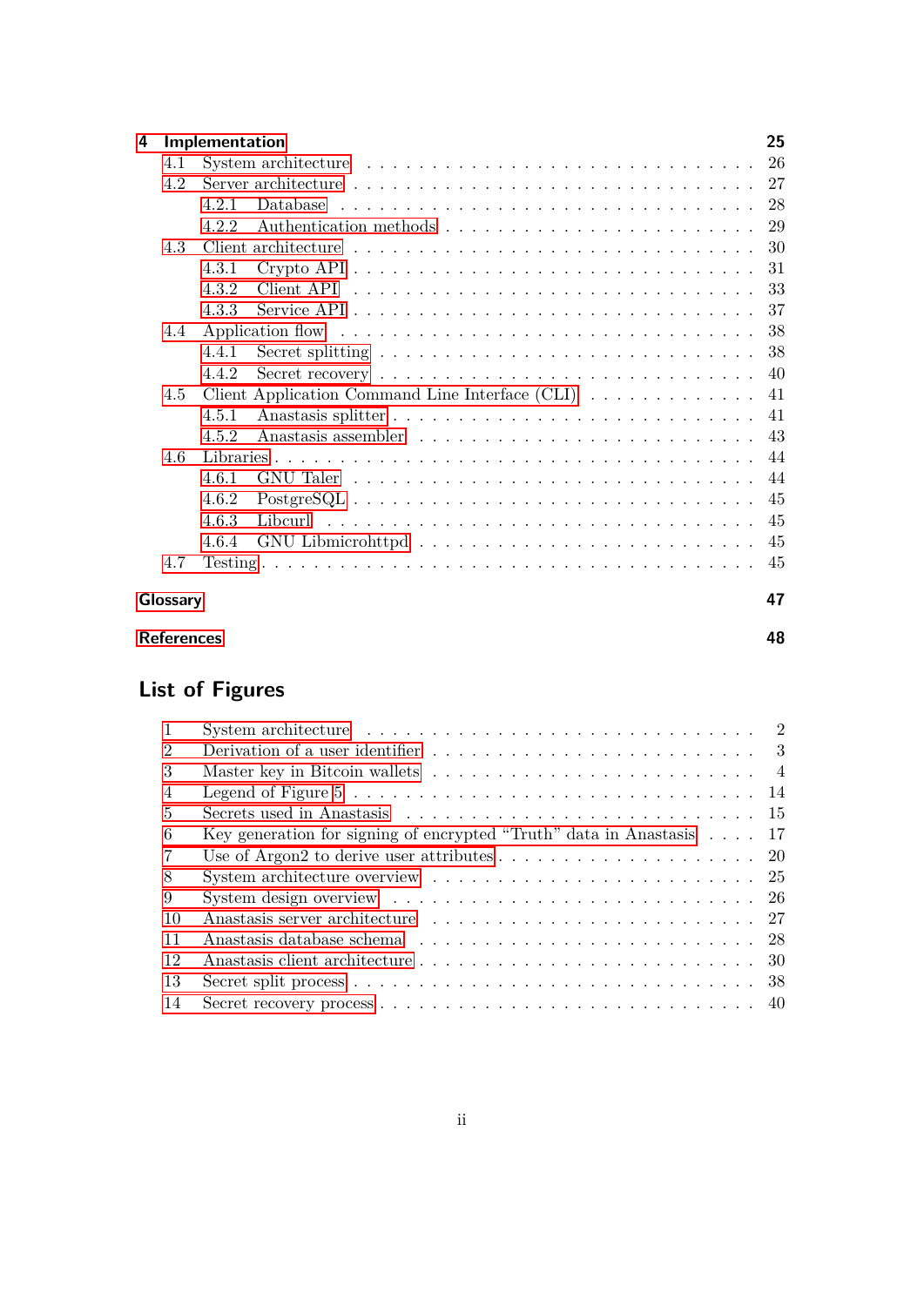**4 Implementation** — 25

- 4.1 System architecture — 26
- 4.2 Server architecture — 27
  - 4.2.1 Database — 28
  - 4.2.2 Authentication methods — 29
- 4.3 Client architecture — 30
  - 4.3.1 Crypto API — 31
  - 4.3.2 Client API — 33
  - 4.3.3 Service API — 37
- 4.4 Application flow — 38
  - 4.4.1 Secret splitting — 38
  - 4.4.2 Secret recovery — 40
- 4.5 Client Application Command Line Interface (CLI) — 41
  - 4.5.1 Anastasis splitter — 41
  - 4.5.2 Anastasis assembler — 43
- 4.6 Libraries — 44
  - 4.6.1 GNU Taler — 44
  - 4.6.2 PostgreSQL — 45
  - 4.6.3 Libcurl — 45
  - 4.6.4 GNU Libmicrohttpd — 45
- 4.7 Testing — 45

**Glossary** — 47

**References** — 48

## List of Figures

1. System architecture — 2
2. Derivation of a user identifier — 3
3. Master key in Bitcoin wallets — 4
4. Legend of Figure 5 — 14
5. Secrets used in Anastasis — 15
6. Key generation for signing of encrypted "Truth" data in Anastasis — 17
7. Use of Argon2 to derive user attributes — 20
8. System architecture overview — 25
9. System design overview — 26
10. Anastasis server architecture — 27
11. Anastasis database schema — 28
12. Anastasis client architecture — 30
13. Secret split process — 38
14. Secret recovery process — 40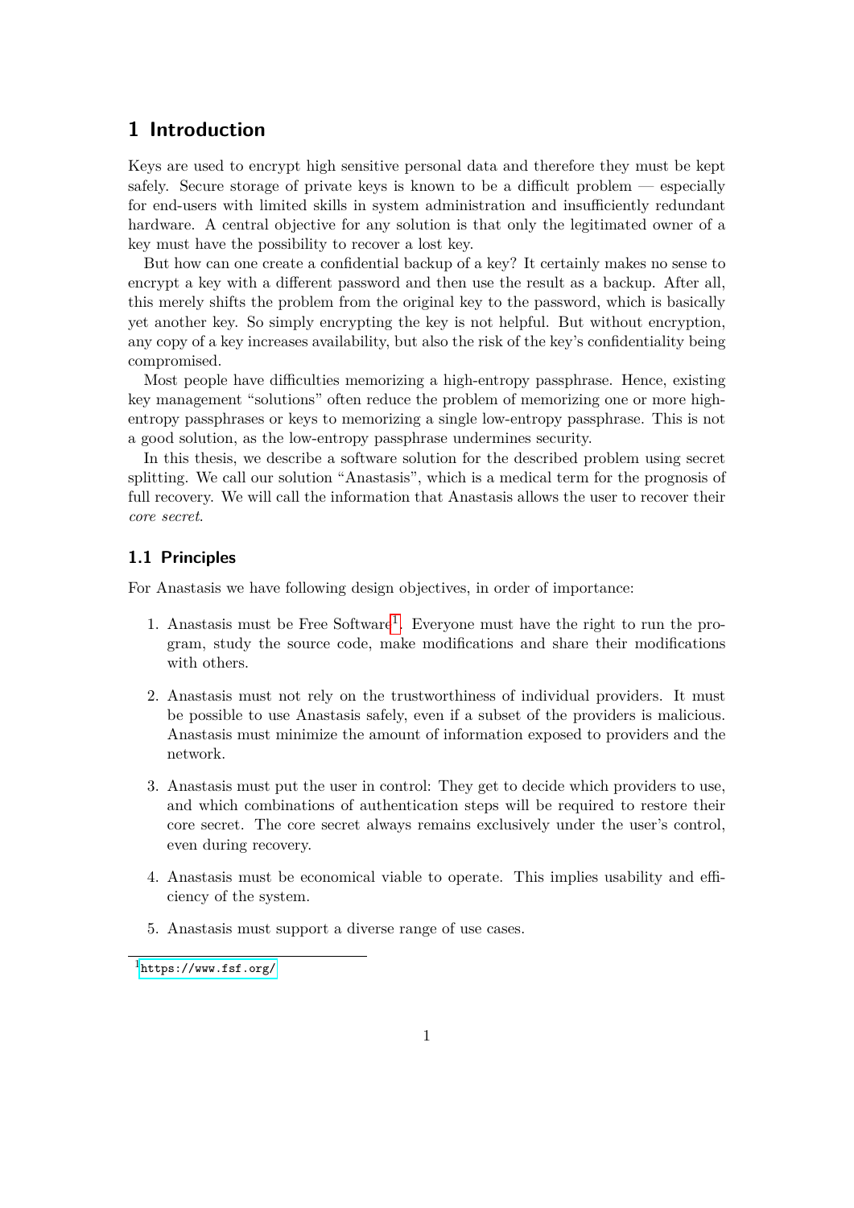# 1 Introduction

Keys are used to encrypt high sensitive personal data and therefore they must be kept safely. Secure storage of private keys is known to be a difficult problem — especially for end-users with limited skills in system administration and insufficiently redundant hardware. A central objective for any solution is that only the legitimated owner of a key must have the possibility to recover a lost key.

But how can one create a confidential backup of a key? It certainly makes no sense to encrypt a key with a different password and then use the result as a backup. After all, this merely shifts the problem from the original key to the password, which is basically yet another key. So simply encrypting the key is not helpful. But without encryption, any copy of a key increases availability, but also the risk of the key's confidentiality being compromised.

Most people have difficulties memorizing a high-entropy passphrase. Hence, existing key management "solutions" often reduce the problem of memorizing one or more high-entropy passphrases or keys to memorizing a single low-entropy passphrase. This is not a good solution, as the low-entropy passphrase undermines security.

In this thesis, we describe a software solution for the described problem using secret splitting. We call our solution "Anastasis", which is a medical term for the prognosis of full recovery. We will call the information that Anastasis allows the user to recover their *core secret*.

## 1.1 Principles

For Anastasis we have following design objectives, in order of importance:

1. Anastasis must be Free Software[1]. Everyone must have the right to run the program, study the source code, make modifications and share their modifications with others.
2. Anastasis must not rely on the trustworthiness of individual providers. It must be possible to use Anastasis safely, even if a subset of the providers is malicious. Anastasis must minimize the amount of information exposed to providers and the network.
3. Anastasis must put the user in control: They get to decide which providers to use, and which combinations of authentication steps will be required to restore their core secret. The core secret always remains exclusively under the user's control, even during recovery.
4. Anastasis must be economical viable to operate. This implies usability and efficiency of the system.
5. Anastasis must support a diverse range of use cases.

[1] https://www.fsf.org/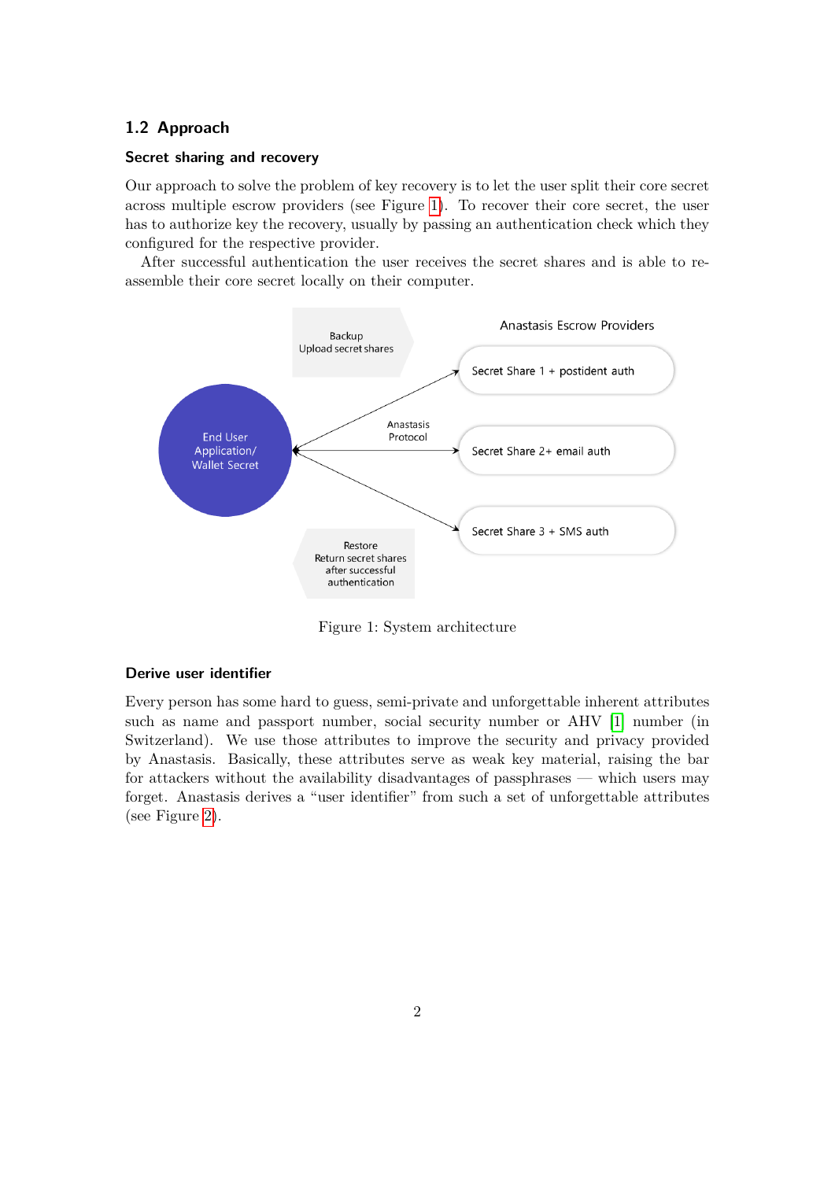## 1.2 Approach

### Secret sharing and recovery

Our approach to solve the problem of key recovery is to let the user split their core secret across multiple escrow providers (see Figure 1). To recover their core secret, the user has to authorize key the recovery, usually by passing an authentication check which they configured for the respective provider.

After successful authentication the user receives the secret shares and is able to re-assemble their core secret locally on their computer.

Figure 1: System architecture

### Derive user identifier

Every person has some hard to guess, semi-private and unforgettable inherent attributes such as name and passport number, social security number or AHV [1] number (in Switzerland). We use those attributes to improve the security and privacy provided by Anastasis. Basically, these attributes serve as weak key material, raising the bar for attackers without the availability disadvantages of passphrases — which users may forget. Anastasis derives a "user identifier" from such a set of unforgettable attributes (see Figure 2).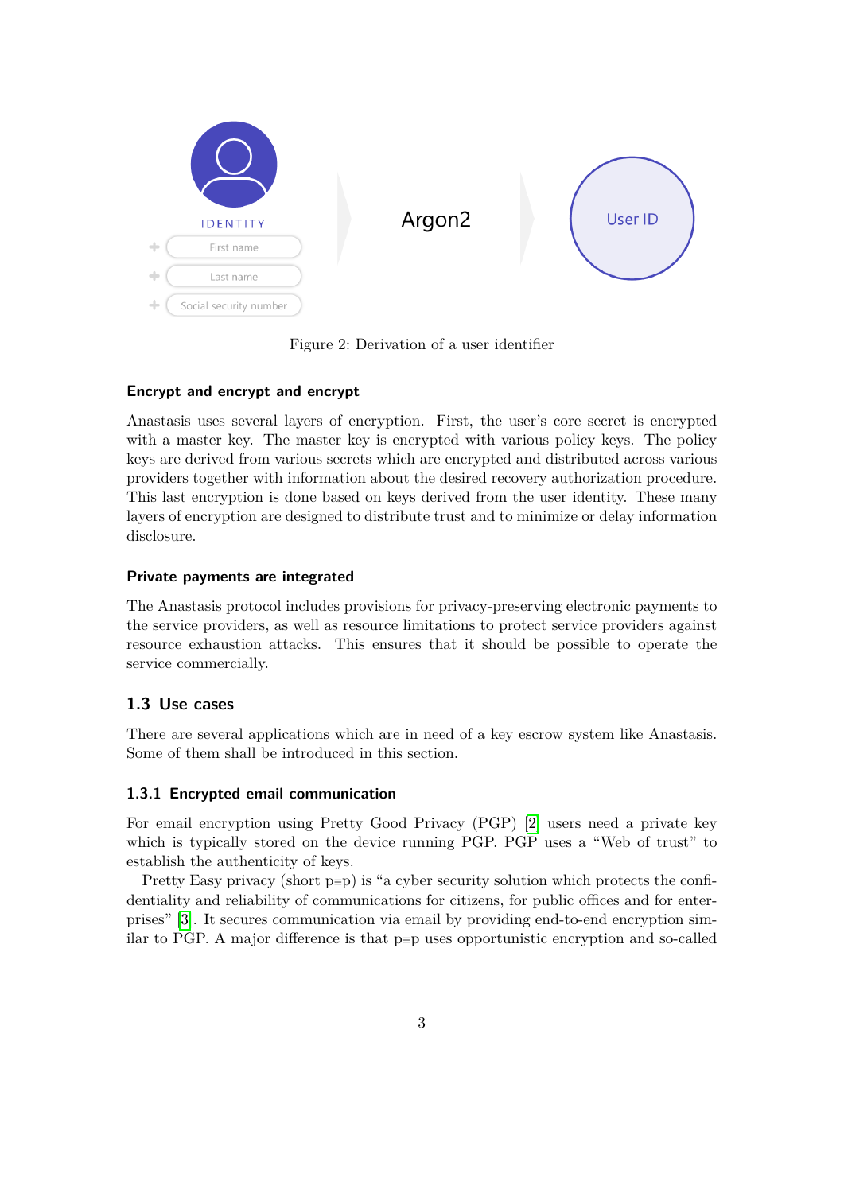Figure 2: Derivation of a user identifier

#### Encrypt and encrypt and encrypt

Anastasis uses several layers of encryption. First, the user's core secret is encrypted with a master key. The master key is encrypted with various policy keys. The policy keys are derived from various secrets which are encrypted and distributed across various providers together with information about the desired recovery authorization procedure. This last encryption is done based on keys derived from the user identity. These many layers of encryption are designed to distribute trust and to minimize or delay information disclosure.

#### Private payments are integrated

The Anastasis protocol includes provisions for privacy-preserving electronic payments to the service providers, as well as resource limitations to protect service providers against resource exhaustion attacks. This ensures that it should be possible to operate the service commercially.

## 1.3 Use cases

There are several applications which are in need of a key escrow system like Anastasis. Some of them shall be introduced in this section.

### 1.3.1 Encrypted email communication

For email encryption using Pretty Good Privacy (PGP) [2] users need a private key which is typically stored on the device running PGP. PGP uses a "Web of trust" to establish the authenticity of keys.

Pretty Easy privacy (short p≡p) is "a cyber security solution which protects the confidentiality and reliability of communications for citizens, for public offices and for enterprises" [3]. It secures communication via email by providing end-to-end encryption similar to PGP. A major difference is that p≡p uses opportunistic encryption and so-called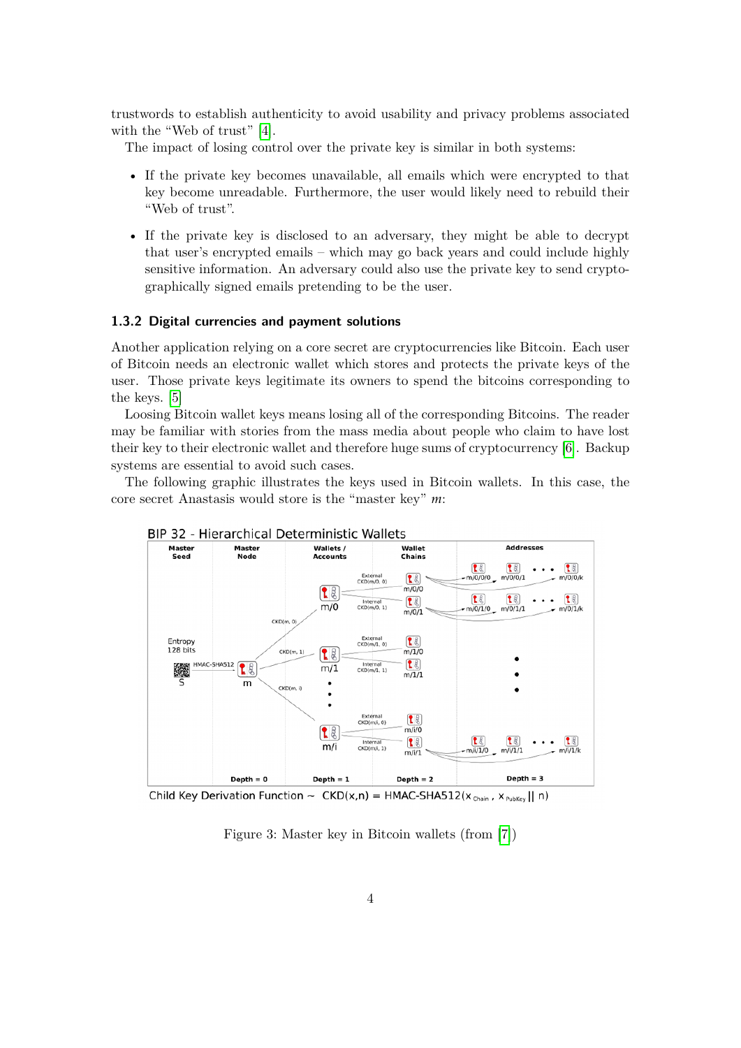trustwords to establish authenticity to avoid usability and privacy problems associated with the "Web of trust" [4].

The impact of losing control over the private key is similar in both systems:

- If the private key becomes unavailable, all emails which were encrypted to that key become unreadable. Furthermore, the user would likely need to rebuild their "Web of trust".
- If the private key is disclosed to an adversary, they might be able to decrypt that user's encrypted emails – which may go back years and could include highly sensitive information. An adversary could also use the private key to send cryptographically signed emails pretending to be the user.

### 1.3.2 Digital currencies and payment solutions

Another application relying on a core secret are cryptocurrencies like Bitcoin. Each user of Bitcoin needs an electronic wallet which stores and protects the private keys of the user. Those private keys legitimate its owners to spend the bitcoins corresponding to the keys. [5]

Loosing Bitcoin wallet keys means losing all of the corresponding Bitcoins. The reader may be familiar with stories from the mass media about people who claim to have lost their key to their electronic wallet and therefore huge sums of cryptocurrency [6]. Backup systems are essential to avoid such cases.

The following graphic illustrates the keys used in Bitcoin wallets. In this case, the core secret Anastasis would store is the "master key" $m$:

BIP 32 - Hierarchical Deterministic Wallets

Child Key Derivation Function ~ $CKD(x,n) = HMAC\text{-}SHA512(x_{Chain}, x_{PubKey} \| n)$

Figure 3: Master key in Bitcoin wallets (from [7])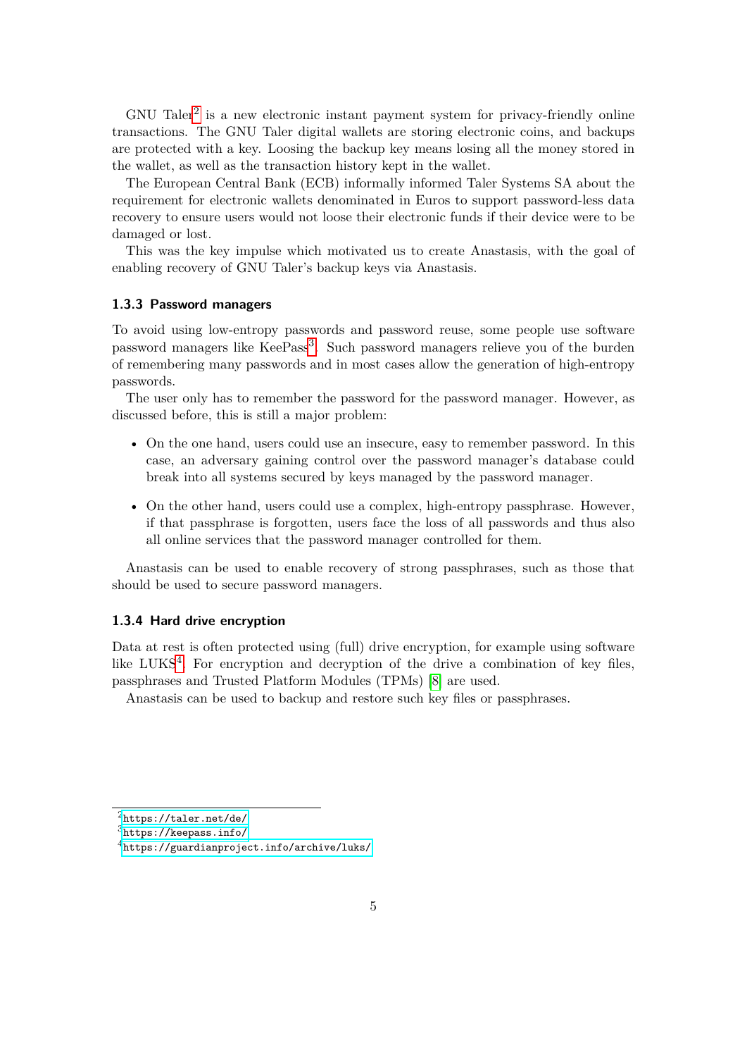GNU Taler[2] is a new electronic instant payment system for privacy-friendly online transactions. The GNU Taler digital wallets are storing electronic coins, and backups are protected with a key. Loosing the backup key means losing all the money stored in the wallet, as well as the transaction history kept in the wallet.

The European Central Bank (ECB) informally informed Taler Systems SA about the requirement for electronic wallets denominated in Euros to support password-less data recovery to ensure users would not loose their electronic funds if their device were to be damaged or lost.

This was the key impulse which motivated us to create Anastasis, with the goal of enabling recovery of GNU Taler's backup keys via Anastasis.

### 1.3.3 Password managers

To avoid using low-entropy passwords and password reuse, some people use software password managers like KeePass[3]. Such password managers relieve you of the burden of remembering many passwords and in most cases allow the generation of high-entropy passwords.

The user only has to remember the password for the password manager. However, as discussed before, this is still a major problem:

- On the one hand, users could use an insecure, easy to remember password. In this case, an adversary gaining control over the password manager's database could break into all systems secured by keys managed by the password manager.
- On the other hand, users could use a complex, high-entropy passphrase. However, if that passphrase is forgotten, users face the loss of all passwords and thus also all online services that the password manager controlled for them.

Anastasis can be used to enable recovery of strong passphrases, such as those that should be used to secure password managers.

### 1.3.4 Hard drive encryption

Data at rest is often protected using (full) drive encryption, for example using software like LUKS[4]. For encryption and decryption of the drive a combination of key files, passphrases and Trusted Platform Modules (TPMs) [8] are used.

Anastasis can be used to backup and restore such key files or passphrases.

---

[2] https://taler.net/de/

[3] https://keepass.info/

[4] https://guardianproject.info/archive/luks/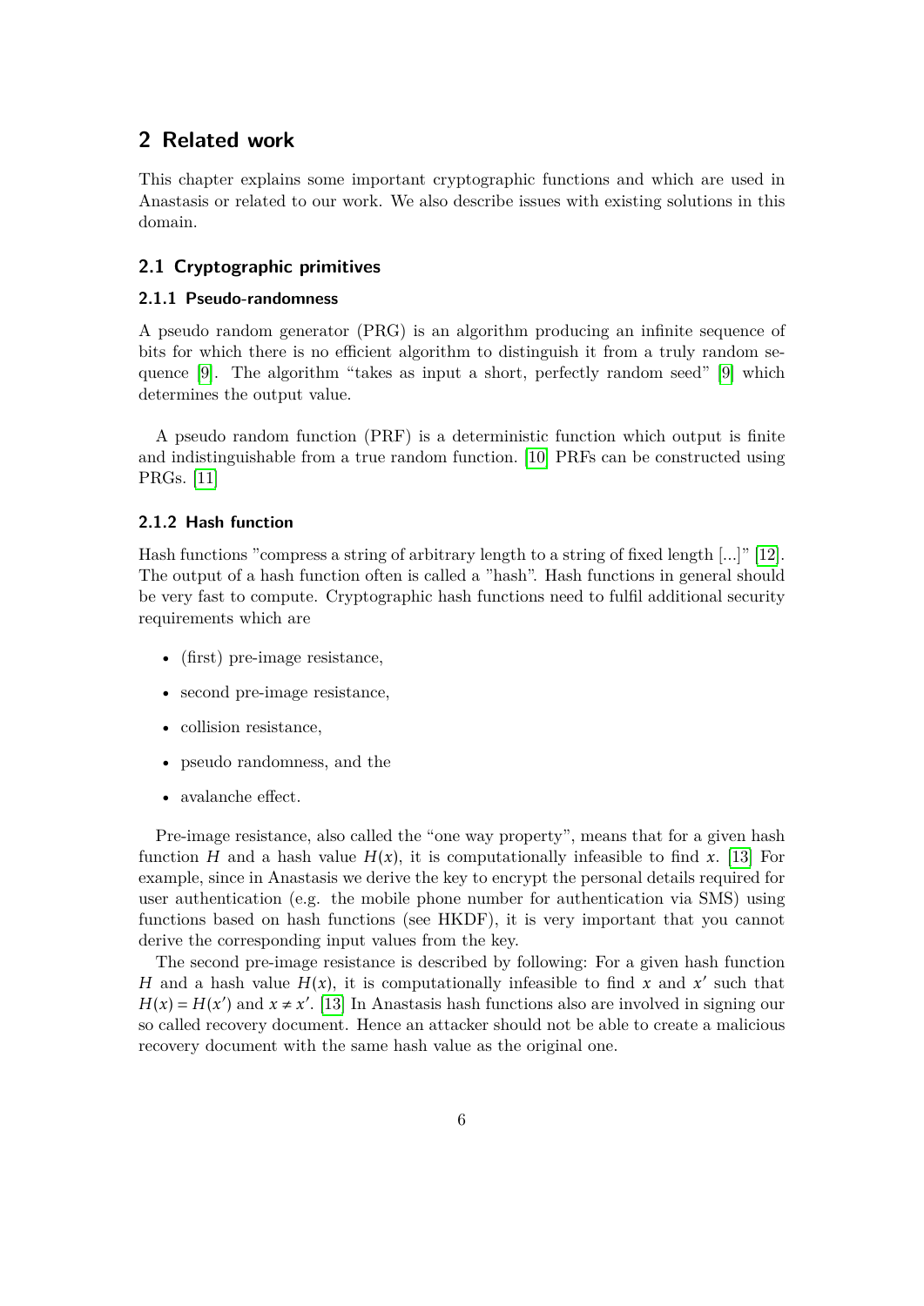# 2 Related work

This chapter explains some important cryptographic functions and which are used in Anastasis or related to our work. We also describe issues with existing solutions in this domain.

## 2.1 Cryptographic primitives

### 2.1.1 Pseudo-randomness

A pseudo random generator (PRG) is an algorithm producing an infinite sequence of bits for which there is no efficient algorithm to distinguish it from a truly random sequence [9]. The algorithm "takes as input a short, perfectly random seed" [9] which determines the output value.

A pseudo random function (PRF) is a deterministic function which output is finite and indistinguishable from a true random function. [10] PRFs can be constructed using PRGs. [11]

### 2.1.2 Hash function

Hash functions "compress a string of arbitrary length to a string of fixed length [...]" [12]. The output of a hash function often is called a "hash". Hash functions in general should be very fast to compute. Cryptographic hash functions need to fulfil additional security requirements which are

- (first) pre-image resistance,
- second pre-image resistance,
- collision resistance,
- pseudo randomness, and the
- avalanche effect.

Pre-image resistance, also called the "one way property", means that for a given hash function $H$ and a hash value $H(x)$, it is computationally infeasible to find $x$. [13] For example, since in Anastasis we derive the key to encrypt the personal details required for user authentication (e.g. the mobile phone number for authentication via SMS) using functions based on hash functions (see HKDF), it is very important that you cannot derive the corresponding input values from the key.

The second pre-image resistance is described by following: For a given hash function $H$ and a hash value $H(x)$, it is computationally infeasible to find $x$ and $x'$ such that $H(x) = H(x')$ and $x \neq x'$. [13] In Anastasis hash functions also are involved in signing our so called recovery document. Hence an attacker should not be able to create a malicious recovery document with the same hash value as the original one.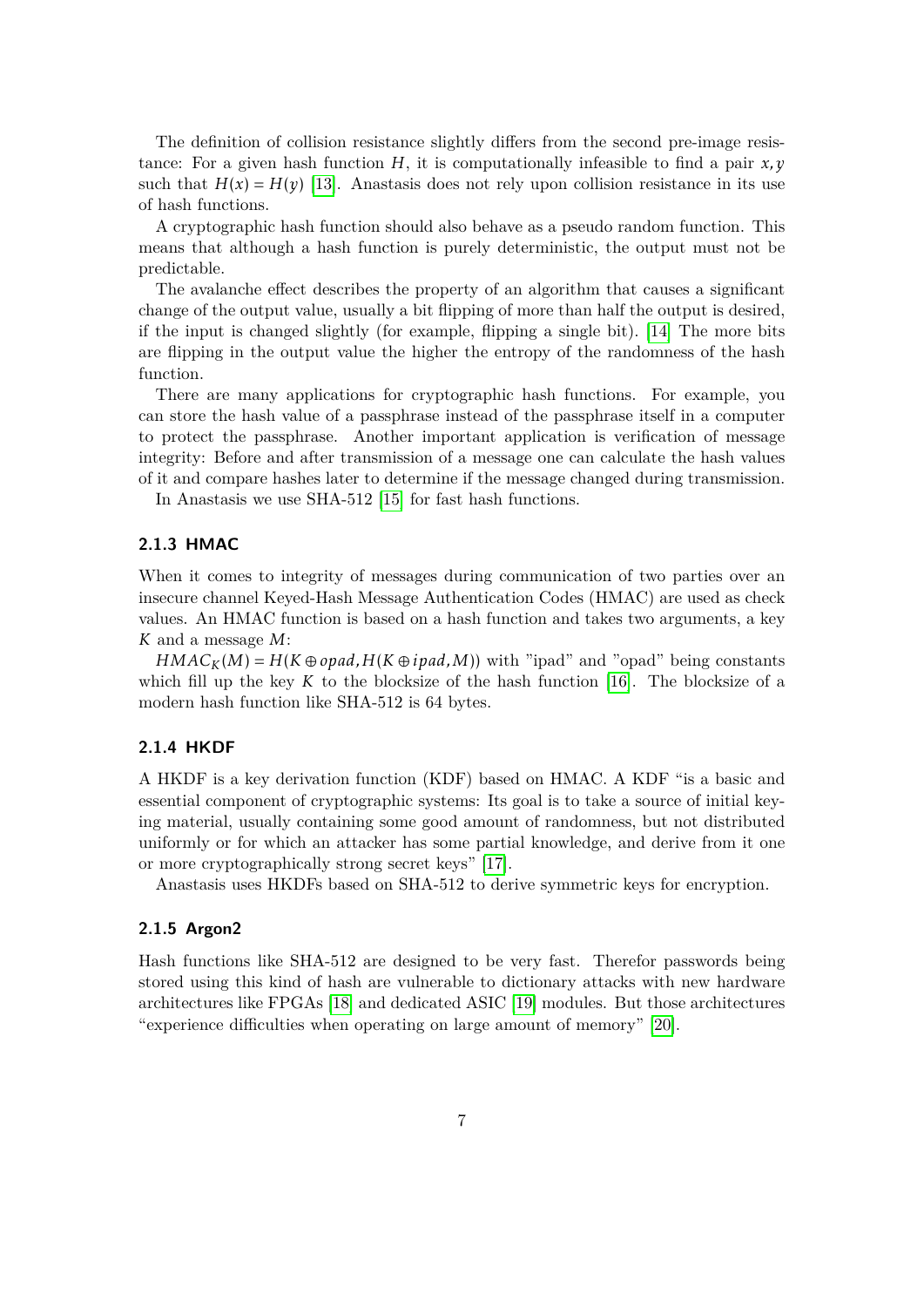The definition of collision resistance slightly differs from the second pre-image resistance: For a given hash function $H$, it is computationally infeasible to find a pair $x, y$ such that $H(x) = H(y)$ [13]. Anastasis does not rely upon collision resistance in its use of hash functions.

A cryptographic hash function should also behave as a pseudo random function. This means that although a hash function is purely deterministic, the output must not be predictable.

The avalanche effect describes the property of an algorithm that causes a significant change of the output value, usually a bit flipping of more than half the output is desired, if the input is changed slightly (for example, flipping a single bit). [14] The more bits are flipping in the output value the higher the entropy of the randomness of the hash function.

There are many applications for cryptographic hash functions. For example, you can store the hash value of a passphrase instead of the passphrase itself in a computer to protect the passphrase. Another important application is verification of message integrity: Before and after transmission of a message one can calculate the hash values of it and compare hashes later to determine if the message changed during transmission.

In Anastasis we use SHA-512 [15] for fast hash functions.

### 2.1.3 HMAC

When it comes to integrity of messages during communication of two parties over an insecure channel Keyed-Hash Message Authentication Codes (HMAC) are used as check values. An HMAC function is based on a hash function and takes two arguments, a key $K$ and a message $M$:

$HMAC_K(M) = H(K \oplus opad, H(K \oplus ipad, M))$ with "ipad" and "opad" being constants which fill up the key $K$ to the blocksize of the hash function [16]. The blocksize of a modern hash function like SHA-512 is 64 bytes.

### 2.1.4 HKDF

A HKDF is a key derivation function (KDF) based on HMAC. A KDF "is a basic and essential component of cryptographic systems: Its goal is to take a source of initial keying material, usually containing some good amount of randomness, but not distributed uniformly or for which an attacker has some partial knowledge, and derive from it one or more cryptographically strong secret keys" [17].

Anastasis uses HKDFs based on SHA-512 to derive symmetric keys for encryption.

### 2.1.5 Argon2

Hash functions like SHA-512 are designed to be very fast. Therefor passwords being stored using this kind of hash are vulnerable to dictionary attacks with new hardware architectures like FPGAs [18] and dedicated ASIC [19] modules. But those architectures "experience difficulties when operating on large amount of memory" [20].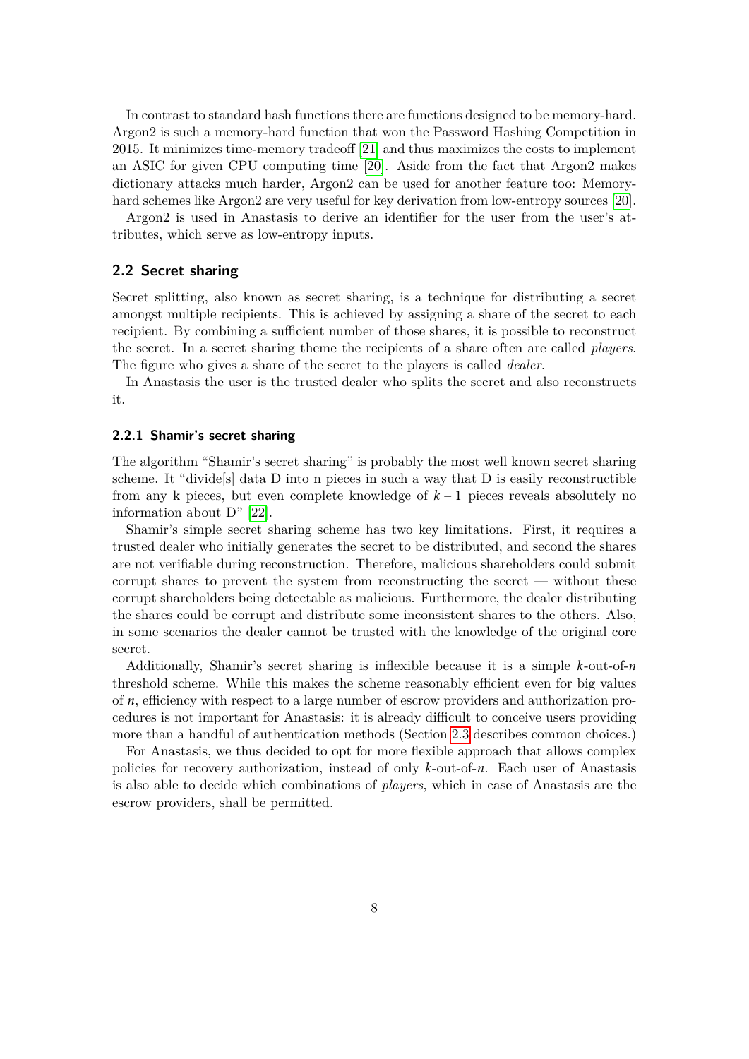In contrast to standard hash functions there are functions designed to be memory-hard. Argon2 is such a memory-hard function that won the Password Hashing Competition in 2015. It minimizes time-memory tradeoff [21] and thus maximizes the costs to implement an ASIC for given CPU computing time [20]. Aside from the fact that Argon2 makes dictionary attacks much harder, Argon2 can be used for another feature too: Memory-hard schemes like Argon2 are very useful for key derivation from low-entropy sources [20].

Argon2 is used in Anastasis to derive an identifier for the user from the user's attributes, which serve as low-entropy inputs.

### 2.2 Secret sharing

Secret splitting, also known as secret sharing, is a technique for distributing a secret amongst multiple recipients. This is achieved by assigning a share of the secret to each recipient. By combining a sufficient number of those shares, it is possible to reconstruct the secret. In a secret sharing theme the recipients of a share often are called *players*. The figure who gives a share of the secret to the players is called *dealer*.

In Anastasis the user is the trusted dealer who splits the secret and also reconstructs it.

#### 2.2.1 Shamir's secret sharing

The algorithm "Shamir's secret sharing" is probably the most well known secret sharing scheme. It "divide[s] data D into n pieces in such a way that D is easily reconstructible from any k pieces, but even complete knowledge of $k-1$ pieces reveals absolutely no information about D" [22].

Shamir's simple secret sharing scheme has two key limitations. First, it requires a trusted dealer who initially generates the secret to be distributed, and second the shares are not verifiable during reconstruction. Therefore, malicious shareholders could submit corrupt shares to prevent the system from reconstructing the secret — without these corrupt shareholders being detectable as malicious. Furthermore, the dealer distributing the shares could be corrupt and distribute some inconsistent shares to the others. Also, in some scenarios the dealer cannot be trusted with the knowledge of the original core secret.

Additionally, Shamir's secret sharing is inflexible because it is a simple $k$-out-of-$n$ threshold scheme. While this makes the scheme reasonably efficient even for big values of $n$, efficiency with respect to a large number of escrow providers and authorization procedures is not important for Anastasis: it is already difficult to conceive users providing more than a handful of authentication methods (Section 2.3 describes common choices.)

For Anastasis, we thus decided to opt for more flexible approach that allows complex policies for recovery authorization, instead of only $k$-out-of-$n$. Each user of Anastasis is also able to decide which combinations of *players*, which in case of Anastasis are the escrow providers, shall be permitted.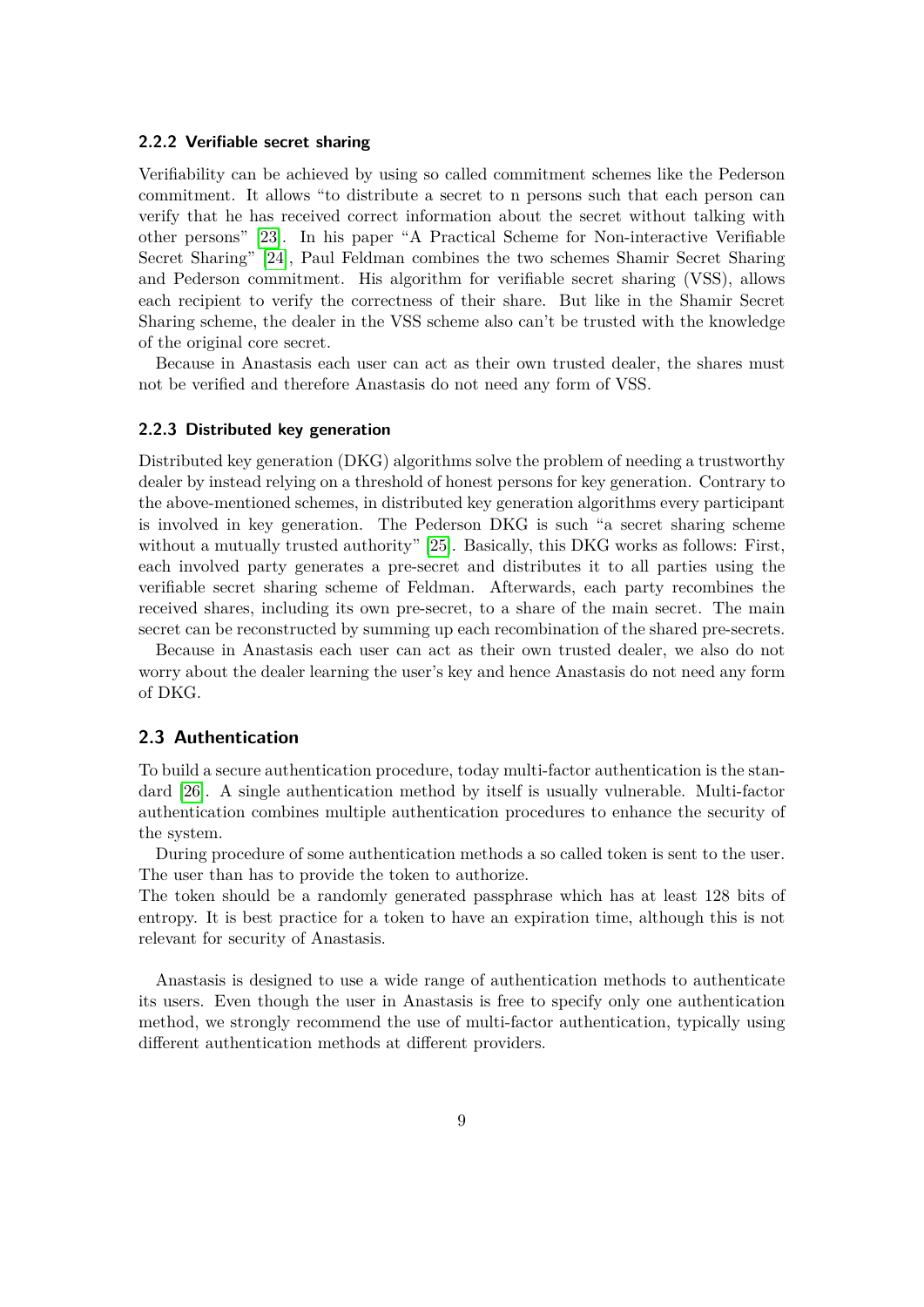### 2.2.2 Verifiable secret sharing

Verifiability can be achieved by using so called commitment schemes like the Pederson commitment. It allows "to distribute a secret to n persons such that each person can verify that he has received correct information about the secret without talking with other persons" [23]. In his paper "A Practical Scheme for Non-interactive Verifiable Secret Sharing" [24], Paul Feldman combines the two schemes Shamir Secret Sharing and Pederson commitment. His algorithm for verifiable secret sharing (VSS), allows each recipient to verify the correctness of their share. But like in the Shamir Secret Sharing scheme, the dealer in the VSS scheme also can't be trusted with the knowledge of the original core secret.

Because in Anastasis each user can act as their own trusted dealer, the shares must not be verified and therefore Anastasis do not need any form of VSS.

### 2.2.3 Distributed key generation

Distributed key generation (DKG) algorithms solve the problem of needing a trustworthy dealer by instead relying on a threshold of honest persons for key generation. Contrary to the above-mentioned schemes, in distributed key generation algorithms every participant is involved in key generation. The Pederson DKG is such "a secret sharing scheme without a mutually trusted authority" [25]. Basically, this DKG works as follows: First, each involved party generates a pre-secret and distributes it to all parties using the verifiable secret sharing scheme of Feldman. Afterwards, each party recombines the received shares, including its own pre-secret, to a share of the main secret. The main secret can be reconstructed by summing up each recombination of the shared pre-secrets.

Because in Anastasis each user can act as their own trusted dealer, we also do not worry about the dealer learning the user's key and hence Anastasis do not need any form of DKG.

## 2.3 Authentication

To build a secure authentication procedure, today multi-factor authentication is the standard [26]. A single authentication method by itself is usually vulnerable. Multi-factor authentication combines multiple authentication procedures to enhance the security of the system.

During procedure of some authentication methods a so called token is sent to the user. The user than has to provide the token to authorize.
The token should be a randomly generated passphrase which has at least 128 bits of entropy. It is best practice for a token to have an expiration time, although this is not relevant for security of Anastasis.

Anastasis is designed to use a wide range of authentication methods to authenticate its users. Even though the user in Anastasis is free to specify only one authentication method, we strongly recommend the use of multi-factor authentication, typically using different authentication methods at different providers.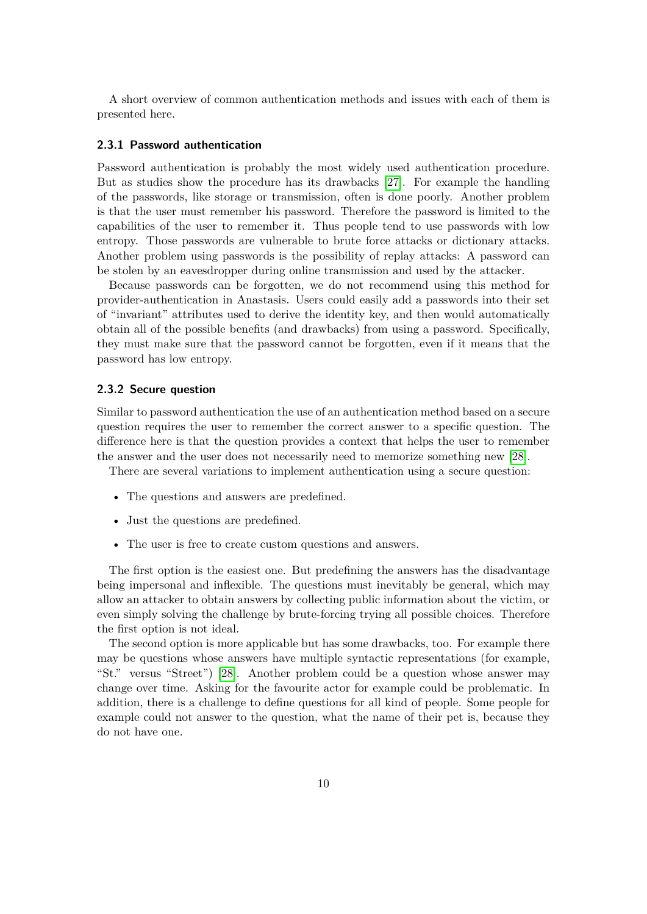A short overview of common authentication methods and issues with each of them is presented here.

### 2.3.1 Password authentication

Password authentication is probably the most widely used authentication procedure. But as studies show the procedure has its drawbacks [27]. For example the handling of the passwords, like storage or transmission, often is done poorly. Another problem is that the user must remember his password. Therefore the password is limited to the capabilities of the user to remember it. Thus people tend to use passwords with low entropy. Those passwords are vulnerable to brute force attacks or dictionary attacks. Another problem using passwords is the possibility of replay attacks: A password can be stolen by an eavesdropper during online transmission and used by the attacker.

Because passwords can be forgotten, we do not recommend using this method for provider-authentication in Anastasis. Users could easily add a passwords into their set of "invariant" attributes used to derive the identity key, and then would automatically obtain all of the possible benefits (and drawbacks) from using a password. Specifically, they must make sure that the password cannot be forgotten, even if it means that the password has low entropy.

### 2.3.2 Secure question

Similar to password authentication the use of an authentication method based on a secure question requires the user to remember the correct answer to a specific question. The difference here is that the question provides a context that helps the user to remember the answer and the user does not necessarily need to memorize something new [28].

There are several variations to implement authentication using a secure question:

- The questions and answers are predefined.
- Just the questions are predefined.
- The user is free to create custom questions and answers.

The first option is the easiest one. But predefining the answers has the disadvantage being impersonal and inflexible. The questions must inevitably be general, which may allow an attacker to obtain answers by collecting public information about the victim, or even simply solving the challenge by brute-forcing trying all possible choices. Therefore the first option is not ideal.

The second option is more applicable but has some drawbacks, too. For example there may be questions whose answers have multiple syntactic representations (for example, "St." versus "Street") [28]. Another problem could be a question whose answer may change over time. Asking for the favourite actor for example could be problematic. In addition, there is a challenge to define questions for all kind of people. Some people for example could not answer to the question, what the name of their pet is, because they do not have one.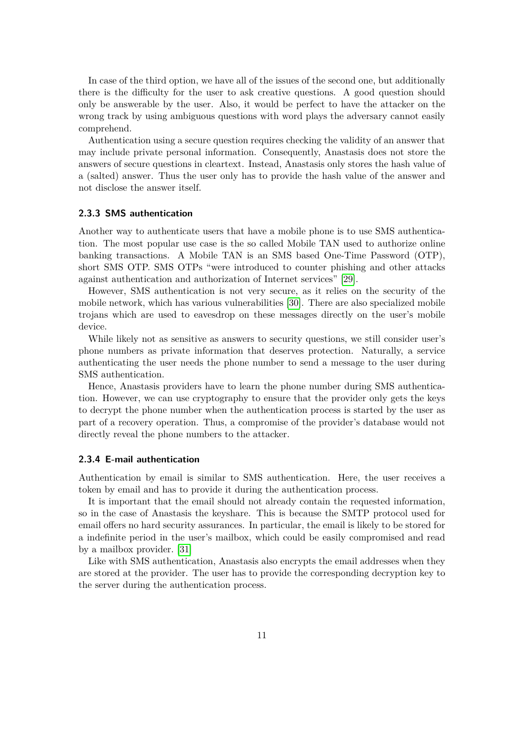In case of the third option, we have all of the issues of the second one, but additionally there is the difficulty for the user to ask creative questions. A good question should only be answerable by the user. Also, it would be perfect to have the attacker on the wrong track by using ambiguous questions with word plays the adversary cannot easily comprehend.

Authentication using a secure question requires checking the validity of an answer that may include private personal information. Consequently, Anastasis does not store the answers of secure questions in cleartext. Instead, Anastasis only stores the hash value of a (salted) answer. Thus the user only has to provide the hash value of the answer and not disclose the answer itself.

### 2.3.3 SMS authentication

Another way to authenticate users that have a mobile phone is to use SMS authentication. The most popular use case is the so called Mobile TAN used to authorize online banking transactions. A Mobile TAN is an SMS based One-Time Password (OTP), short SMS OTP. SMS OTPs "were introduced to counter phishing and other attacks against authentication and authorization of Internet services" [29].

However, SMS authentication is not very secure, as it relies on the security of the mobile network, which has various vulnerabilities [30]. There are also specialized mobile trojans which are used to eavesdrop on these messages directly on the user's mobile device.

While likely not as sensitive as answers to security questions, we still consider user's phone numbers as private information that deserves protection. Naturally, a service authenticating the user needs the phone number to send a message to the user during SMS authentication.

Hence, Anastasis providers have to learn the phone number during SMS authentication. However, we can use cryptography to ensure that the provider only gets the keys to decrypt the phone number when the authentication process is started by the user as part of a recovery operation. Thus, a compromise of the provider's database would not directly reveal the phone numbers to the attacker.

### 2.3.4 E-mail authentication

Authentication by email is similar to SMS authentication. Here, the user receives a token by email and has to provide it during the authentication process.

It is important that the email should not already contain the requested information, so in the case of Anastasis the keyshare. This is because the SMTP protocol used for email offers no hard security assurances. In particular, the email is likely to be stored for a indefinite period in the user's mailbox, which could be easily compromised and read by a mailbox provider. [31]

Like with SMS authentication, Anastasis also encrypts the email addresses when they are stored at the provider. The user has to provide the corresponding decryption key to the server during the authentication process.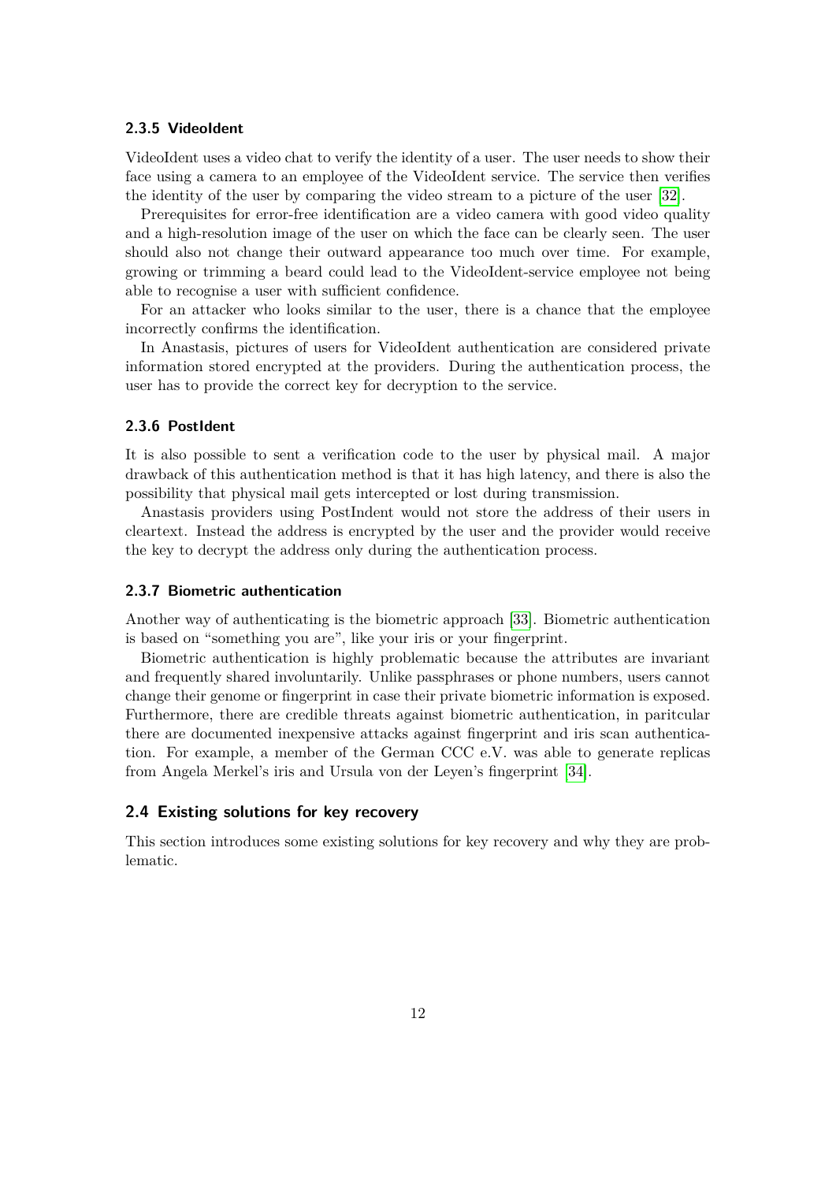### 2.3.5 VideoIdent

VideoIdent uses a video chat to verify the identity of a user. The user needs to show their face using a camera to an employee of the VideoIdent service. The service then verifies the identity of the user by comparing the video stream to a picture of the user [32].

Prerequisites for error-free identification are a video camera with good video quality and a high-resolution image of the user on which the face can be clearly seen. The user should also not change their outward appearance too much over time. For example, growing or trimming a beard could lead to the VideoIdent-service employee not being able to recognise a user with sufficient confidence.

For an attacker who looks similar to the user, there is a chance that the employee incorrectly confirms the identification.

In Anastasis, pictures of users for VideoIdent authentication are considered private information stored encrypted at the providers. During the authentication process, the user has to provide the correct key for decryption to the service.

### 2.3.6 PostIdent

It is also possible to sent a verification code to the user by physical mail. A major drawback of this authentication method is that it has high latency, and there is also the possibility that physical mail gets intercepted or lost during transmission.

Anastasis providers using PostIndent would not store the address of their users in cleartext. Instead the address is encrypted by the user and the provider would receive the key to decrypt the address only during the authentication process.

### 2.3.7 Biometric authentication

Another way of authenticating is the biometric approach [33]. Biometric authentication is based on "something you are", like your iris or your fingerprint.

Biometric authentication is highly problematic because the attributes are invariant and frequently shared involuntarily. Unlike passphrases or phone numbers, users cannot change their genome or fingerprint in case their private biometric information is exposed. Furthermore, there are credible threats against biometric authentication, in paritcular there are documented inexpensive attacks against fingerprint and iris scan authentication. For example, a member of the German CCC e.V. was able to generate replicas from Angela Merkel's iris and Ursula von der Leyen's fingerprint [34].

## 2.4 Existing solutions for key recovery

This section introduces some existing solutions for key recovery and why they are problematic.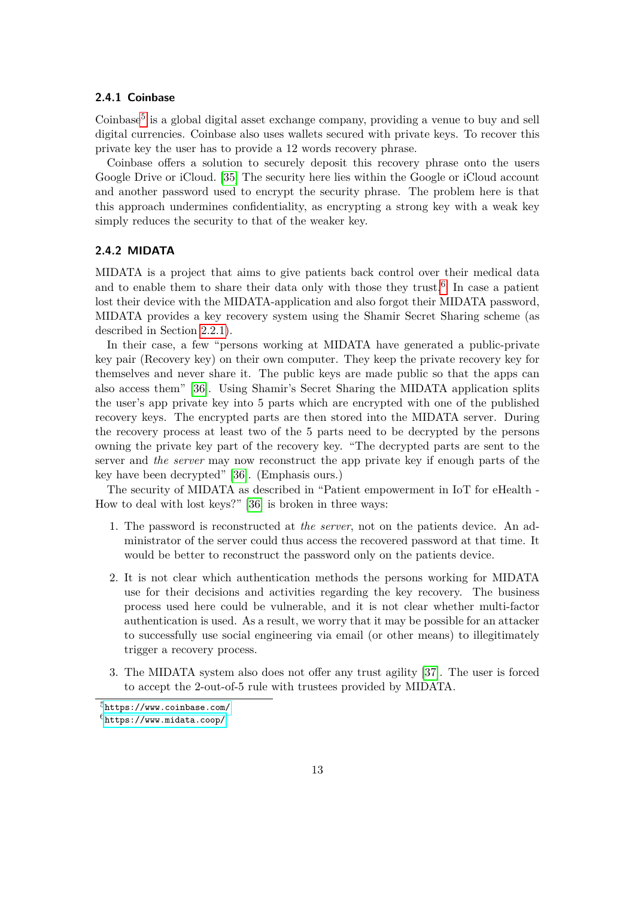### 2.4.1 Coinbase

Coinbase[5] is a global digital asset exchange company, providing a venue to buy and sell digital currencies. Coinbase also uses wallets secured with private keys. To recover this private key the user has to provide a 12 words recovery phrase.

Coinbase offers a solution to securely deposit this recovery phrase onto the users Google Drive or iCloud. [35] The security here lies within the Google or iCloud account and another password used to encrypt the security phrase. The problem here is that this approach undermines confidentiality, as encrypting a strong key with a weak key simply reduces the security to that of the weaker key.

### 2.4.2 MIDATA

MIDATA is a project that aims to give patients back control over their medical data and to enable them to share their data only with those they trust.[6] In case a patient lost their device with the MIDATA-application and also forgot their MIDATA password, MIDATA provides a key recovery system using the Shamir Secret Sharing scheme (as described in Section 2.2.1).

In their case, a few "persons working at MIDATA have generated a public-private key pair (Recovery key) on their own computer. They keep the private recovery key for themselves and never share it. The public keys are made public so that the apps can also access them" [36]. Using Shamir's Secret Sharing the MIDATA application splits the user's app private key into 5 parts which are encrypted with one of the published recovery keys. The encrypted parts are then stored into the MIDATA server. During the recovery process at least two of the 5 parts need to be decrypted by the persons owning the private key part of the recovery key. "The decrypted parts are sent to the server and *the server* may now reconstruct the app private key if enough parts of the key have been decrypted" [36]. (Emphasis ours.)

The security of MIDATA as described in "Patient empowerment in IoT for eHealth - How to deal with lost keys?" [36] is broken in three ways:

1. The password is reconstructed at *the server*, not on the patients device. An administrator of the server could thus access the recovered password at that time. It would be better to reconstruct the password only on the patients device.

2. It is not clear which authentication methods the persons working for MIDATA use for their decisions and activities regarding the key recovery. The business process used here could be vulnerable, and it is not clear whether multi-factor authentication is used. As a result, we worry that it may be possible for an attacker to successfully use social engineering via email (or other means) to illegitimately trigger a recovery process.

3. The MIDATA system also does not offer any trust agility [37]. The user is forced to accept the 2-out-of-5 rule with trustees provided by MIDATA.

[5] https://www.coinbase.com/

[6] https://www.midata.coop/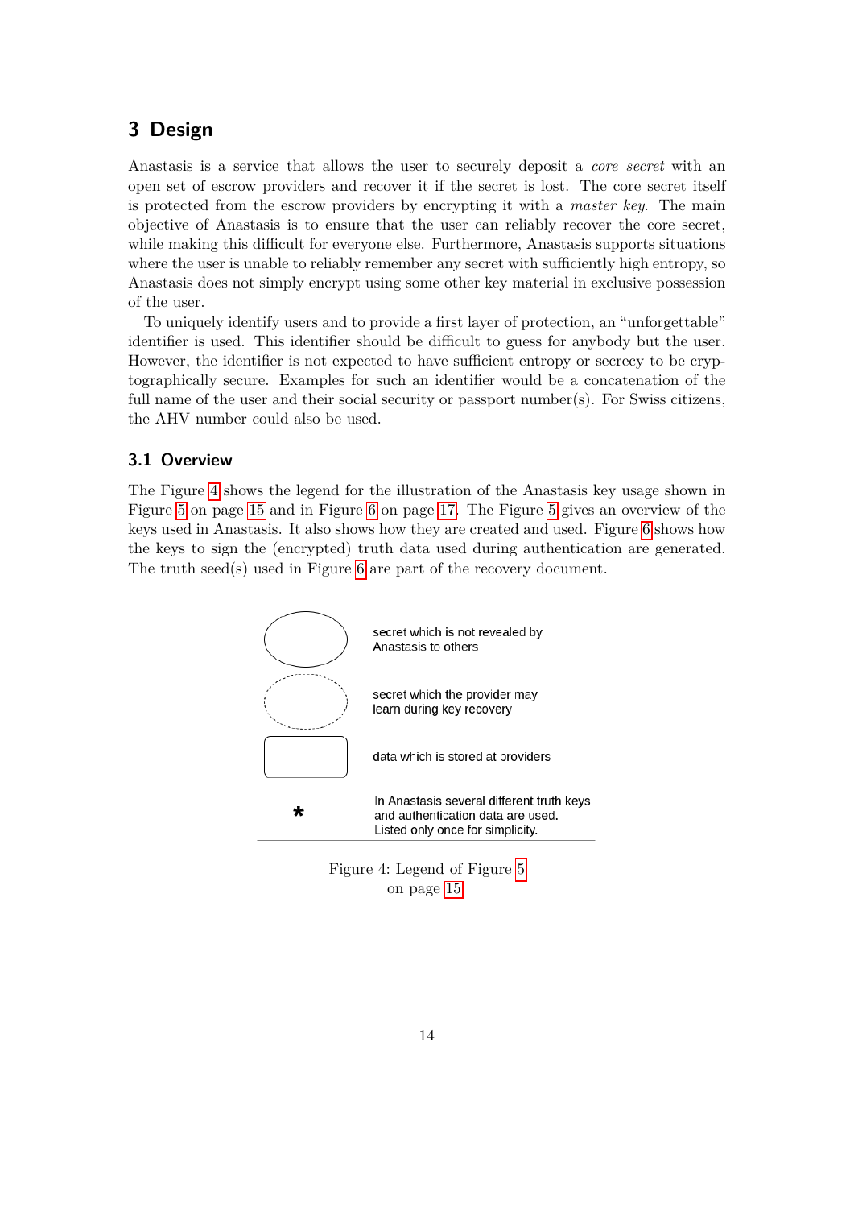# 3 Design

Anastasis is a service that allows the user to securely deposit a *core secret* with an open set of escrow providers and recover it if the secret is lost. The core secret itself is protected from the escrow providers by encrypting it with a *master key*. The main objective of Anastasis is to ensure that the user can reliably recover the core secret, while making this difficult for everyone else. Furthermore, Anastasis supports situations where the user is unable to reliably remember any secret with sufficiently high entropy, so Anastasis does not simply encrypt using some other key material in exclusive possession of the user.

To uniquely identify users and to provide a first layer of protection, an "unforgettable" identifier is used. This identifier should be difficult to guess for anybody but the user. However, the identifier is not expected to have sufficient entropy or secrecy to be cryptographically secure. Examples for such an identifier would be a concatenation of the full name of the user and their social security or passport number(s). For Swiss citizens, the AHV number could also be used.

## 3.1 Overview

The Figure 4 shows the legend for the illustration of the Anastasis key usage shown in Figure 5 on page 15 and in Figure 6 on page 17. The Figure 5 gives an overview of the keys used in Anastasis. It also shows how they are created and used. Figure 6 shows how the keys to sign the (encrypted) truth data used during authentication are generated. The truth seed(s) used in Figure 6 are part of the recovery document.

| Symbol | Meaning |
|---|---|
| (ellipse, solid) | secret which is not revealed by Anastasis to others |
| (ellipse, dashed) | secret which the provider may learn during key recovery |
| (rounded rectangle) | data which is stored at providers |
| * | In Anastasis several different truth keys and authentication data are used. Listed only once for simplicity. |

Figure 4: Legend of Figure 5 on page 15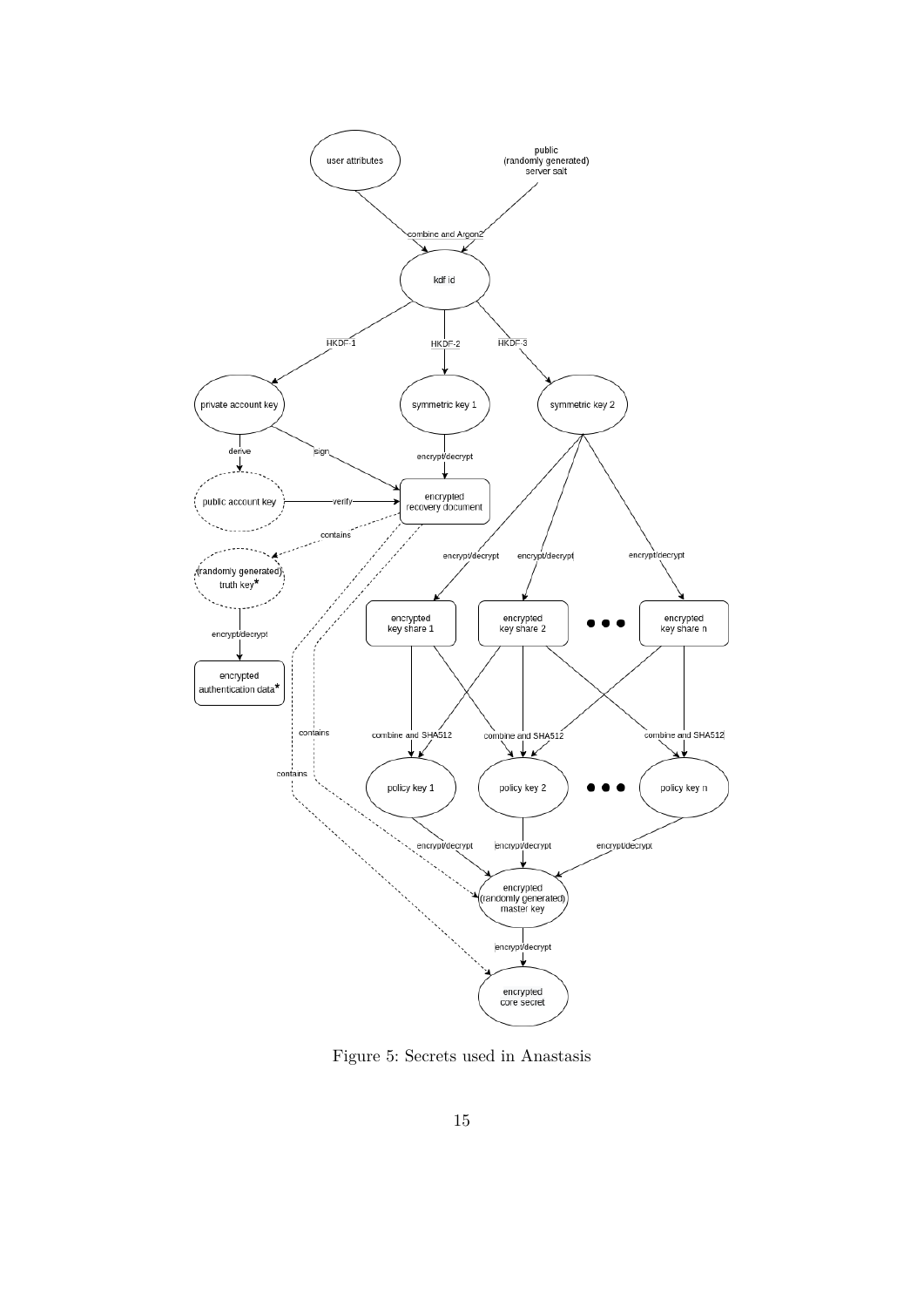Figure 5: Secrets used in Anastasis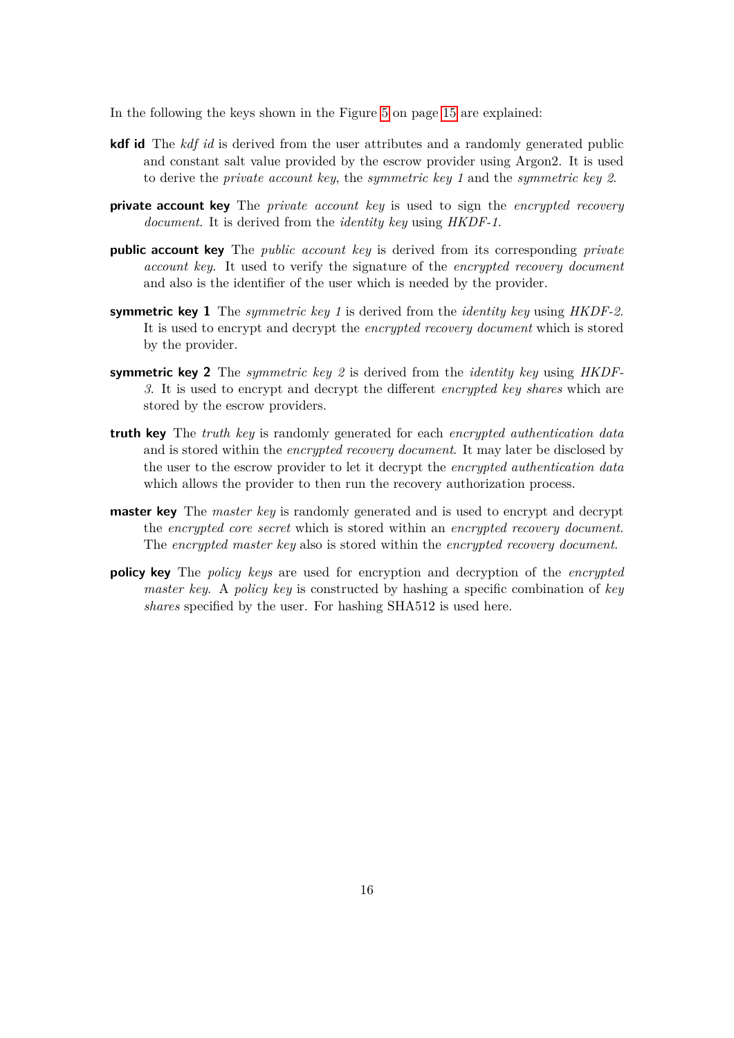In the following the keys shown in the Figure 5 on page 15 are explained:

**kdf id** The *kdf id* is derived from the user attributes and a randomly generated public and constant salt value provided by the escrow provider using Argon2. It is used to derive the *private account key*, the *symmetric key 1* and the *symmetric key 2*.

**private account key** The *private account key* is used to sign the *encrypted recovery document*. It is derived from the *identity key* using *HKDF-1*.

**public account key** The *public account key* is derived from its corresponding *private account key*. It used to verify the signature of the *encrypted recovery document* and also is the identifier of the user which is needed by the provider.

**symmetric key 1** The *symmetric key 1* is derived from the *identity key* using *HKDF-2*. It is used to encrypt and decrypt the *encrypted recovery document* which is stored by the provider.

**symmetric key 2** The *symmetric key 2* is derived from the *identity key* using *HKDF-3*. It is used to encrypt and decrypt the different *encrypted key shares* which are stored by the escrow providers.

**truth key** The *truth key* is randomly generated for each *encrypted authentication data* and is stored within the *encrypted recovery document*. It may later be disclosed by the user to the escrow provider to let it decrypt the *encrypted authentication data* which allows the provider to then run the recovery authorization process.

**master key** The *master key* is randomly generated and is used to encrypt and decrypt the *encrypted core secret* which is stored within an *encrypted recovery document*. The *encrypted master key* also is stored within the *encrypted recovery document*.

**policy key** The *policy keys* are used for encryption and decryption of the *encrypted master key*. A *policy key* is constructed by hashing a specific combination of *key shares* specified by the user. For hashing SHA512 is used here.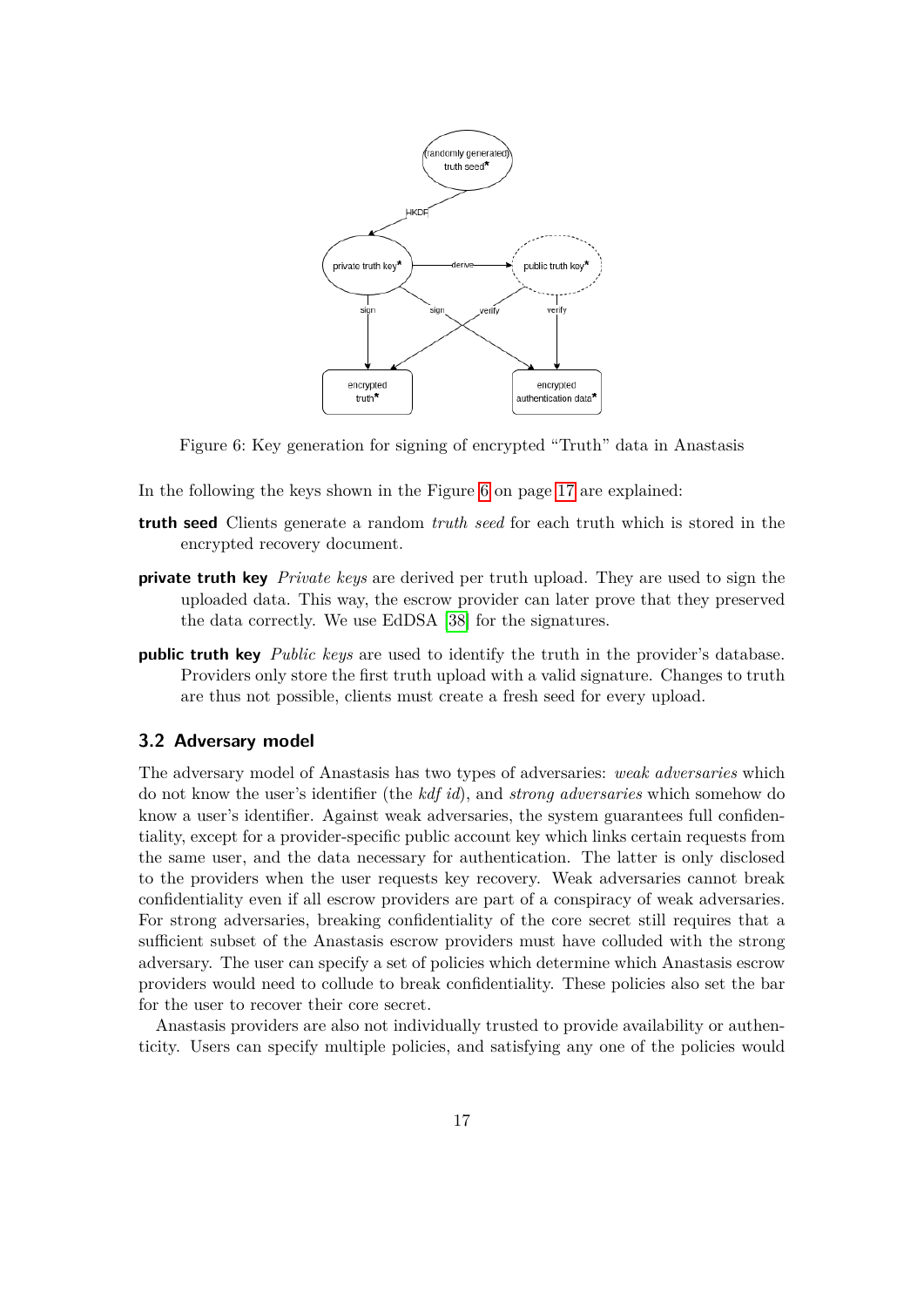Figure 6: Key generation for signing of encrypted "Truth" data in Anastasis

In the following the keys shown in the Figure 6 on page 17 are explained:

**truth seed** Clients generate a random *truth seed* for each truth which is stored in the encrypted recovery document.

**private truth key** *Private keys* are derived per truth upload. They are used to sign the uploaded data. This way, the escrow provider can later prove that they preserved the data correctly. We use EdDSA [38] for the signatures.

**public truth key** *Public keys* are used to identify the truth in the provider's database. Providers only store the first truth upload with a valid signature. Changes to truth are thus not possible, clients must create a fresh seed for every upload.

### 3.2 Adversary model

The adversary model of Anastasis has two types of adversaries: *weak adversaries* which do not know the user's identifier (the *kdf id*), and *strong adversaries* which somehow do know a user's identifier. Against weak adversaries, the system guarantees full confidentiality, except for a provider-specific public account key which links certain requests from the same user, and the data necessary for authentication. The latter is only disclosed to the providers when the user requests key recovery. Weak adversaries cannot break confidentiality even if all escrow providers are part of a conspiracy of weak adversaries. For strong adversaries, breaking confidentiality of the core secret still requires that a sufficient subset of the Anastasis escrow providers must have colluded with the strong adversary. The user can specify a set of policies which determine which Anastasis escrow providers would need to collude to break confidentiality. These policies also set the bar for the user to recover their core secret.

Anastasis providers are also not individually trusted to provide availability or authenticity. Users can specify multiple policies, and satisfying any one of the policies would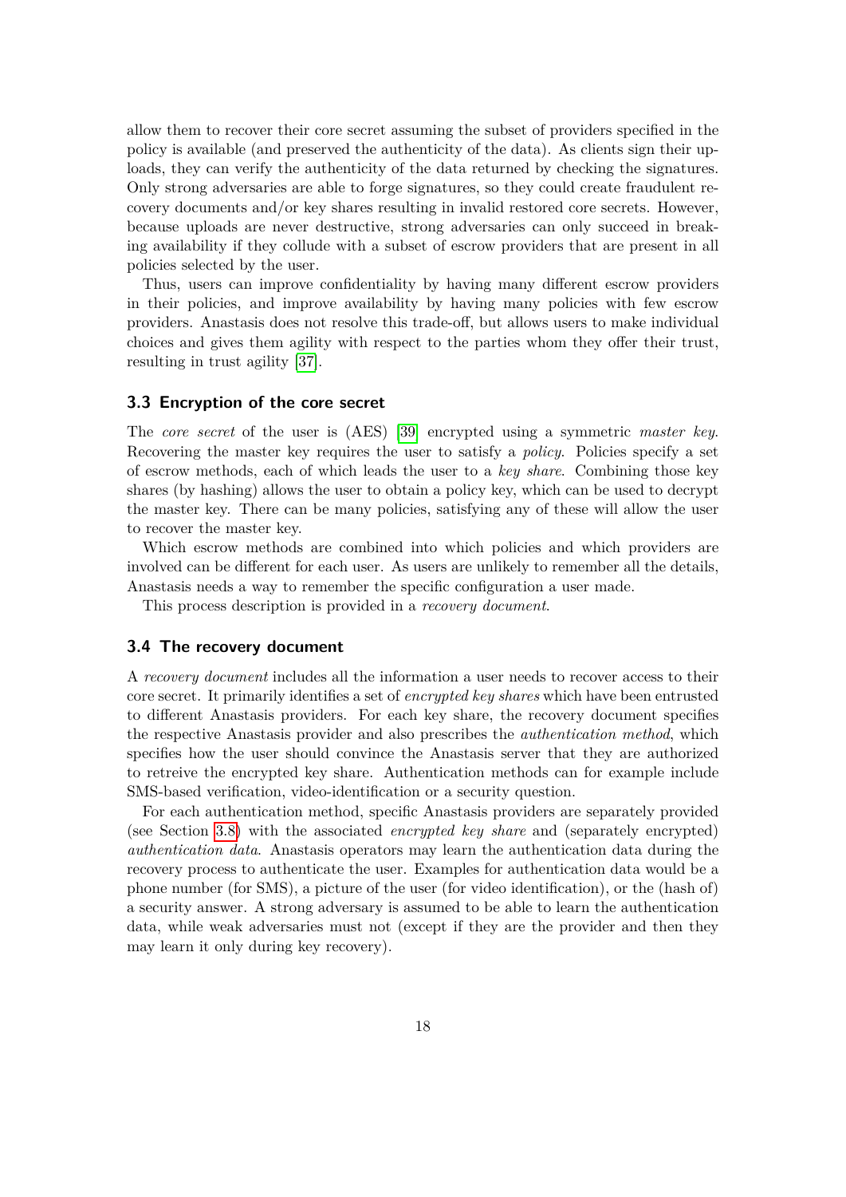allow them to recover their core secret assuming the subset of providers specified in the policy is available (and preserved the authenticity of the data). As clients sign their uploads, they can verify the authenticity of the data returned by checking the signatures. Only strong adversaries are able to forge signatures, so they could create fraudulent recovery documents and/or key shares resulting in invalid restored core secrets. However, because uploads are never destructive, strong adversaries can only succeed in breaking availability if they collude with a subset of escrow providers that are present in all policies selected by the user.

Thus, users can improve confidentiality by having many different escrow providers in their policies, and improve availability by having many policies with few escrow providers. Anastasis does not resolve this trade-off, but allows users to make individual choices and gives them agility with respect to the parties whom they offer their trust, resulting in trust agility [37].

### 3.3 Encryption of the core secret

The *core secret* of the user is (AES) [39] encrypted using a symmetric *master key*. Recovering the master key requires the user to satisfy a *policy*. Policies specify a set of escrow methods, each of which leads the user to a *key share*. Combining those key shares (by hashing) allows the user to obtain a policy key, which can be used to decrypt the master key. There can be many policies, satisfying any of these will allow the user to recover the master key.

Which escrow methods are combined into which policies and which providers are involved can be different for each user. As users are unlikely to remember all the details, Anastasis needs a way to remember the specific configuration a user made.

This process description is provided in a *recovery document*.

### 3.4 The recovery document

A *recovery document* includes all the information a user needs to recover access to their core secret. It primarily identifies a set of *encrypted key shares* which have been entrusted to different Anastasis providers. For each key share, the recovery document specifies the respective Anastasis provider and also prescribes the *authentication method*, which specifies how the user should convince the Anastasis server that they are authorized to retreive the encrypted key share. Authentication methods can for example include SMS-based verification, video-identification or a security question.

For each authentication method, specific Anastasis providers are separately provided (see Section 3.8) with the associated *encrypted key share* and (separately encrypted) *authentication data*. Anastasis operators may learn the authentication data during the recovery process to authenticate the user. Examples for authentication data would be a phone number (for SMS), a picture of the user (for video identification), or the (hash of) a security answer. A strong adversary is assumed to be able to learn the authentication data, while weak adversaries must not (except if they are the provider and then they may learn it only during key recovery).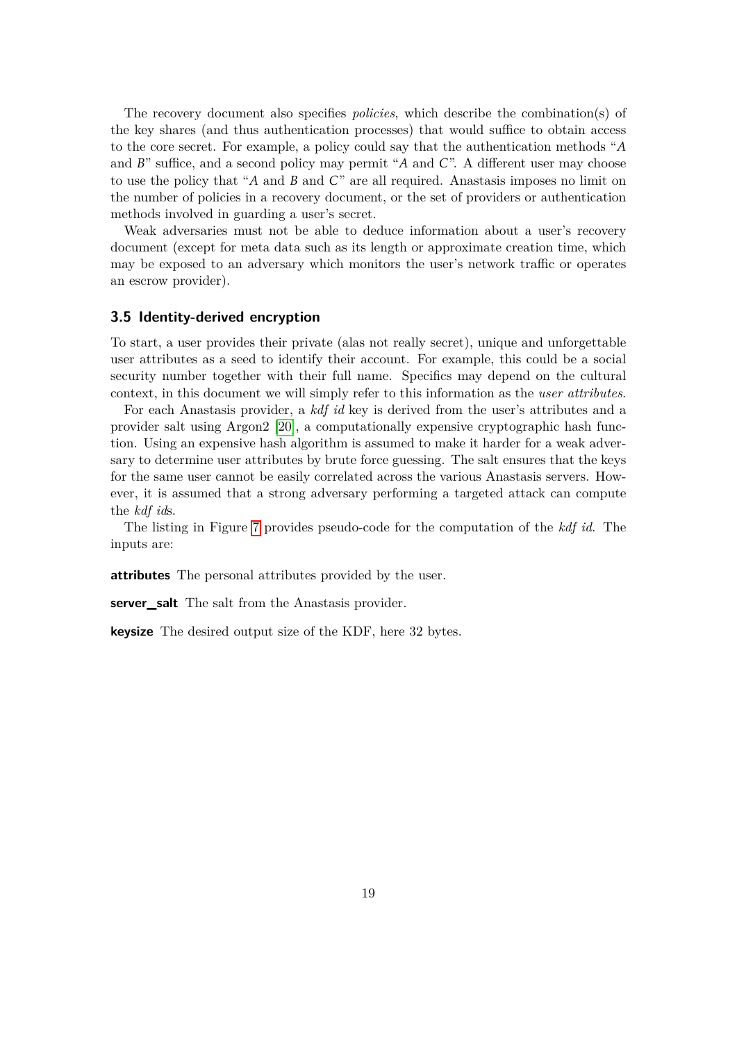The recovery document also specifies *policies*, which describe the combination(s) of the key shares (and thus authentication processes) that would suffice to obtain access to the core secret. For example, a policy could say that the authentication methods "*A* and *B*" suffice, and a second policy may permit "*A* and *C*". A different user may choose to use the policy that "*A* and *B* and *C*" are all required. Anastasis imposes no limit on the number of policies in a recovery document, or the set of providers or authentication methods involved in guarding a user's secret.

Weak adversaries must not be able to deduce information about a user's recovery document (except for meta data such as its length or approximate creation time, which may be exposed to an adversary which monitors the user's network traffic or operates an escrow provider).

### 3.5 Identity-derived encryption

To start, a user provides their private (alas not really secret), unique and unforgettable user attributes as a seed to identify their account. For example, this could be a social security number together with their full name. Specifics may depend on the cultural context, in this document we will simply refer to this information as the *user attributes*.

For each Anastasis provider, a *kdf id* key is derived from the user's attributes and a provider salt using Argon2 [20], a computationally expensive cryptographic hash function. Using an expensive hash algorithm is assumed to make it harder for a weak adversary to determine user attributes by brute force guessing. The salt ensures that the keys for the same user cannot be easily correlated across the various Anastasis servers. However, it is assumed that a strong adversary performing a targeted attack can compute the *kdf id*s.

The listing in Figure 7 provides pseudo-code for the computation of the *kdf id*. The inputs are:

**attributes** The personal attributes provided by the user.

**server_salt** The salt from the Anastasis provider.

**keysize** The desired output size of the KDF, here 32 bytes.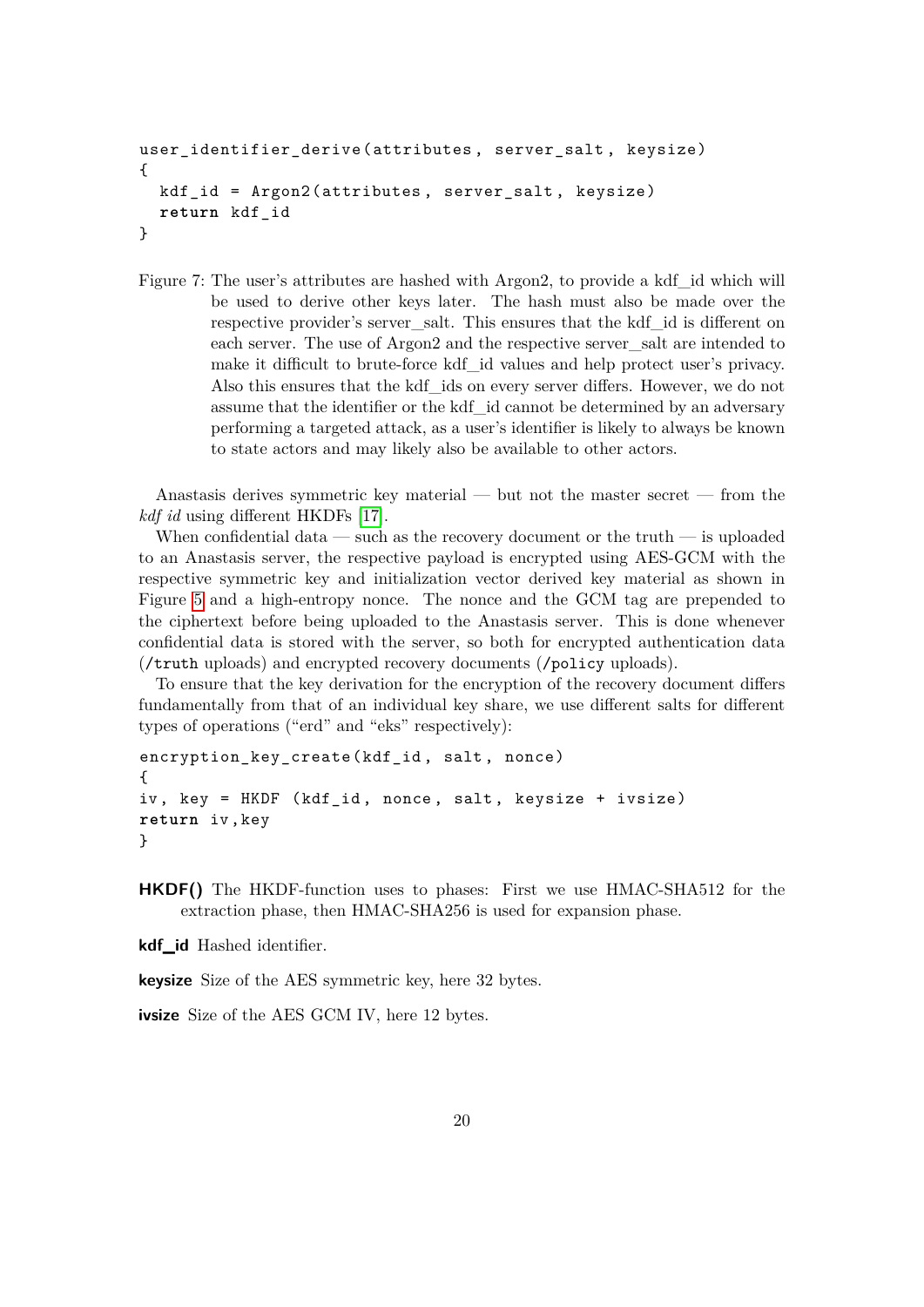```
user_identifier_derive(attributes, server_salt, keysize)
{
  kdf_id = Argon2(attributes, server_salt, keysize)
  return kdf_id
}
```

Figure 7: The user's attributes are hashed with Argon2, to provide a kdf_id which will be used to derive other keys later. The hash must also be made over the respective provider's server_salt. This ensures that the kdf_id is different on each server. The use of Argon2 and the respective server_salt are intended to make it difficult to brute-force kdf_id values and help protect user's privacy. Also this ensures that the kdf_ids on every server differs. However, we do not assume that the identifier or the kdf_id cannot be determined by an adversary performing a targeted attack, as a user's identifier is likely to always be known to state actors and may likely also be available to other actors.

Anastasis derives symmetric key material — but not the master secret — from the *kdf id* using different HKDFs [17].

When confidential data — such as the recovery document or the truth — is uploaded to an Anastasis server, the respective payload is encrypted using AES-GCM with the respective symmetric key and initialization vector derived key material as shown in Figure 5 and a high-entropy nonce. The nonce and the GCM tag are prepended to the ciphertext before being uploaded to the Anastasis server. This is done whenever confidential data is stored with the server, so both for encrypted authentication data (`/truth` uploads) and encrypted recovery documents (`/policy` uploads).

To ensure that the key derivation for the encryption of the recovery document differs fundamentally from that of an individual key share, we use different salts for different types of operations ("erd" and "eks" respectively):

```
encryption_key_create(kdf_id, salt, nonce)
{
iv, key = HKDF (kdf_id, nonce, salt, keysize + ivsize)
return iv,key
}
```

**HKDF()** The HKDF-function uses to phases: First we use HMAC-SHA512 for the extraction phase, then HMAC-SHA256 is used for expansion phase.

**kdf_id** Hashed identifier.

**keysize** Size of the AES symmetric key, here 32 bytes.

**ivsize** Size of the AES GCM IV, here 12 bytes.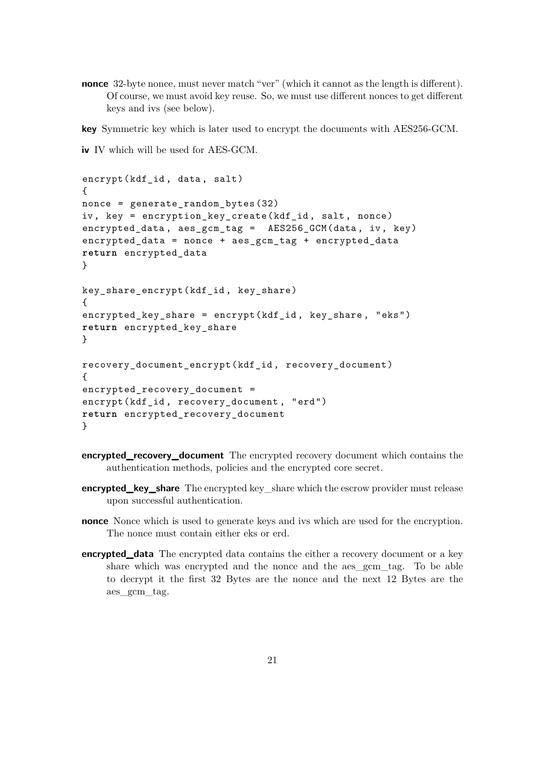**nonce** 32-byte nonce, must never match "ver" (which it cannot as the length is different). Of course, we must avoid key reuse. So, we must use different nonces to get different keys and ivs (see below).

**key** Symmetric key which is later used to encrypt the documents with AES256-GCM.

**iv** IV which will be used for AES-GCM.

```
encrypt(kdf_id, data, salt)
{
nonce = generate_random_bytes(32)
iv, key = encryption_key_create(kdf_id, salt, nonce)
encrypted_data, aes_gcm_tag =  AES256_GCM(data, iv, key)
encrypted_data = nonce + aes_gcm_tag + encrypted_data
return encrypted_data
}

key_share_encrypt(kdf_id, key_share)
{
encrypted_key_share = encrypt(kdf_id, key_share, "eks")
return encrypted_key_share
}

recovery_document_encrypt(kdf_id, recovery_document)
{
encrypted_recovery_document =
encrypt(kdf_id, recovery_document, "erd")
return encrypted_recovery_document
}
```

**encrypted_recovery_document** The encrypted recovery document which contains the authentication methods, policies and the encrypted core secret.

**encrypted_key_share** The encrypted key_share which the escrow provider must release upon successful authentication.

**nonce** Nonce which is used to generate keys and ivs which are used for the encryption. The nonce must contain either eks or erd.

**encrypted_data** The encrypted data contains the either a recovery document or a key share which was encrypted and the nonce and the aes_gcm_tag. To be able to decrypt it the first 32 Bytes are the nonce and the next 12 Bytes are the aes_gcm_tag.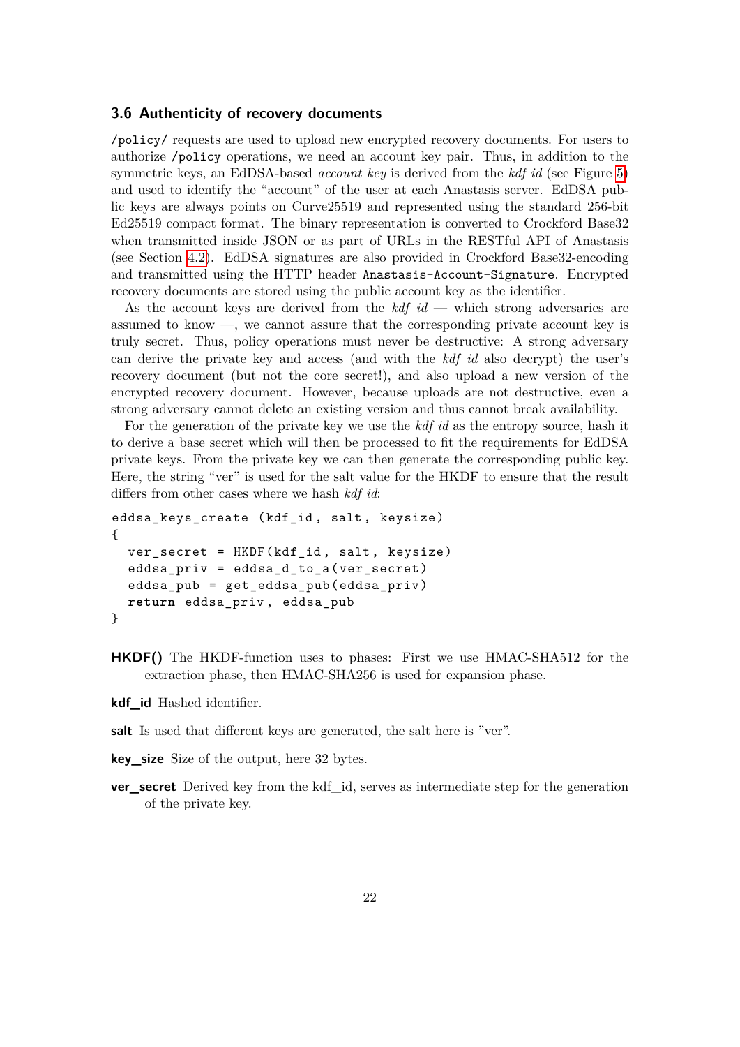### 3.6 Authenticity of recovery documents

`/policy/` requests are used to upload new encrypted recovery documents. For users to authorize `/policy` operations, we need an account key pair. Thus, in addition to the symmetric keys, an EdDSA-based *account key* is derived from the *kdf id* (see Figure 5) and used to identify the "account" of the user at each Anastasis server. EdDSA public keys are always points on Curve25519 and represented using the standard 256-bit Ed25519 compact format. The binary representation is converted to Crockford Base32 when transmitted inside JSON or as part of URLs in the RESTful API of Anastasis (see Section 4.2). EdDSA signatures are also provided in Crockford Base32-encoding and transmitted using the HTTP header `Anastasis-Account-Signature`. Encrypted recovery documents are stored using the public account key as the identifier.

As the account keys are derived from the *kdf id* — which strong adversaries are assumed to know —, we cannot assure that the corresponding private account key is truly secret. Thus, policy operations must never be destructive: A strong adversary can derive the private key and access (and with the *kdf id* also decrypt) the user's recovery document (but not the core secret!), and also upload a new version of the encrypted recovery document. However, because uploads are not destructive, even a strong adversary cannot delete an existing version and thus cannot break availability.

For the generation of the private key we use the *kdf id* as the entropy source, hash it to derive a base secret which will then be processed to fit the requirements for EdDSA private keys. From the private key we can then generate the corresponding public key. Here, the string "ver" is used for the salt value for the HKDF to ensure that the result differs from other cases where we hash *kdf id*:

```
eddsa_keys_create (kdf_id, salt, keysize)
{
  ver_secret = HKDF(kdf_id, salt, keysize)
  eddsa_priv = eddsa_d_to_a(ver_secret)
  eddsa_pub = get_eddsa_pub(eddsa_priv)
  return eddsa_priv, eddsa_pub
}
```

**HKDF()** The HKDF-function uses to phases: First we use HMAC-SHA512 for the extraction phase, then HMAC-SHA256 is used for expansion phase.

**kdf_id** Hashed identifier.

**salt** Is used that different keys are generated, the salt here is "ver".

**key_size** Size of the output, here 32 bytes.

**ver_secret** Derived key from the kdf_id, serves as intermediate step for the generation of the private key.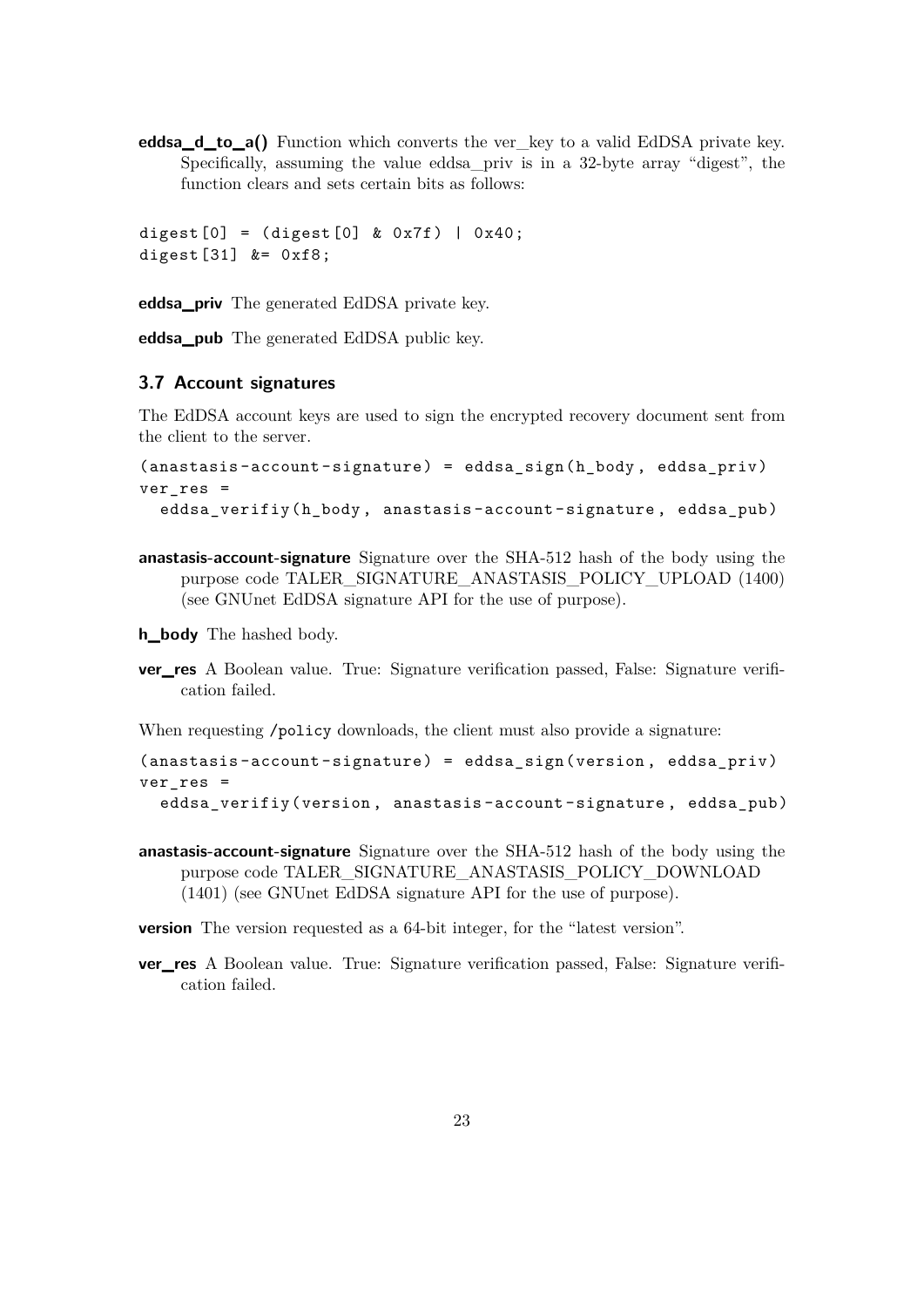**eddsa_d_to_a()** Function which converts the ver_key to a valid EdDSA private key. Specifically, assuming the value eddsa_priv is in a 32-byte array "digest", the function clears and sets certain bits as follows:

```
digest[0] = (digest[0] & 0x7f) | 0x40;
digest[31] &= 0xf8;
```

**eddsa_priv** The generated EdDSA private key.

**eddsa_pub** The generated EdDSA public key.

### 3.7 Account signatures

The EdDSA account keys are used to sign the encrypted recovery document sent from the client to the server.

```
(anastasis-account-signature) = eddsa_sign(h_body, eddsa_priv)
ver_res =
  eddsa_verifiy(h_body, anastasis-account-signature, eddsa_pub)
```

**anastasis-account-signature** Signature over the SHA-512 hash of the body using the purpose code TALER_SIGNATURE_ANASTASIS_POLICY_UPLOAD (1400) (see GNUnet EdDSA signature API for the use of purpose).

**h_body** The hashed body.

**ver_res** A Boolean value. True: Signature verification passed, False: Signature verification failed.

When requesting `/policy` downloads, the client must also provide a signature:

```
(anastasis-account-signature) = eddsa_sign(version, eddsa_priv)
ver_res =
  eddsa_verifiy(version, anastasis-account-signature, eddsa_pub)
```

**anastasis-account-signature** Signature over the SHA-512 hash of the body using the purpose code TALER_SIGNATURE_ANASTASIS_POLICY_DOWNLOAD (1401) (see GNUnet EdDSA signature API for the use of purpose).

**version** The version requested as a 64-bit integer, for the "latest version".

**ver_res** A Boolean value. True: Signature verification passed, False: Signature verification failed.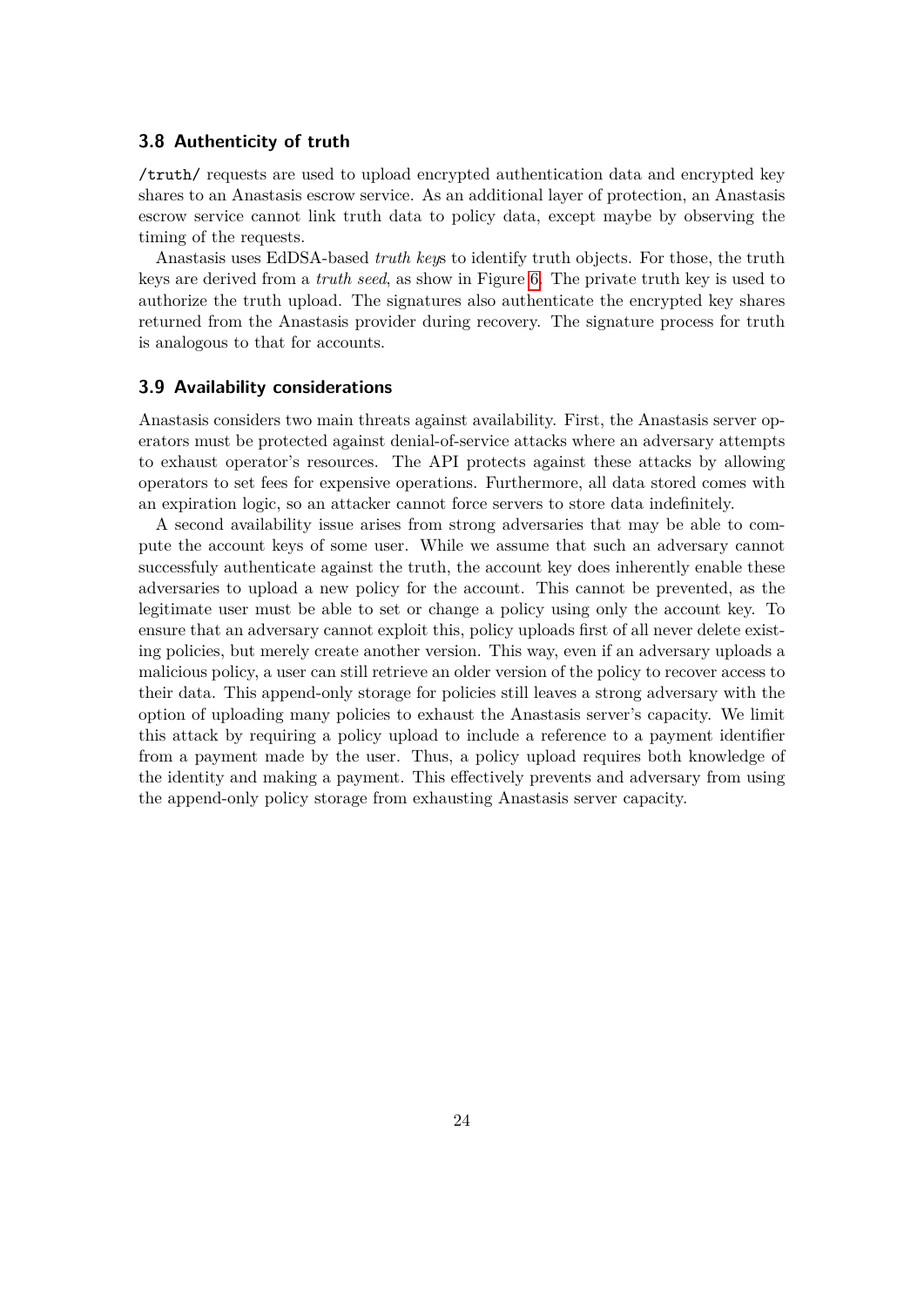### 3.8 Authenticity of truth

`/truth/` requests are used to upload encrypted authentication data and encrypted key shares to an Anastasis escrow service. As an additional layer of protection, an Anastasis escrow service cannot link truth data to policy data, except maybe by observing the timing of the requests.

Anastasis uses EdDSA-based *truth key*s to identify truth objects. For those, the truth keys are derived from a *truth seed*, as show in Figure 6. The private truth key is used to authorize the truth upload. The signatures also authenticate the encrypted key shares returned from the Anastasis provider during recovery. The signature process for truth is analogous to that for accounts.

### 3.9 Availability considerations

Anastasis considers two main threats against availability. First, the Anastasis server operators must be protected against denial-of-service attacks where an adversary attempts to exhaust operator's resources. The API protects against these attacks by allowing operators to set fees for expensive operations. Furthermore, all data stored comes with an expiration logic, so an attacker cannot force servers to store data indefinitely.

A second availability issue arises from strong adversaries that may be able to compute the account keys of some user. While we assume that such an adversary cannot successfuly authenticate against the truth, the account key does inherently enable these adversaries to upload a new policy for the account. This cannot be prevented, as the legitimate user must be able to set or change a policy using only the account key. To ensure that an adversary cannot exploit this, policy uploads first of all never delete existing policies, but merely create another version. This way, even if an adversary uploads a malicious policy, a user can still retrieve an older version of the policy to recover access to their data. This append-only storage for policies still leaves a strong adversary with the option of uploading many policies to exhaust the Anastasis server's capacity. We limit this attack by requiring a policy upload to include a reference to a payment identifier from a payment made by the user. Thus, a policy upload requires both knowledge of the identity and making a payment. This effectively prevents and adversary from using the append-only policy storage from exhausting Anastasis server capacity.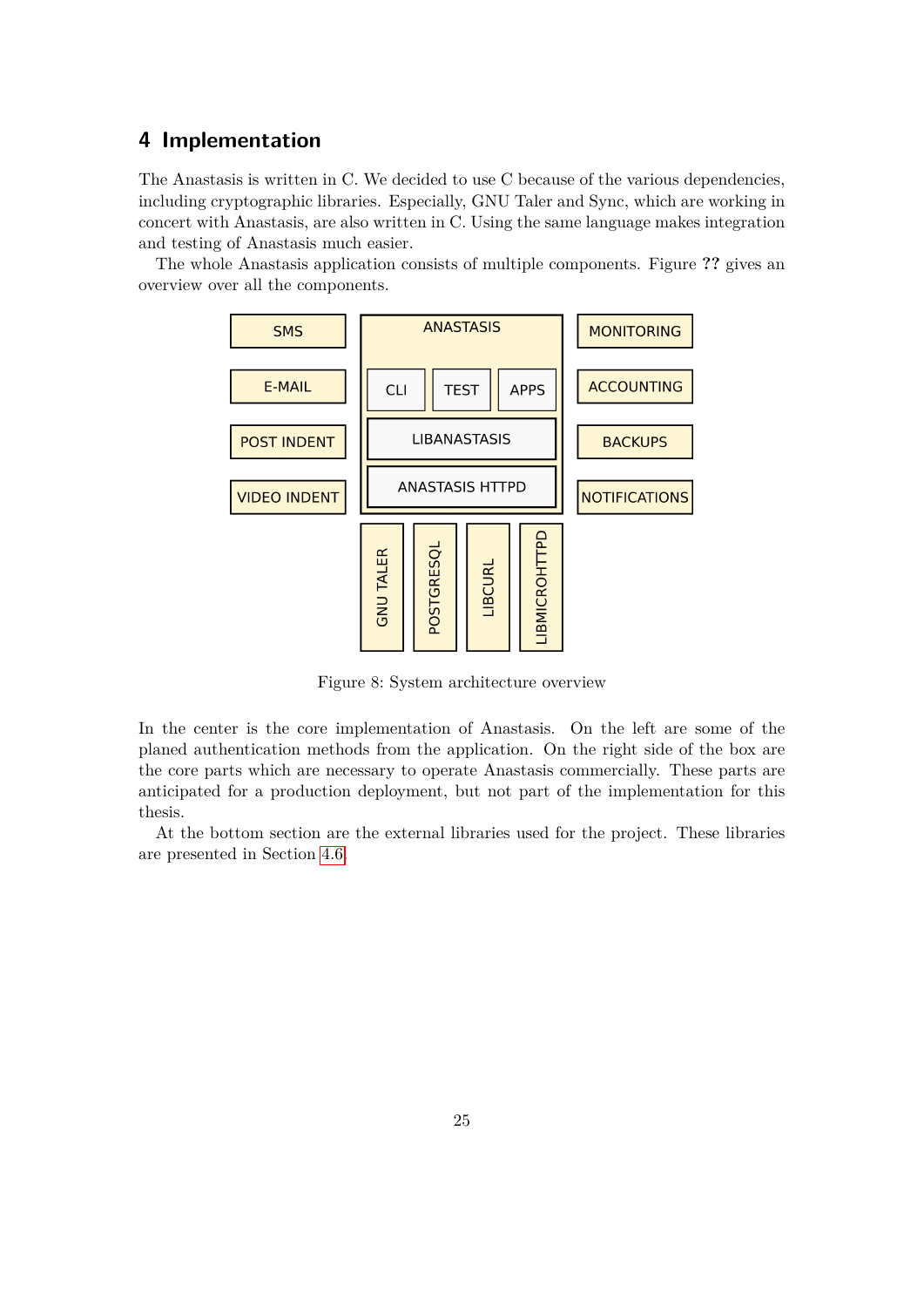## 4 Implementation

The Anastasis is written in C. We decided to use C because of the various dependencies, including cryptographic libraries. Especially, GNU Taler and Sync, which are working in concert with Anastasis, are also written in C. Using the same language makes integration and testing of Anastasis much easier.

The whole Anastasis application consists of multiple components. Figure ?? gives an overview over all the components.

Figure 8: System architecture overview

In the center is the core implementation of Anastasis. On the left are some of the planed authentication methods from the application. On the right side of the box are the core parts which are necessary to operate Anastasis commercially. These parts are anticipated for a production deployment, but not part of the implementation for this thesis.

At the bottom section are the external libraries used for the project. These libraries are presented in Section 4.6.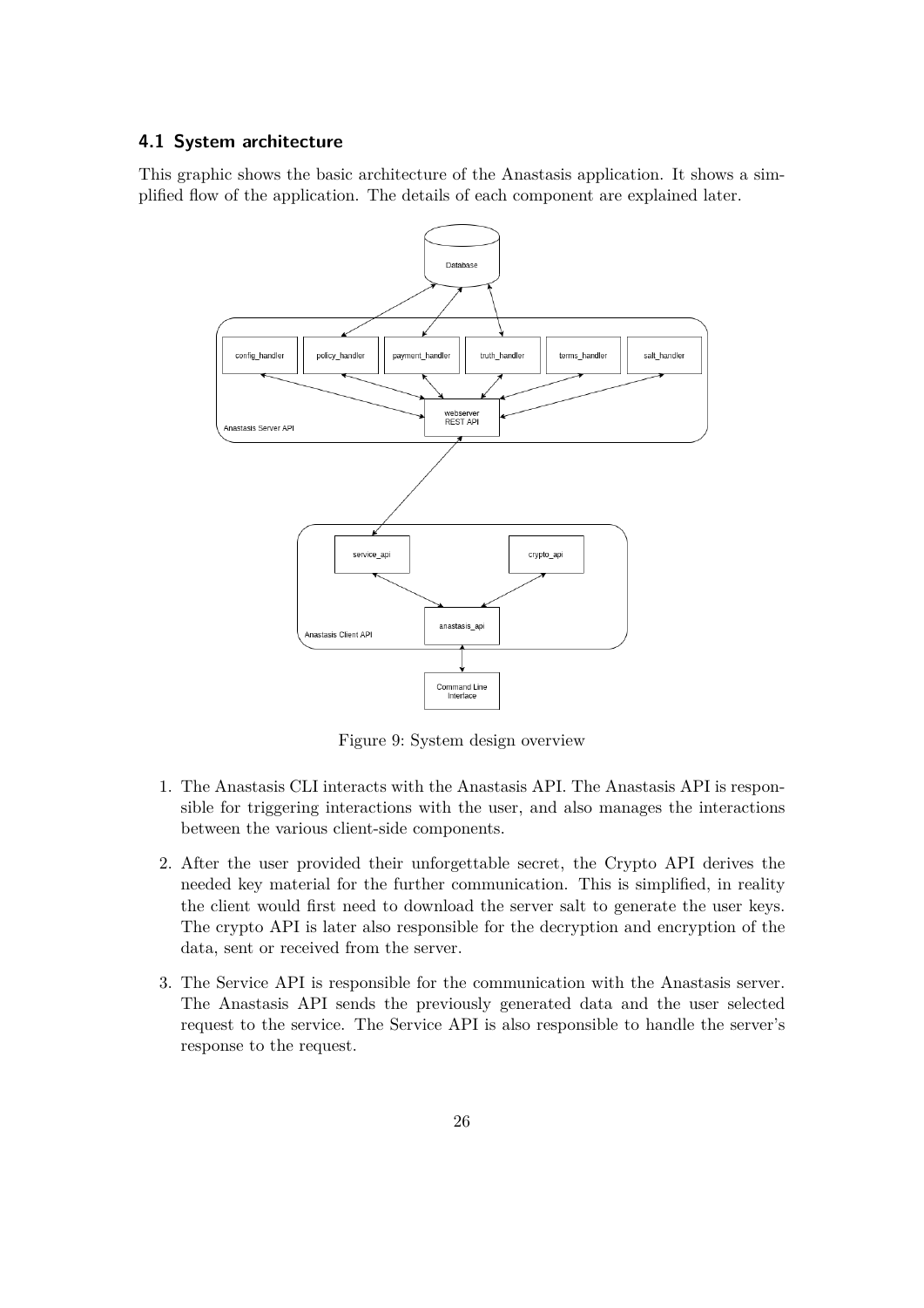### 4.1 System architecture

This graphic shows the basic architecture of the Anastasis application. It shows a simplified flow of the application. The details of each component are explained later.

Figure 9: System design overview

1. The Anastasis CLI interacts with the Anastasis API. The Anastasis API is responsible for triggering interactions with the user, and also manages the interactions between the various client-side components.

2. After the user provided their unforgettable secret, the Crypto API derives the needed key material for the further communication. This is simplified, in reality the client would first need to download the server salt to generate the user keys. The crypto API is later also responsible for the decryption and encryption of the data, sent or received from the server.

3. The Service API is responsible for the communication with the Anastasis server. The Anastasis API sends the previously generated data and the user selected request to the service. The Service API is also responsible to handle the server's response to the request.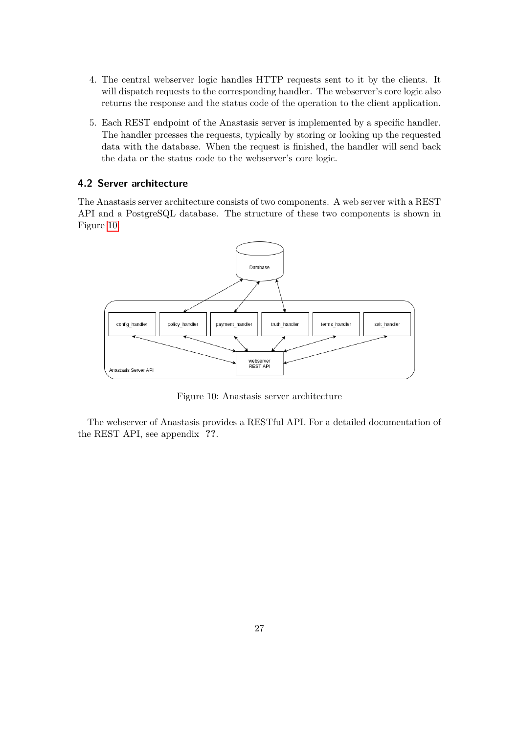4. The central webserver logic handles HTTP requests sent to it by the clients. It will dispatch requests to the corresponding handler. The webserver's core logic also returns the response and the status code of the operation to the client application.

5. Each REST endpoint of the Anastasis server is implemented by a specific handler. The handler prcesses the requests, typically by storing or looking up the requested data with the database. When the request is finished, the handler will send back the data or the status code to the webserver's core logic.

### 4.2 Server architecture

The Anastasis server architecture consists of two components. A web server with a REST API and a PostgreSQL database. The structure of these two components is shown in Figure 10.

Figure 10: Anastasis server architecture

The webserver of Anastasis provides a RESTful API. For a detailed documentation of the REST API, see appendix **??**.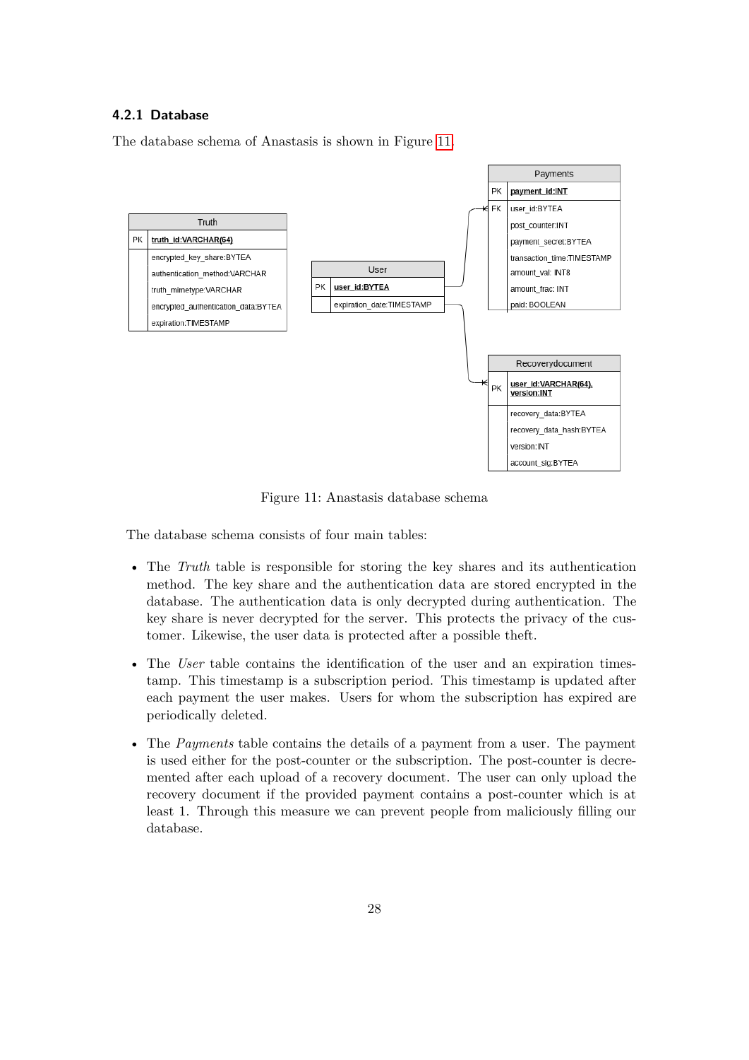#### 4.2.1 Database

The database schema of Anastasis is shown in Figure 11.

| Truth | |
|---|---|
| PK | **truth_id:VARCHAR(64)** |
| | encrypted_key_share:BYTEA |
| | authentication_method:VARCHAR |
| | truth_mimetype:VARCHAR |
| | encrypted_authentication_data:BYTEA |
| | expiration:TIMESTAMP |

| User | |
|---|---|
| PK | **user_id:BYTEA** |
| | expiration_date:TIMESTAMP |

| Payments | |
|---|---|
| PK | **payment_id:INT** |
| FK | user_id:BYTEA |
| | post_counter:INT |
| | payment_secret:BYTEA |
| | transaction_time:TIMESTAMP |
| | amount_val: INT8 |
| | amount_frac: INT |
| | paid: BOOLEAN |

| Recoverydocument | |
|---|---|
| PK | **user_id:VARCHAR(64), version:INT** |
| | recovery_data:BYTEA |
| | recovery_data_hash:BYTEA |
| | version:INT |
| | account_sig:BYTEA |

Figure 11: Anastasis database schema

The database schema consists of four main tables:

- The *Truth* table is responsible for storing the key shares and its authentication method. The key share and the authentication data are stored encrypted in the database. The authentication data is only decrypted during authentication. The key share is never decrypted for the server. This protects the privacy of the customer. Likewise, the user data is protected after a possible theft.
- The *User* table contains the identification of the user and an expiration timestamp. This timestamp is a subscription period. This timestamp is updated after each payment the user makes. Users for whom the subscription has expired are periodically deleted.
- The *Payments* table contains the details of a payment from a user. The payment is used either for the post-counter or the subscription. The post-counter is decremented after each upload of a recovery document. The user can only upload the recovery document if the provided payment contains a post-counter which is at least 1. Through this measure we can prevent people from maliciously filling our database.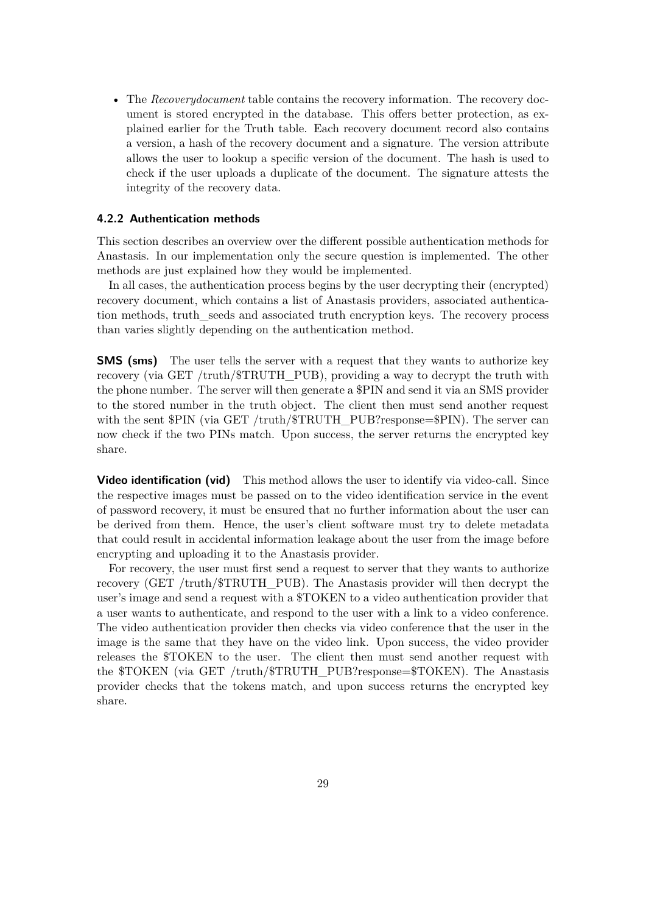- The *Recoverydocument* table contains the recovery information. The recovery document is stored encrypted in the database. This offers better protection, as explained earlier for the Truth table. Each recovery document record also contains a version, a hash of the recovery document and a signature. The version attribute allows the user to lookup a specific version of the document. The hash is used to check if the user uploads a duplicate of the document. The signature attests the integrity of the recovery data.

### 4.2.2 Authentication methods

This section describes an overview over the different possible authentication methods for Anastasis. In our implementation only the secure question is implemented. The other methods are just explained how they would be implemented.

In all cases, the authentication process begins by the user decrypting their (encrypted) recovery document, which contains a list of Anastasis providers, associated authentication methods, truth_seeds and associated truth encryption keys. The recovery process than varies slightly depending on the authentication method.

**SMS (sms)** The user tells the server with a request that they wants to authorize key recovery (via GET /truth/$TRUTH_PUB), providing a way to decrypt the truth with the phone number. The server will then generate a $PIN and send it via an SMS provider to the stored number in the truth object. The client then must send another request with the sent $PIN (via GET /truth/$TRUTH_PUB?response=$PIN). The server can now check if the two PINs match. Upon success, the server returns the encrypted key share.

**Video identification (vid)** This method allows the user to identify via video-call. Since the respective images must be passed on to the video identification service in the event of password recovery, it must be ensured that no further information about the user can be derived from them. Hence, the user's client software must try to delete metadata that could result in accidental information leakage about the user from the image before encrypting and uploading it to the Anastasis provider.

For recovery, the user must first send a request to server that they wants to authorize recovery (GET /truth/$TRUTH_PUB). The Anastasis provider will then decrypt the user's image and send a request with a $TOKEN to a video authentication provider that a user wants to authenticate, and respond to the user with a link to a video conference. The video authentication provider then checks via video conference that the user in the image is the same that they have on the video link. Upon success, the video provider releases the $TOKEN to the user. The client then must send another request with the $TOKEN (via GET /truth/$TRUTH_PUB?response=$TOKEN). The Anastasis provider checks that the tokens match, and upon success returns the encrypted key share.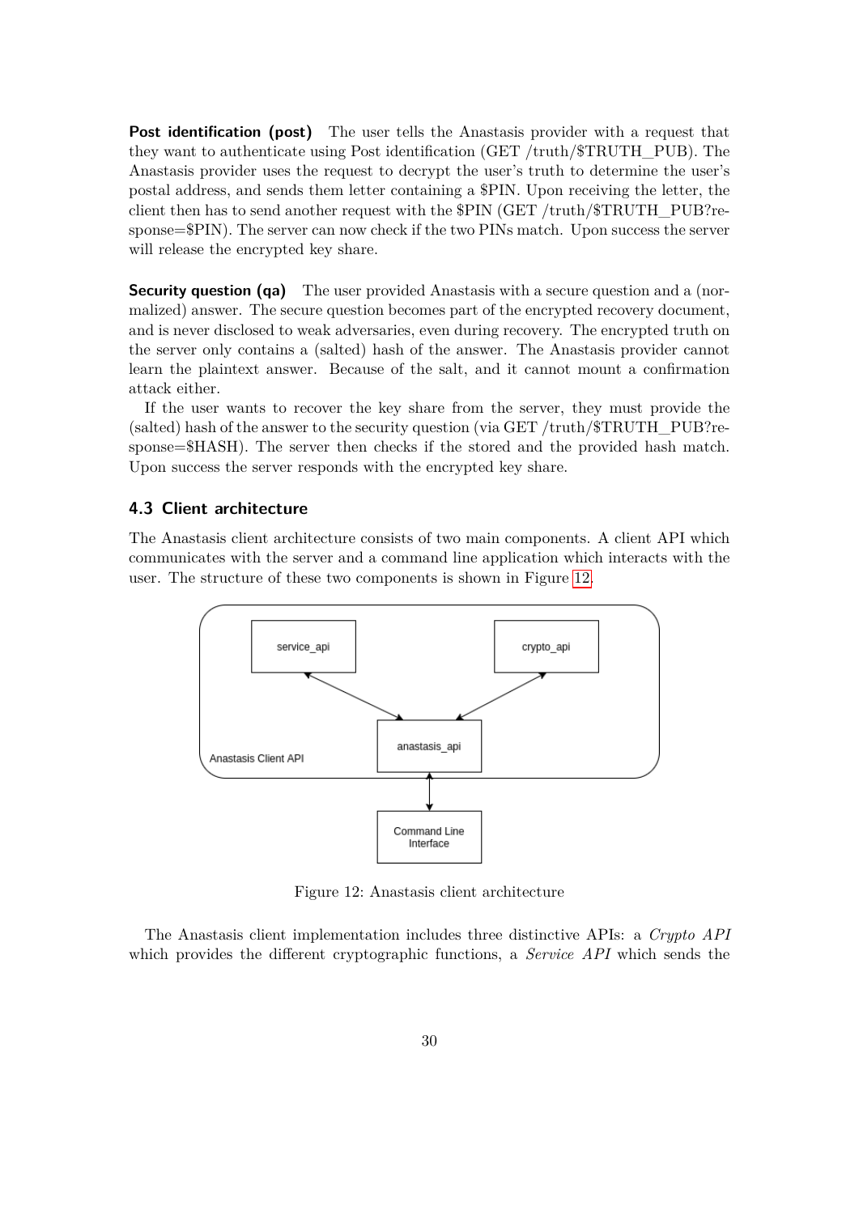**Post identification (post)** The user tells the Anastasis provider with a request that they want to authenticate using Post identification (GET /truth/$TRUTH_PUB). The Anastasis provider uses the request to decrypt the user's truth to determine the user's postal address, and sends them letter containing a $PIN. Upon receiving the letter, the client then has to send another request with the $PIN (GET /truth/$TRUTH_PUB?response=$PIN). The server can now check if the two PINs match. Upon success the server will release the encrypted key share.

**Security question (qa)** The user provided Anastasis with a secure question and a (normalized) answer. The secure question becomes part of the encrypted recovery document, and is never disclosed to weak adversaries, even during recovery. The encrypted truth on the server only contains a (salted) hash of the answer. The Anastasis provider cannot learn the plaintext answer. Because of the salt, and it cannot mount a confirmation attack either.

If the user wants to recover the key share from the server, they must provide the (salted) hash of the answer to the security question (via GET /truth/$TRUTH_PUB?response=$HASH). The server then checks if the stored and the provided hash match. Upon success the server responds with the encrypted key share.

### 4.3 Client architecture

The Anastasis client architecture consists of two main components. A client API which communicates with the server and a command line application which interacts with the user. The structure of these two components is shown in Figure 12.

Figure 12: Anastasis client architecture

The Anastasis client implementation includes three distinctive APIs: a *Crypto API* which provides the different cryptographic functions, a *Service API* which sends the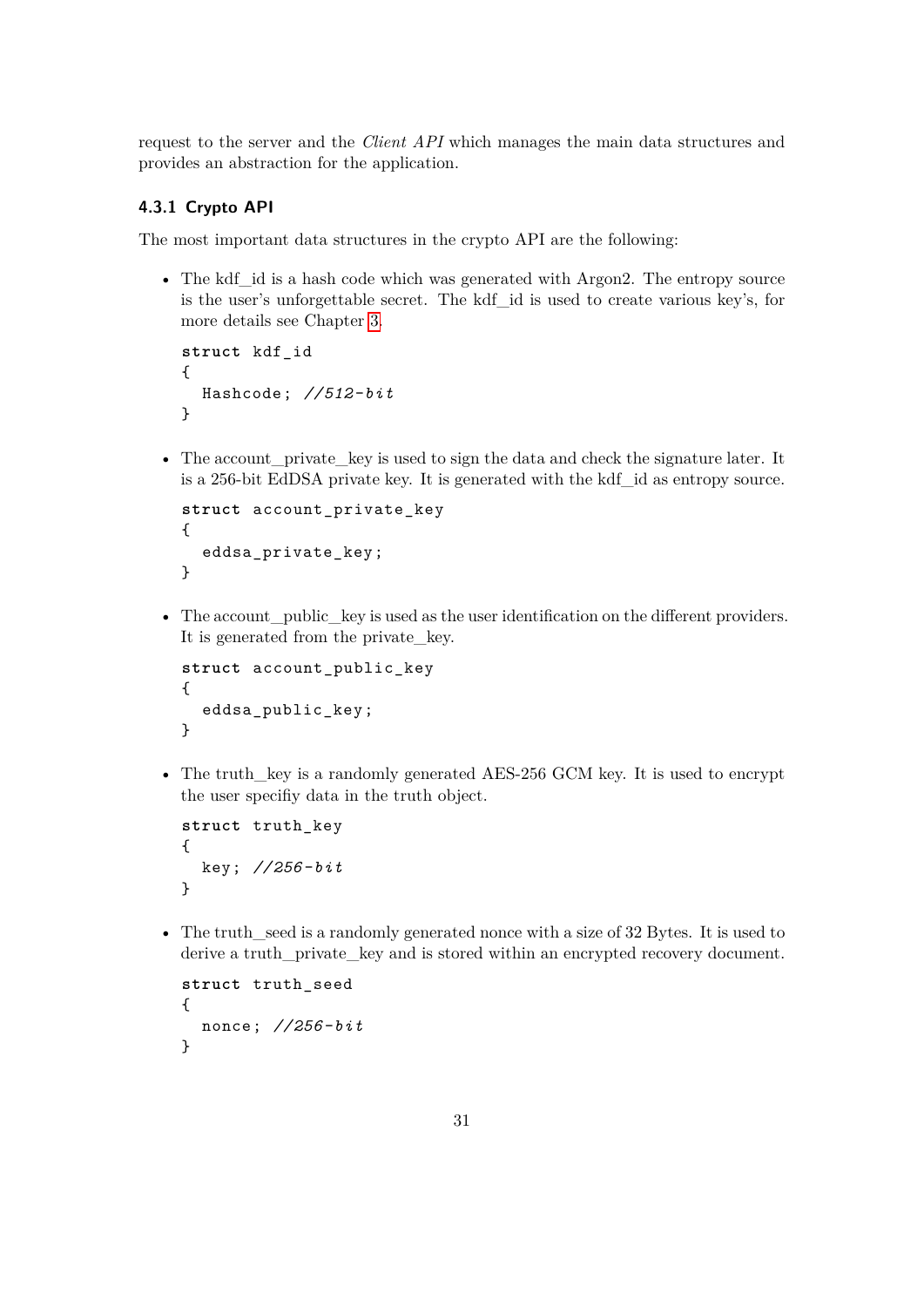request to the server and the *Client API* which manages the main data structures and provides an abstraction for the application.

### 4.3.1 Crypto API

The most important data structures in the crypto API are the following:

- The kdf_id is a hash code which was generated with Argon2. The entropy source is the user's unforgettable secret. The kdf_id is used to create various key's, for more details see Chapter 3.

```
struct kdf_id
{
  Hashcode; //512-bit
}
```

- The account_private_key is used to sign the data and check the signature later. It is a 256-bit EdDSA private key. It is generated with the kdf_id as entropy source.

```
struct account_private_key
{
  eddsa_private_key;
}
```

- The account_public_key is used as the user identification on the different providers. It is generated from the private_key.

```
struct account_public_key
{
  eddsa_public_key;
}
```

- The truth_key is a randomly generated AES-256 GCM key. It is used to encrypt the user specifiy data in the truth object.

```
struct truth_key
{
  key; //256-bit
}
```

- The truth_seed is a randomly generated nonce with a size of 32 Bytes. It is used to derive a truth_private_key and is stored within an encrypted recovery document.

```
struct truth_seed
{
  nonce; //256-bit
}
```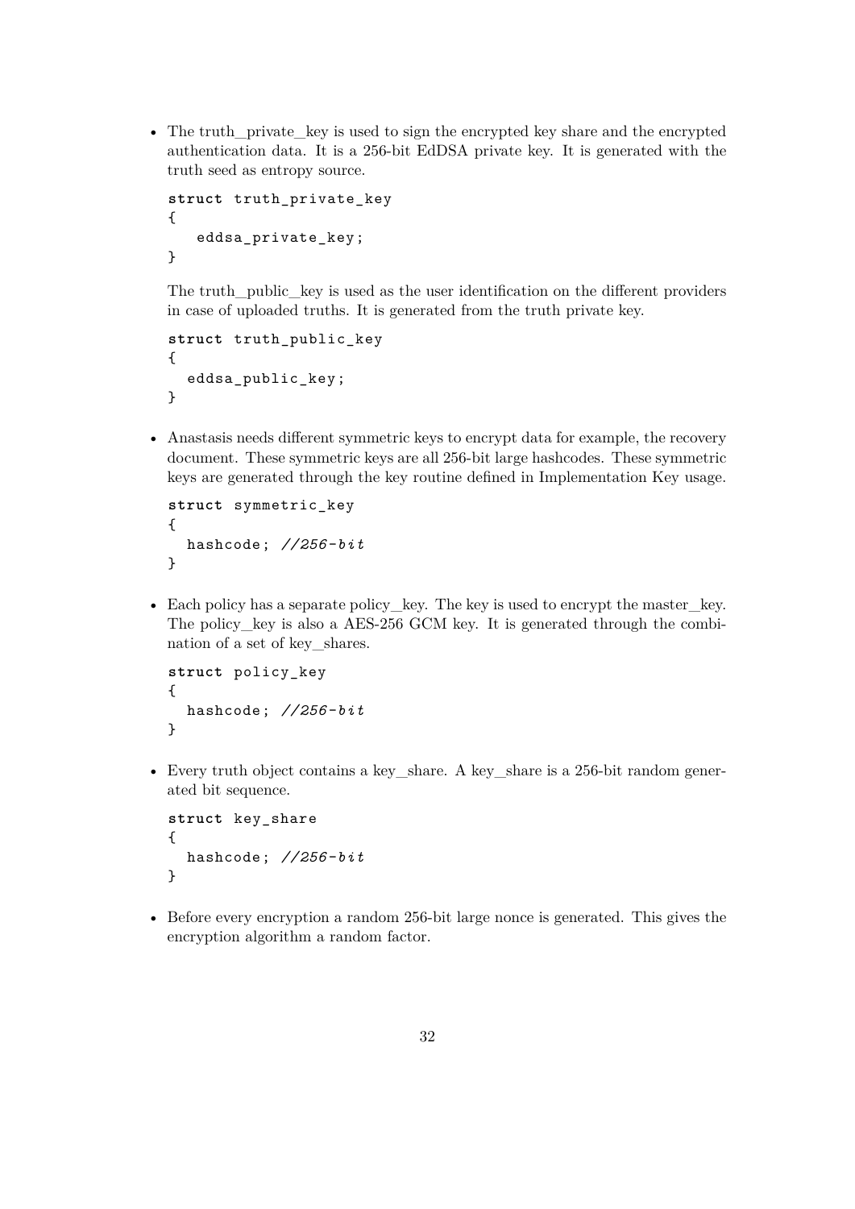- The truth_private_key is used to sign the encrypted key share and the encrypted authentication data. It is a 256-bit EdDSA private key. It is generated with the truth seed as entropy source.

  ```
  struct truth_private_key
  {
     eddsa_private_key;
  }
  ```

  The truth_public_key is used as the user identification on the different providers in case of uploaded truths. It is generated from the truth private key.

  ```
  struct truth_public_key
  {
    eddsa_public_key;
  }
  ```

- Anastasis needs different symmetric keys to encrypt data for example, the recovery document. These symmetric keys are all 256-bit large hashcodes. These symmetric keys are generated through the key routine defined in Implementation Key usage.

  ```
  struct symmetric_key
  {
    hashcode; //256-bit
  }
  ```

- Each policy has a separate policy_key. The key is used to encrypt the master_key. The policy_key is also a AES-256 GCM key. It is generated through the combination of a set of key_shares.

  ```
  struct policy_key
  {
    hashcode; //256-bit
  }
  ```

- Every truth object contains a key_share. A key_share is a 256-bit random generated bit sequence.

  ```
  struct key_share
  {
    hashcode; //256-bit
  }
  ```

- Before every encryption a random 256-bit large nonce is generated. This gives the encryption algorithm a random factor.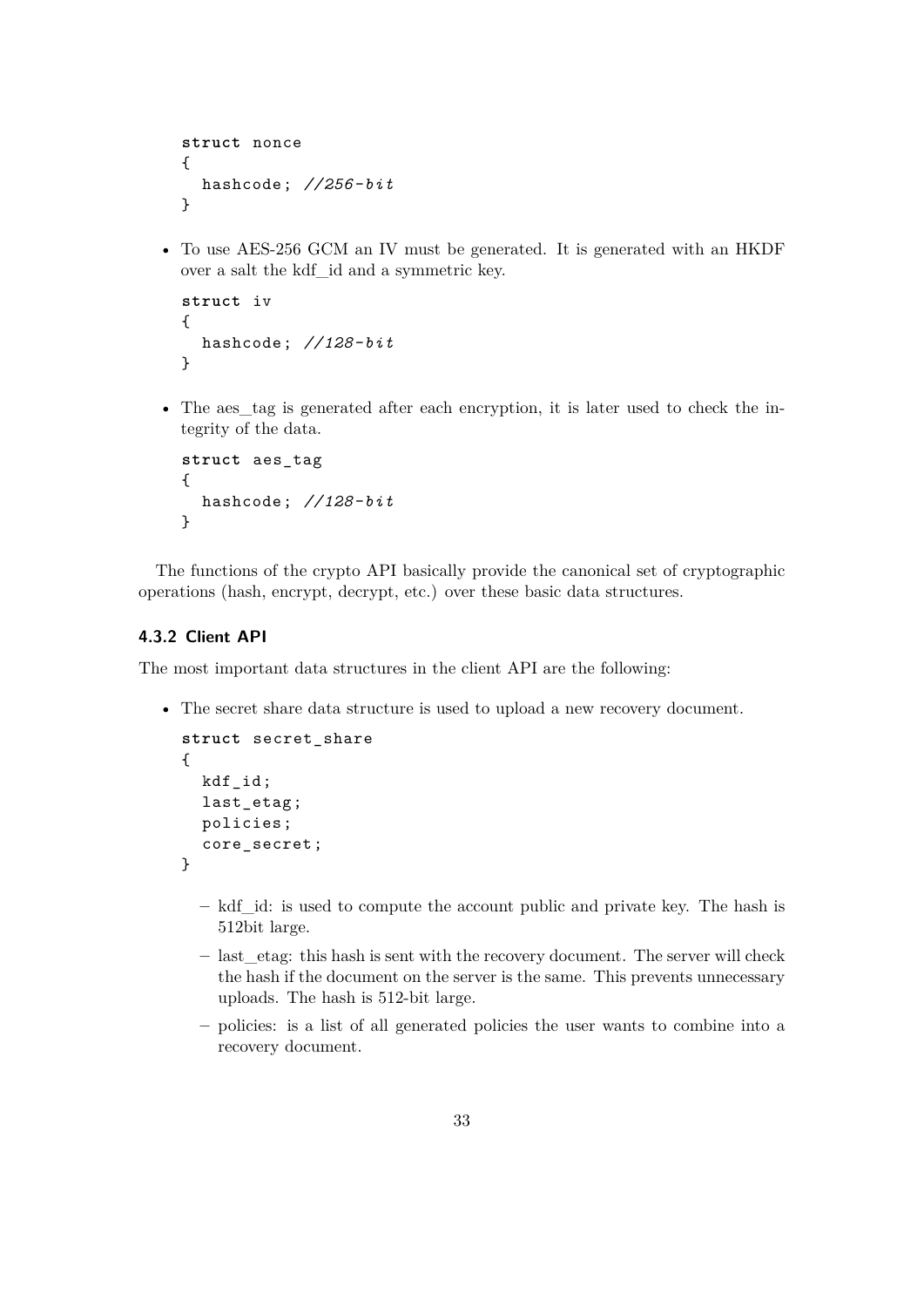```
struct nonce
{
  hashcode; //256-bit
}
```

- To use AES-256 GCM an IV must be generated. It is generated with an HKDF over a salt the kdf_id and a symmetric key.

```
struct iv
{
  hashcode; //128-bit
}
```

- The aes_tag is generated after each encryption, it is later used to check the integrity of the data.

```
struct aes_tag
{
  hashcode; //128-bit
}
```

The functions of the crypto API basically provide the canonical set of cryptographic operations (hash, encrypt, decrypt, etc.) over these basic data structures.

### 4.3.2 Client API

The most important data structures in the client API are the following:

- The secret share data structure is used to upload a new recovery document.

```
struct secret_share
{
  kdf_id;
  last_etag;
  policies;
  core_secret;
}
```

  - kdf_id: is used to compute the account public and private key. The hash is 512bit large.
  - last_etag: this hash is sent with the recovery document. The server will check the hash if the document on the server is the same. This prevents unnecessary uploads. The hash is 512-bit large.
  - policies: is a list of all generated policies the user wants to combine into a recovery document.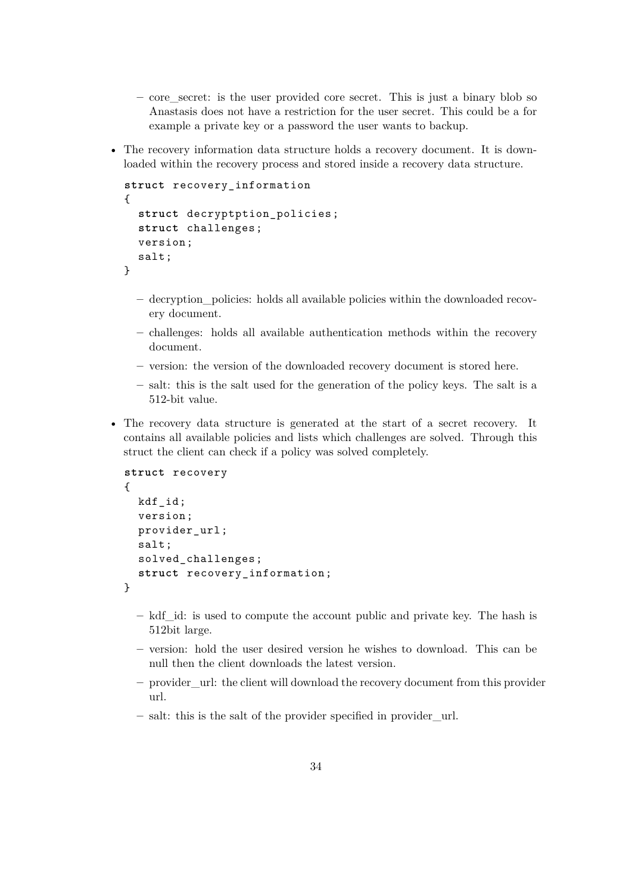- core_secret: is the user provided core secret. This is just a binary blob so Anastasis does not have a restriction for the user secret. This could be a for example a private key or a password the user wants to backup.

- The recovery information data structure holds a recovery document. It is downloaded within the recovery process and stored inside a recovery data structure.

```
struct recovery_information
{
  struct decryptption_policies;
  struct challenges;
  version;
  salt;
}
```

  - decryption_policies: holds all available policies within the downloaded recovery document.
  - challenges: holds all available authentication methods within the recovery document.
  - version: the version of the downloaded recovery document is stored here.
  - salt: this is the salt used for the generation of the policy keys. The salt is a 512-bit value.

- The recovery data structure is generated at the start of a secret recovery. It contains all available policies and lists which challenges are solved. Through this struct the client can check if a policy was solved completely.

```
struct recovery
{
  kdf_id;
  version;
  provider_url;
  salt;
  solved_challenges;
  struct recovery_information;
}
```

  - kdf_id: is used to compute the account public and private key. The hash is 512bit large.
  - version: hold the user desired version he wishes to download. This can be null then the client downloads the latest version.
  - provider_url: the client will download the recovery document from this provider url.
  - salt: this is the salt of the provider specified in provider_url.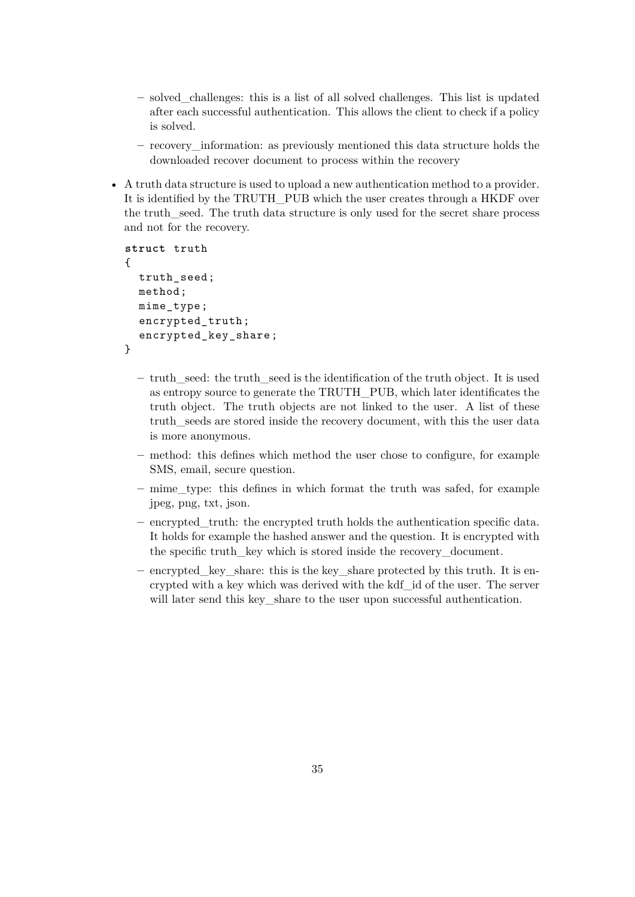- solved_challenges: this is a list of all solved challenges. This list is updated after each successful authentication. This allows the client to check if a policy is solved.
  - recovery_information: as previously mentioned this data structure holds the downloaded recover document to process within the recovery

- A truth data structure is used to upload a new authentication method to a provider. It is identified by the TRUTH_PUB which the user creates through a HKDF over the truth_seed. The truth data structure is only used for the secret share process and not for the recovery.

```
struct truth
{
  truth_seed;
  method;
  mime_type;
  encrypted_truth;
  encrypted_key_share;
}
```

  - truth_seed: the truth_seed is the identification of the truth object. It is used as entropy source to generate the TRUTH_PUB, which later identificates the truth object. The truth objects are not linked to the user. A list of these truth_seeds are stored inside the recovery document, with this the user data is more anonymous.
  - method: this defines which method the user chose to configure, for example SMS, email, secure question.
  - mime_type: this defines in which format the truth was safed, for example jpeg, png, txt, json.
  - encrypted_truth: the encrypted truth holds the authentication specific data. It holds for example the hashed answer and the question. It is encrypted with the specific truth_key which is stored inside the recovery_document.
  - encrypted_key_share: this is the key_share protected by this truth. It is encrypted with a key which was derived with the kdf_id of the user. The server will later send this key_share to the user upon successful authentication.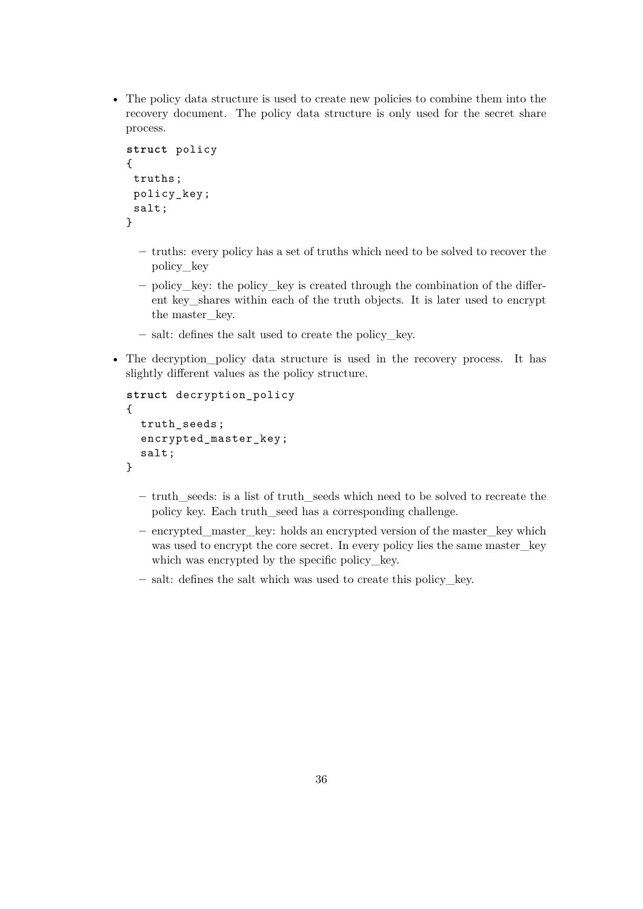- The policy data structure is used to create new policies to combine them into the recovery document. The policy data structure is only used for the secret share process.

  ```
  struct policy
  {
   truths;
   policy_key;
   salt;
  }
  ```

  - truths: every policy has a set of truths which need to be solved to recover the policy_key
  - policy_key: the policy_key is created through the combination of the different key_shares within each of the truth objects. It is later used to encrypt the master_key.
  - salt: defines the salt used to create the policy_key.

- The decryption_policy data structure is used in the recovery process. It has slightly different values as the policy structure.

  ```
  struct decryption_policy
  {
    truth_seeds;
    encrypted_master_key;
    salt;
  }
  ```

  - truth_seeds: is a list of truth_seeds which need to be solved to recreate the policy key. Each truth_seed has a corresponding challenge.
  - encrypted_master_key: holds an encrypted version of the master_key which was used to encrypt the core secret. In every policy lies the same master_key which was encrypted by the specific policy_key.
  - salt: defines the salt which was used to create this policy_key.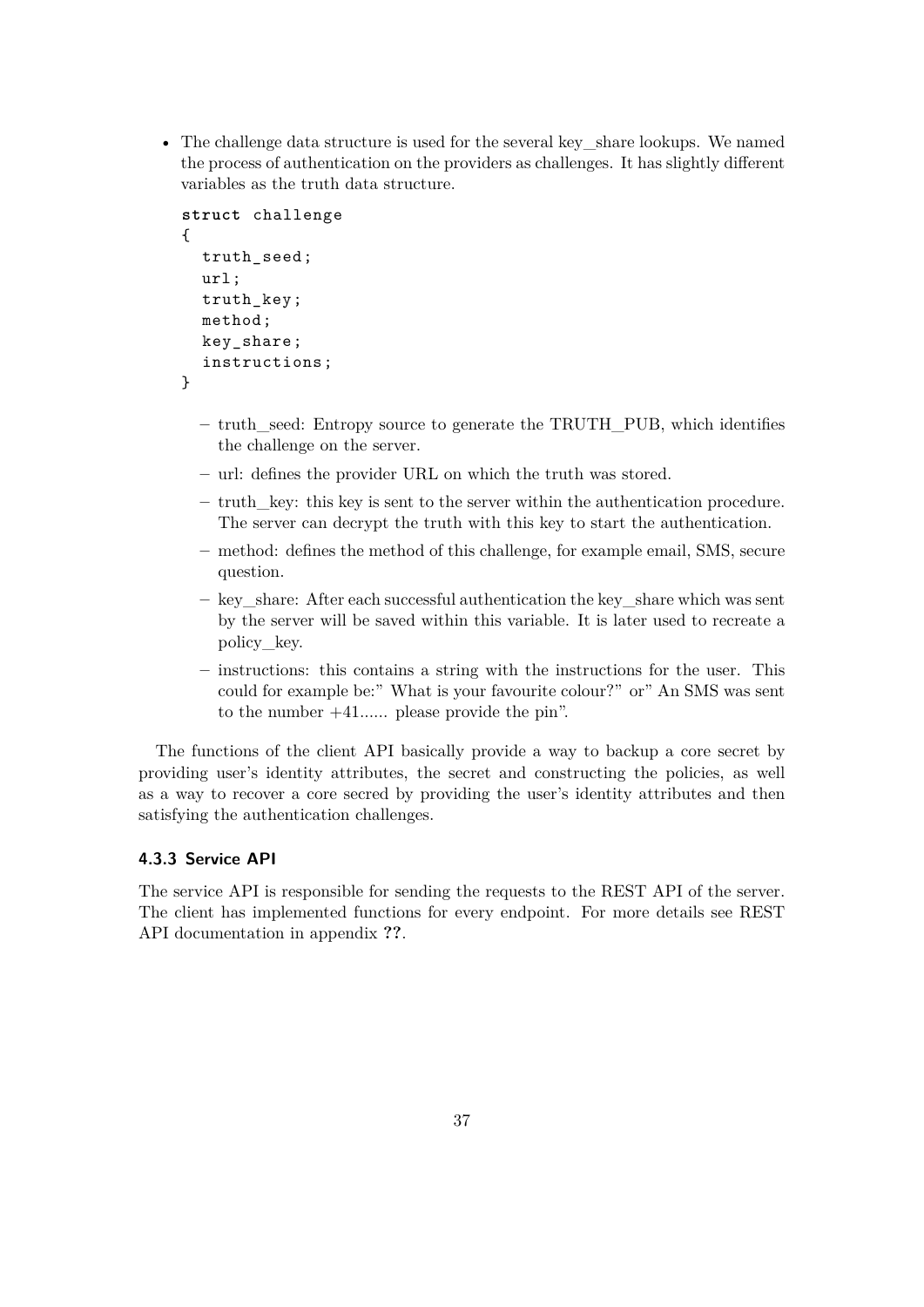- The challenge data structure is used for the several key_share lookups. We named the process of authentication on the providers as challenges. It has slightly different variables as the truth data structure.

  ```
  struct challenge
  {
    truth_seed;
    url;
    truth_key;
    method;
    key_share;
    instructions;
  }
  ```

  – truth_seed: Entropy source to generate the TRUTH_PUB, which identifies the challenge on the server.

  – url: defines the provider URL on which the truth was stored.

  – truth_key: this key is sent to the server within the authentication procedure. The server can decrypt the truth with this key to start the authentication.

  – method: defines the method of this challenge, for example email, SMS, secure question.

  – key_share: After each successful authentication the key_share which was sent by the server will be saved within this variable. It is later used to recreate a policy_key.

  – instructions: this contains a string with the instructions for the user. This could for example be:" What is your favourite colour?" or" An SMS was sent to the number +41...... please provide the pin".

The functions of the client API basically provide a way to backup a core secret by providing user's identity attributes, the secret and constructing the policies, as well as a way to recover a core secred by providing the user's identity attributes and then satisfying the authentication challenges.

### 4.3.3 Service API

The service API is responsible for sending the requests to the REST API of the server. The client has implemented functions for every endpoint. For more details see REST API documentation in appendix **??**.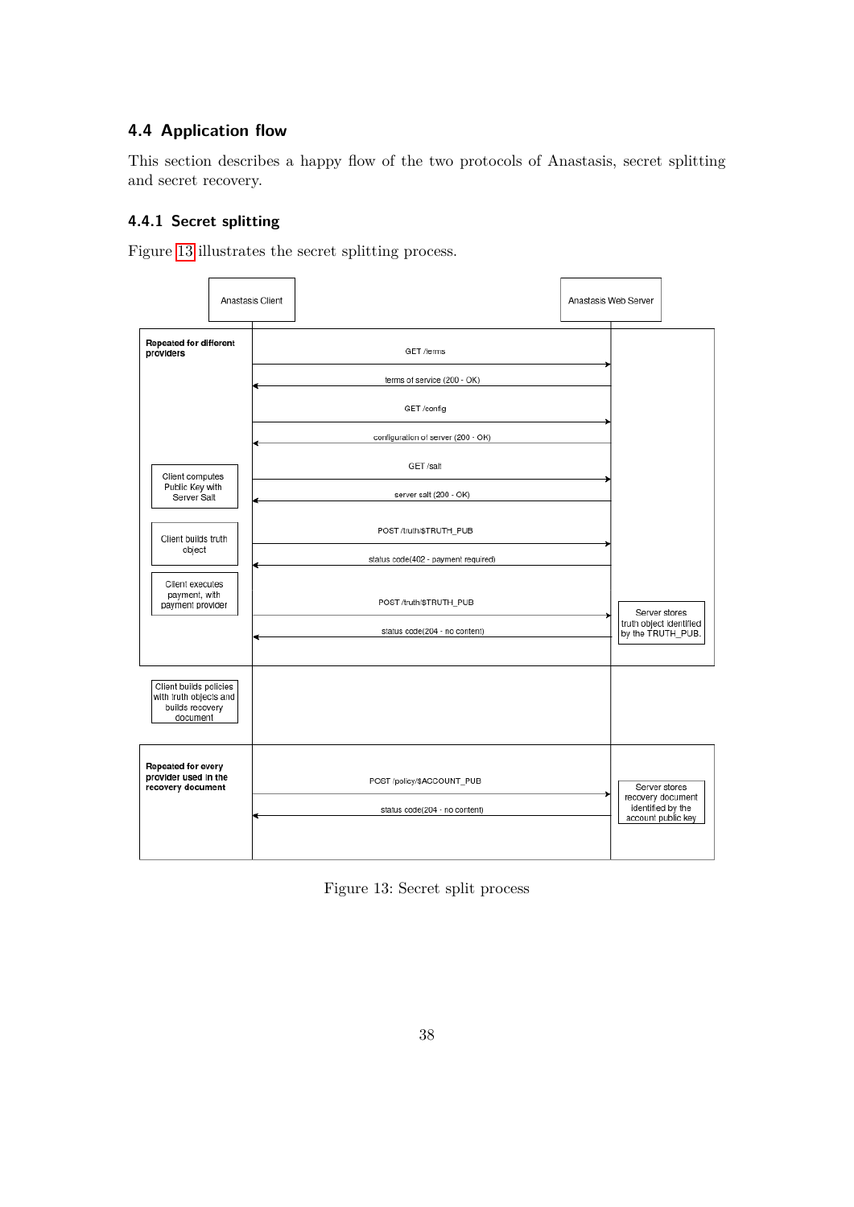### 4.4 Application flow

This section describes a happy flow of the two protocols of Anastasis, secret splitting and secret recovery.

#### 4.4.1 Secret splitting

Figure 13 illustrates the secret splitting process.

Figure 13: Secret split process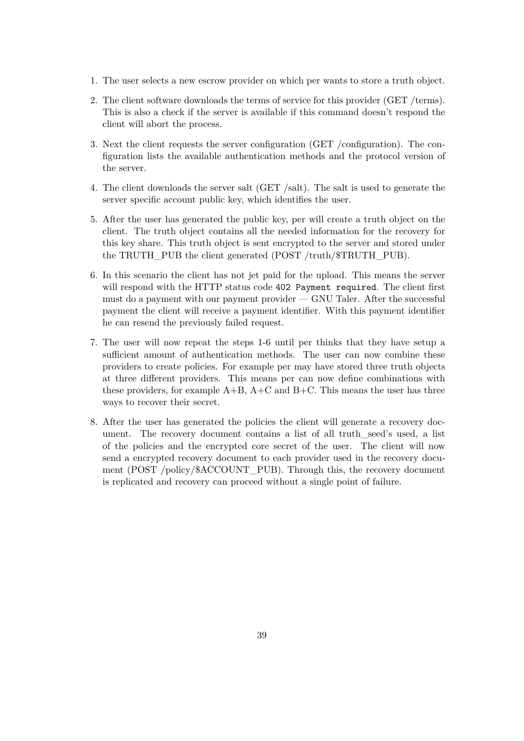1. The user selects a new escrow provider on which per wants to store a truth object.
2. The client software downloads the terms of service for this provider (GET /terms). This is also a check if the server is available if this command doesn't respond the client will abort the process.
3. Next the client requests the server configuration (GET /configuration). The configuration lists the available authentication methods and the protocol version of the server.
4. The client downloads the server salt (GET /salt). The salt is used to generate the server specific account public key, which identifies the user.
5. After the user has generated the public key, per will create a truth object on the client. The truth object contains all the needed information for the recovery for this key share. This truth object is sent encrypted to the server and stored under the TRUTH_PUB the client generated (POST /truth/$TRUTH_PUB).
6. In this scenario the client has not jet paid for the upload. This means the server will respond with the HTTP status code `402 Payment required`. The client first must do a payment with our payment provider — GNU Taler. After the successful payment the client will receive a payment identifier. With this payment identifier he can resend the previously failed request.
7. The user will now repeat the steps 1-6 until per thinks that they have setup a sufficient amount of authentication methods. The user can now combine these providers to create policies. For example per may have stored three truth objects at three different providers. This means per can now define combinations with these providers, for example A+B, A+C and B+C. This means the user has three ways to recover their secret.
8. After the user has generated the policies the client will generate a recovery document. The recovery document contains a list of all truth_seed's used, a list of the policies and the encrypted core secret of the user. The client will now send a encrypted recovery document to each provider used in the recovery document (POST /policy/$ACCOUNT_PUB). Through this, the recovery document is replicated and recovery can proceed without a single point of failure.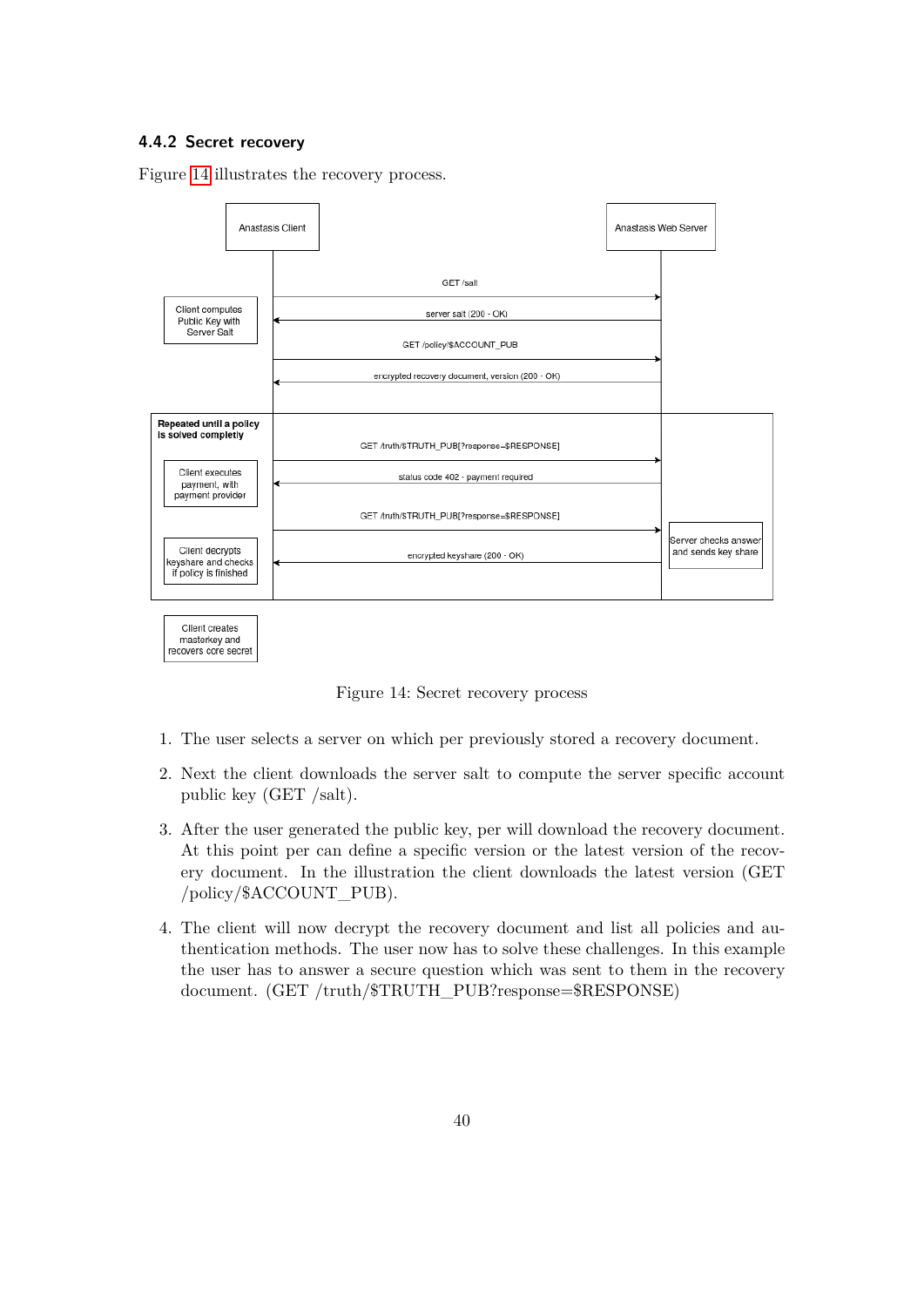### 4.4.2 Secret recovery

Figure 14 illustrates the recovery process.

Figure 14: Secret recovery process

1. The user selects a server on which per previously stored a recovery document.
2. Next the client downloads the server salt to compute the server specific account public key (GET /salt).
3. After the user generated the public key, per will download the recovery document. At this point per can define a specific version or the latest version of the recovery document. In the illustration the client downloads the latest version (GET /policy/$ACCOUNT_PUB).
4. The client will now decrypt the recovery document and list all policies and authentication methods. The user now has to solve these challenges. In this example the user has to answer a secure question which was sent to them in the recovery document. (GET /truth/$TRUTH_PUB?response=$RESPONSE)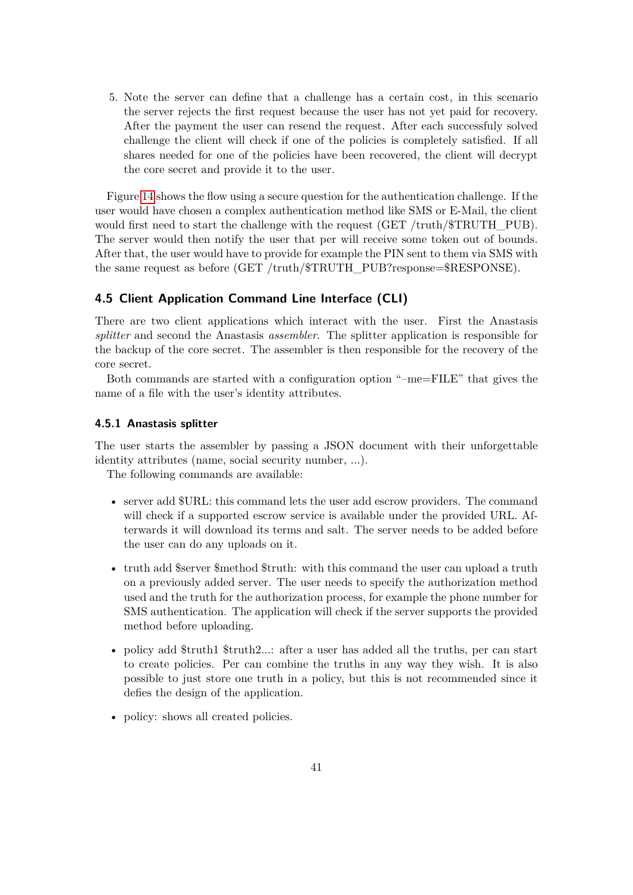5. Note the server can define that a challenge has a certain cost, in this scenario the server rejects the first request because the user has not yet paid for recovery. After the payment the user can resend the request. After each successfuly solved challenge the client will check if one of the policies is completely satisfied. If all shares needed for one of the policies have been recovered, the client will decrypt the core secret and provide it to the user.

Figure 14 shows the flow using a secure question for the authentication challenge. If the user would have chosen a complex authentication method like SMS or E-Mail, the client would first need to start the challenge with the request (GET /truth/$TRUTH_PUB). The server would then notify the user that per will receive some token out of bounds. After that, the user would have to provide for example the PIN sent to them via SMS with the same request as before (GET /truth/$TRUTH_PUB?response=$RESPONSE).

### 4.5 Client Application Command Line Interface (CLI)

There are two client applications which interact with the user. First the Anastasis *splitter* and second the Anastasis *assembler*. The splitter application is responsible for the backup of the core secret. The assembler is then responsible for the recovery of the core secret.

Both commands are started with a configuration option "–me=FILE" that gives the name of a file with the user's identity attributes.

#### 4.5.1 Anastasis splitter

The user starts the assembler by passing a JSON document with their unforgettable identity attributes (name, social security number, ...).

The following commands are available:

- server add $URL: this command lets the user add escrow providers. The command will check if a supported escrow service is available under the provided URL. Afterwards it will download its terms and salt. The server needs to be added before the user can do any uploads on it.
- truth add $server $method $truth: with this command the user can upload a truth on a previously added server. The user needs to specify the authorization method used and the truth for the authorization process, for example the phone number for SMS authentication. The application will check if the server supports the provided method before uploading.
- policy add $truth1 $truth2...: after a user has added all the truths, per can start to create policies. Per can combine the truths in any way they wish. It is also possible to just store one truth in a policy, but this is not recommended since it defies the design of the application.
- policy: shows all created policies.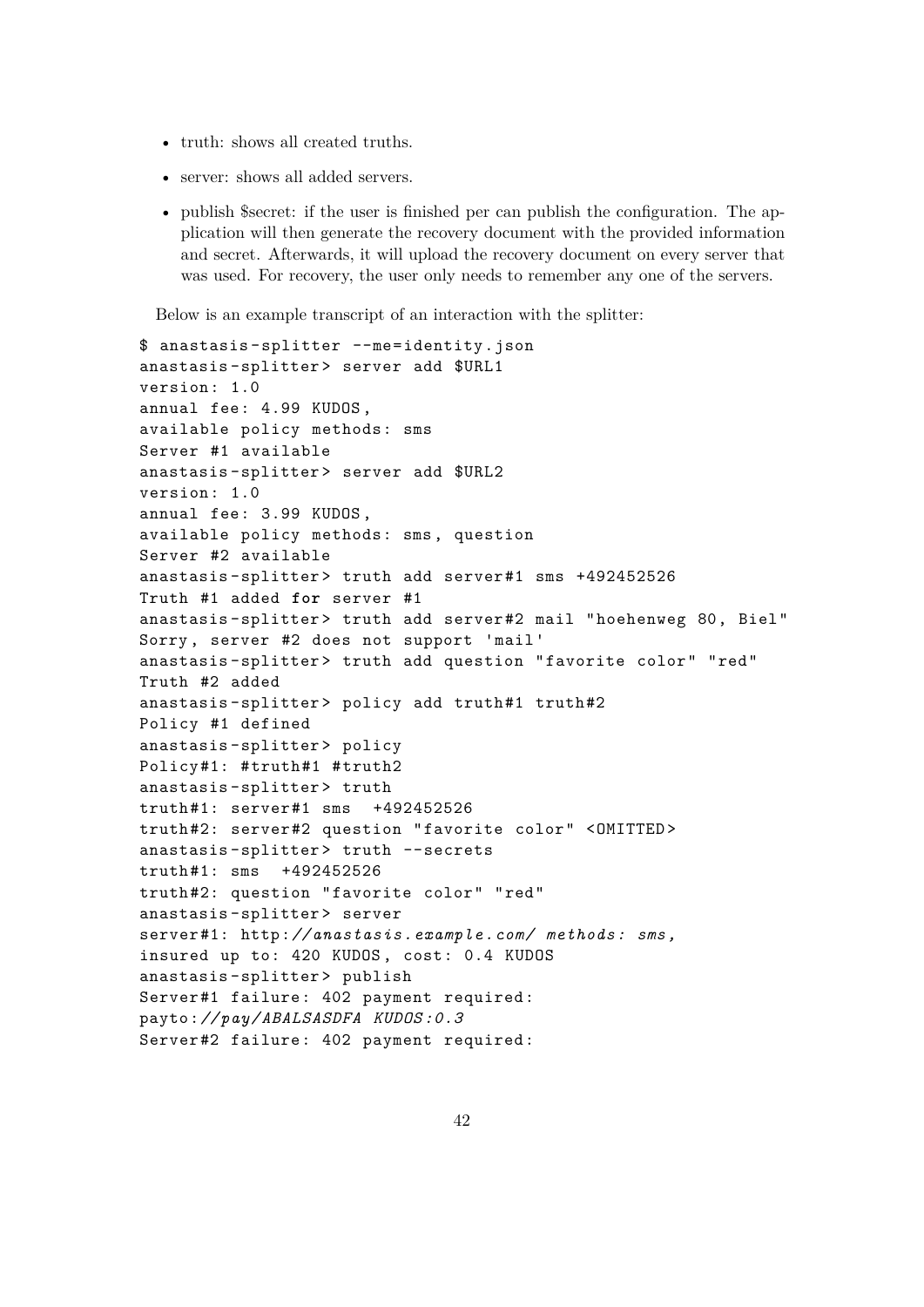- truth: shows all created truths.
- server: shows all added servers.
- publish $secret: if the user is finished per can publish the configuration. The application will then generate the recovery document with the provided information and secret. Afterwards, it will upload the recovery document on every server that was used. For recovery, the user only needs to remember any one of the servers.

Below is an example transcript of an interaction with the splitter:

```
$ anastasis-splitter --me=identity.json
anastasis-splitter> server add $URL1
version: 1.0
annual fee: 4.99 KUDOS,
available policy methods: sms
Server #1 available
anastasis-splitter> server add $URL2
version: 1.0
annual fee: 3.99 KUDOS,
available policy methods: sms, question
Server #2 available
anastasis-splitter> truth add server#1 sms +492452526
Truth #1 added for server #1
anastasis-splitter> truth add server#2 mail "hoehenweg 80, Biel"
Sorry, server #2 does not support 'mail'
anastasis-splitter> truth add question "favorite color" "red"
Truth #2 added
anastasis-splitter> policy add truth#1 truth#2
Policy #1 defined
anastasis-splitter> policy
Policy#1: #truth#1 #truth2
anastasis-splitter> truth
truth#1: server#1 sms  +492452526
truth#2: server#2 question "favorite color" <OMITTED>
anastasis-splitter> truth --secrets
truth#1: sms  +492452526
truth#2: question "favorite color" "red"
anastasis-splitter> server
server#1: http://anastasis.example.com/ methods: sms,
insured up to: 420 KUDOS, cost: 0.4 KUDOS
anastasis-splitter> publish
Server#1 failure: 402 payment required:
payto://pay/ABALSASDFA KUDOS:0.3
Server#2 failure: 402 payment required:
```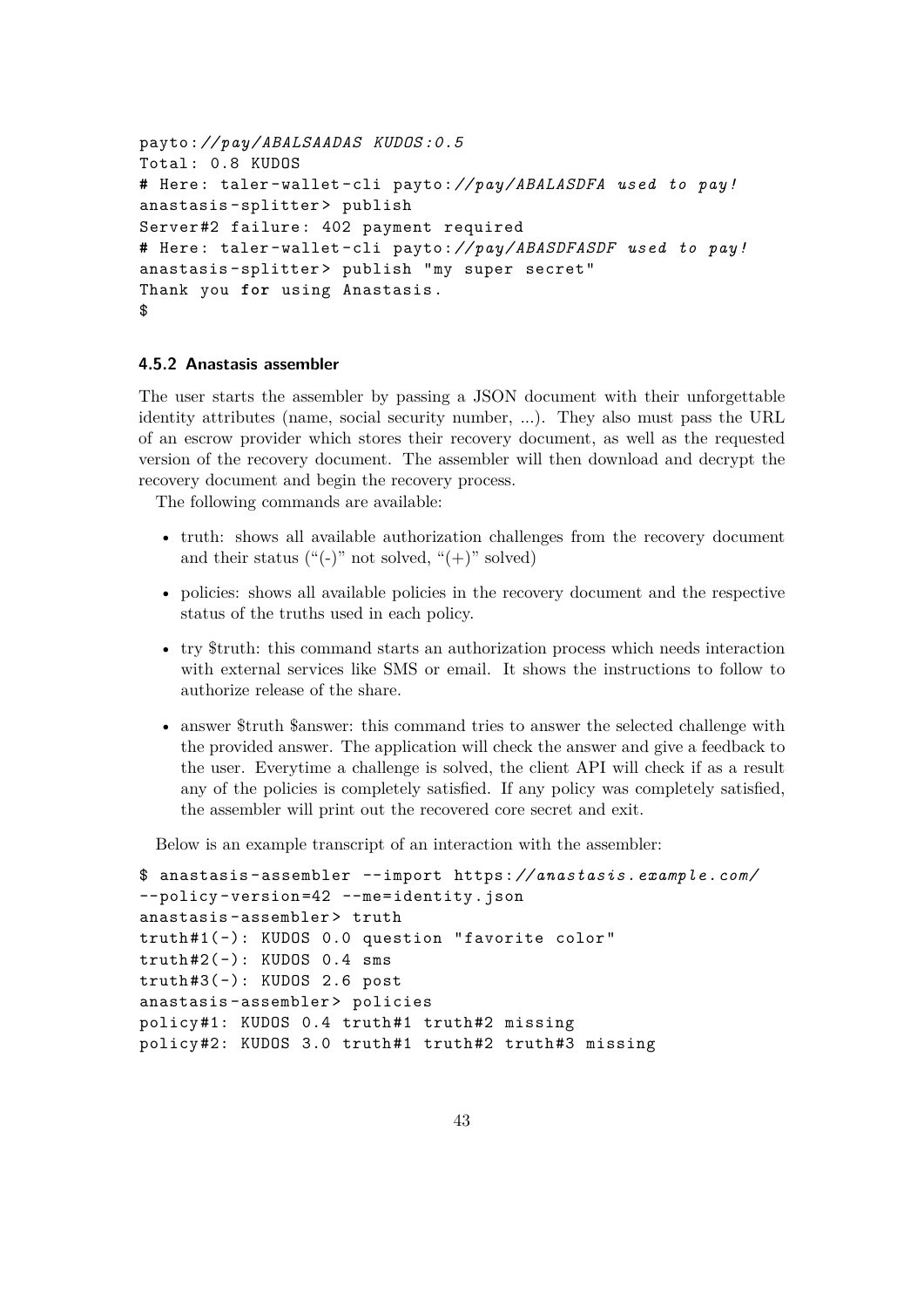```
payto://pay/ABALSAADAS KUDOS:0.5
Total: 0.8 KUDOS
# Here: taler-wallet-cli payto://pay/ABALASDFA used to pay!
anastasis-splitter> publish
Server#2 failure: 402 payment required
# Here: taler-wallet-cli payto://pay/ABASDFASDF used to pay!
anastasis-splitter> publish "my super secret"
Thank you for using Anastasis.
$
```

### 4.5.2 Anastasis assembler

The user starts the assembler by passing a JSON document with their unforgettable identity attributes (name, social security number, ...). They also must pass the URL of an escrow provider which stores their recovery document, as well as the requested version of the recovery document. The assembler will then download and decrypt the recovery document and begin the recovery process.

The following commands are available:

- truth: shows all available authorization challenges from the recovery document and their status ("(-)" not solved, "(+)" solved)
- policies: shows all available policies in the recovery document and the respective status of the truths used in each policy.
- try $truth: this command starts an authorization process which needs interaction with external services like SMS or email. It shows the instructions to follow to authorize release of the share.
- answer $truth $answer: this command tries to answer the selected challenge with the provided answer. The application will check the answer and give a feedback to the user. Everytime a challenge is solved, the client API will check if as a result any of the policies is completely satisfied. If any policy was completely satisfied, the assembler will print out the recovered core secret and exit.

Below is an example transcript of an interaction with the assembler:

```
$ anastasis-assembler --import https://anastasis.example.com/
--policy-version=42 --me=identity.json
anastasis-assembler> truth
truth#1(-): KUDOS 0.0 question "favorite color"
truth#2(-): KUDOS 0.4 sms
truth#3(-): KUDOS 2.6 post
anastasis-assembler> policies
policy#1: KUDOS 0.4 truth#1 truth#2 missing
policy#2: KUDOS 3.0 truth#1 truth#2 truth#3 missing
```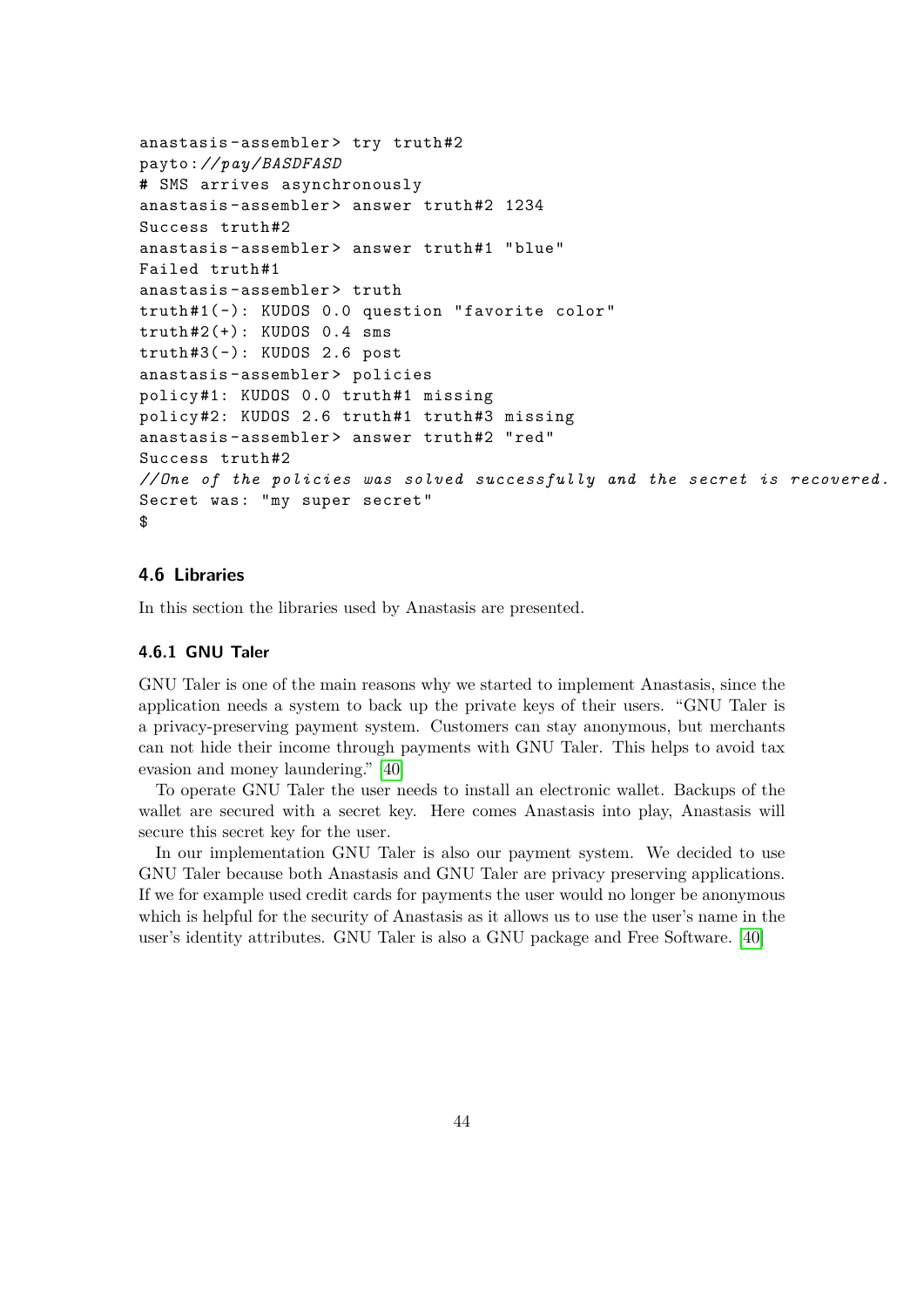```
anastasis-assembler> try truth#2
payto://pay/BASDFASD
# SMS arrives asynchronously
anastasis-assembler> answer truth#2 1234
Success truth#2
anastasis-assembler> answer truth#1 "blue"
Failed truth#1
anastasis-assembler> truth
truth#1(-): KUDOS 0.0 question "favorite color"
truth#2(+): KUDOS 0.4 sms
truth#3(-): KUDOS 2.6 post
anastasis-assembler> policies
policy#1: KUDOS 0.0 truth#1 missing
policy#2: KUDOS 2.6 truth#1 truth#3 missing
anastasis-assembler> answer truth#2 "red"
Success truth#2
//One of the policies was solved successfully and the secret is recovered.
Secret was: "my super secret"
$
```

### 4.6 Libraries

In this section the libraries used by Anastasis are presented.

#### 4.6.1 GNU Taler

GNU Taler is one of the main reasons why we started to implement Anastasis, since the application needs a system to back up the private keys of their users. "GNU Taler is a privacy-preserving payment system. Customers can stay anonymous, but merchants can not hide their income through payments with GNU Taler. This helps to avoid tax evasion and money laundering." [40]

To operate GNU Taler the user needs to install an electronic wallet. Backups of the wallet are secured with a secret key. Here comes Anastasis into play, Anastasis will secure this secret key for the user.

In our implementation GNU Taler is also our payment system. We decided to use GNU Taler because both Anastasis and GNU Taler are privacy preserving applications. If we for example used credit cards for payments the user would no longer be anonymous which is helpful for the security of Anastasis as it allows us to use the user's name in the user's identity attributes. GNU Taler is also a GNU package and Free Software. [40]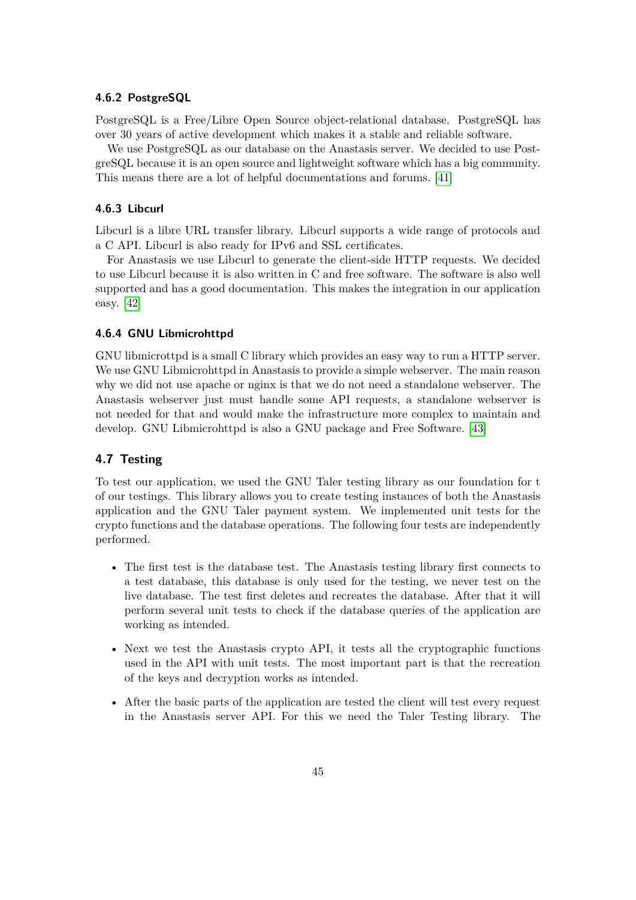### 4.6.2 PostgreSQL

PostgreSQL is a Free/Libre Open Source object-relational database. PostgreSQL has over 30 years of active development which makes it a stable and reliable software.

We use PostgreSQL as our database on the Anastasis server. We decided to use PostgreSQL because it is an open source and lightweight software which has a big community. This means there are a lot of helpful documentations and forums. [41]

### 4.6.3 Libcurl

Libcurl is a libre URL transfer library. Libcurl supports a wide range of protocols and a C API. Libcurl is also ready for IPv6 and SSL certificates.

For Anastasis we use Libcurl to generate the client-side HTTP requests. We decided to use Libcurl because it is also written in C and free software. The software is also well supported and has a good documentation. This makes the integration in our application easy. [42]

### 4.6.4 GNU Libmicrohttpd

GNU libmicrottpd is a small C library which provides an easy way to run a HTTP server. We use GNU Libmicrohttpd in Anastasis to provide a simple webserver. The main reason why we did not use apache or nginx is that we do not need a standalone webserver. The Anastasis webserver just must handle some API requests, a standalone webserver is not needed for that and would make the infrastructure more complex to maintain and develop. GNU Libmicrohttpd is also a GNU package and Free Software. [43]

## 4.7 Testing

To test our application, we used the GNU Taler testing library as our foundation for t of our testings. This library allows you to create testing instances of both the Anastasis application and the GNU Taler payment system. We implemented unit tests for the crypto functions and the database operations. The following four tests are independently performed.

- The first test is the database test. The Anastasis testing library first connects to a test database, this database is only used for the testing, we never test on the live database. The test first deletes and recreates the database. After that it will perform several unit tests to check if the database queries of the application are working as intended.
- Next we test the Anastasis crypto API, it tests all the cryptographic functions used in the API with unit tests. The most important part is that the recreation of the keys and decryption works as intended.
- After the basic parts of the application are tested the client will test every request in the Anastasis server API. For this we need the Taler Testing library. The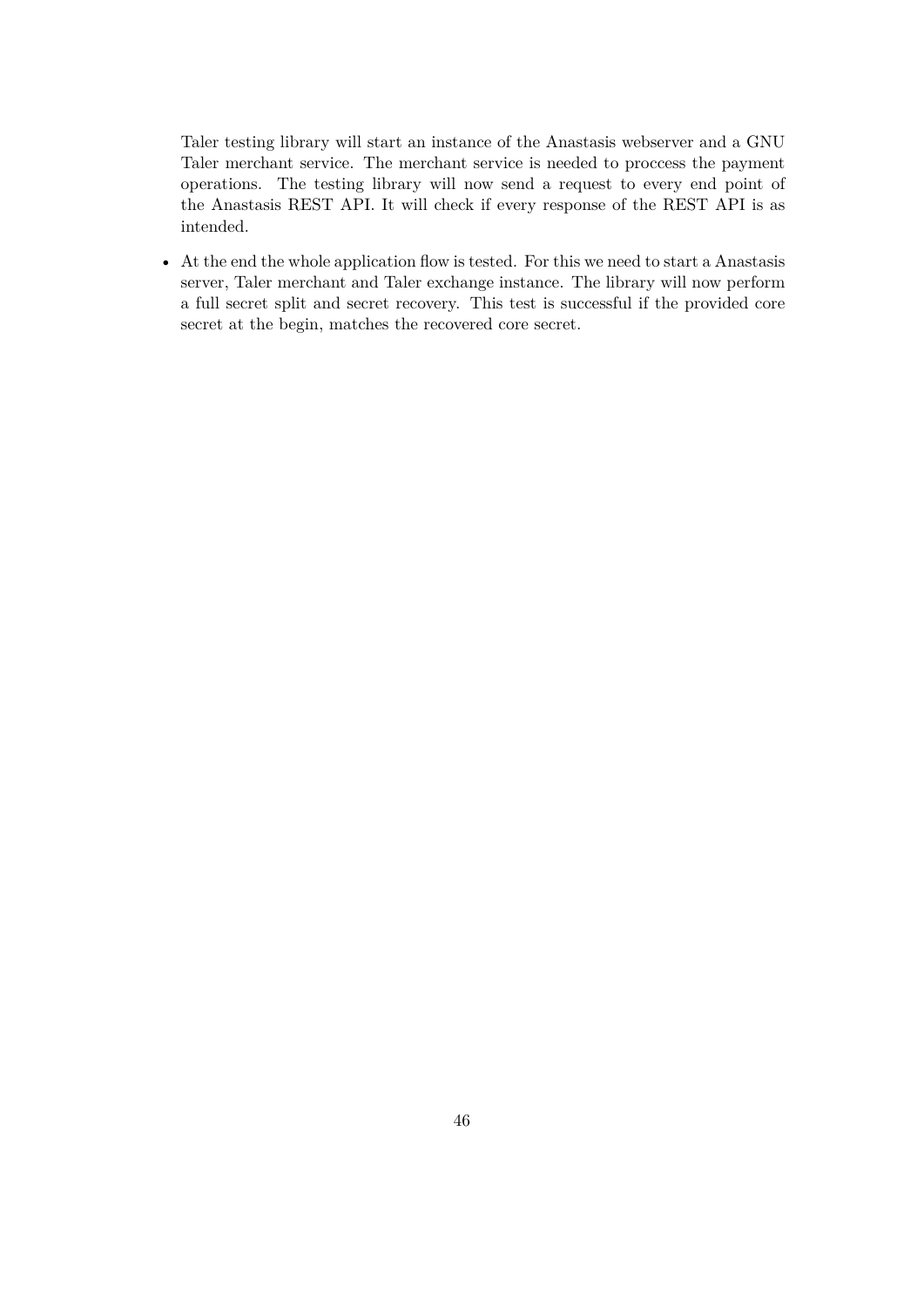Taler testing library will start an instance of the Anastasis webserver and a GNU Taler merchant service. The merchant service is needed to proccess the payment operations. The testing library will now send a request to every end point of the Anastasis REST API. It will check if every response of the REST API is as intended.

- At the end the whole application flow is tested. For this we need to start a Anastasis server, Taler merchant and Taler exchange instance. The library will now perform a full secret split and secret recovery. This test is successful if the provided core secret at the begin, matches the recovered core secret.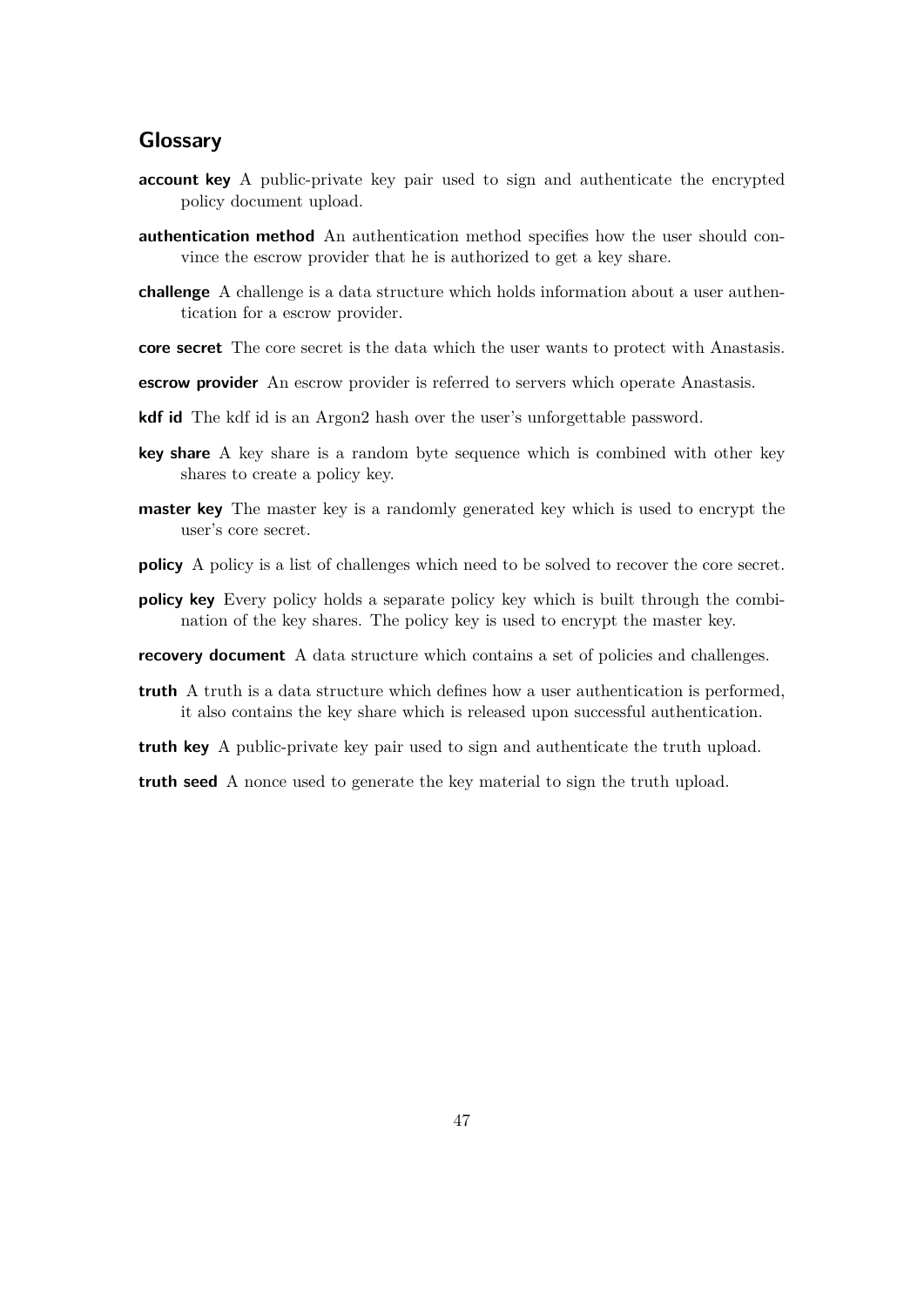## Glossary

**account key** A public-private key pair used to sign and authenticate the encrypted policy document upload.

**authentication method** An authentication method specifies how the user should convince the escrow provider that he is authorized to get a key share.

**challenge** A challenge is a data structure which holds information about a user authentication for a escrow provider.

**core secret** The core secret is the data which the user wants to protect with Anastasis.

**escrow provider** An escrow provider is referred to servers which operate Anastasis.

**kdf id** The kdf id is an Argon2 hash over the user's unforgettable password.

**key share** A key share is a random byte sequence which is combined with other key shares to create a policy key.

**master key** The master key is a randomly generated key which is used to encrypt the user's core secret.

**policy** A policy is a list of challenges which need to be solved to recover the core secret.

**policy key** Every policy holds a separate policy key which is built through the combination of the key shares. The policy key is used to encrypt the master key.

**recovery document** A data structure which contains a set of policies and challenges.

**truth** A truth is a data structure which defines how a user authentication is performed, it also contains the key share which is released upon successful authentication.

**truth key** A public-private key pair used to sign and authenticate the truth upload.

**truth seed** A nonce used to generate the key material to sign the truth upload.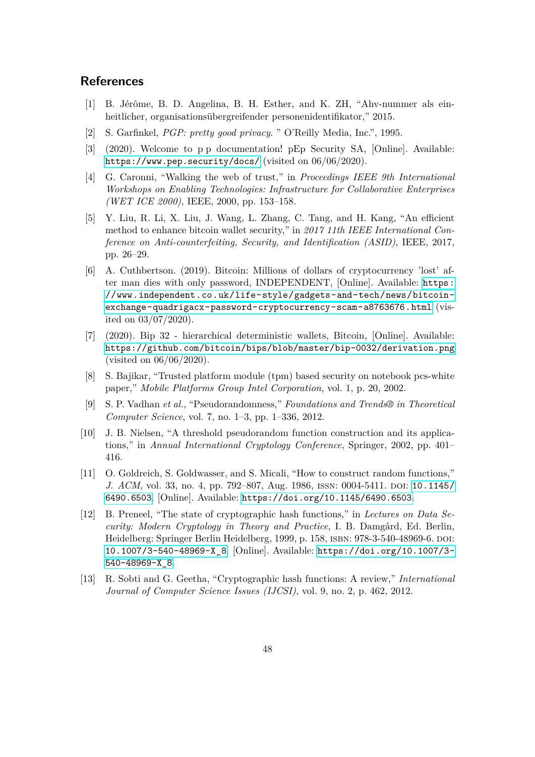## References

[1] B. Jérôme, B. D. Angelina, B. H. Esther, and K. ZH, "Ahv-nummer als einheitlicher, organisationsübergreifender personenidentifikator," 2015.

[2] S. Garfinkel, *PGP: pretty good privacy.* " O'Reilly Media, Inc.", 1995.

[3] (2020). Welcome to p p documentation! pEp Security SA, [Online]. Available: https://www.pep.security/docs/ (visited on 06/06/2020).

[4] G. Caronni, "Walking the web of trust," in *Proceedings IEEE 9th International Workshops on Enabling Technologies: Infrastructure for Collaborative Enterprises (WET ICE 2000)*, IEEE, 2000, pp. 153–158.

[5] Y. Liu, R. Li, X. Liu, J. Wang, L. Zhang, C. Tang, and H. Kang, "An efficient method to enhance bitcoin wallet security," in *2017 11th IEEE International Conference on Anti-counterfeiting, Security, and Identification (ASID)*, IEEE, 2017, pp. 26–29.

[6] A. Cuthbertson. (2019). Bitcoin: Millions of dollars of cryptocurrency 'lost' after man dies with only password, INDEPENDENT, [Online]. Available: https://www.independent.co.uk/life-style/gadgets-and-tech/news/bitcoin-exchange-quadrigacx-password-cryptocurrency-scam-a8763676.html (visited on 03/07/2020).

[7] (2020). Bip 32 - hierarchical deterministic wallets, Bitcoin, [Online]. Available: https://github.com/bitcoin/bips/blob/master/bip-0032/derivation.png (visited on 06/06/2020).

[8] S. Bajikar, "Trusted platform module (tpm) based security on notebook pcs-white paper," *Mobile Platforms Group Intel Corporation*, vol. 1, p. 20, 2002.

[9] S. P. Vadhan *et al.*, "Pseudorandomness," *Foundations and Trends® in Theoretical Computer Science*, vol. 7, no. 1–3, pp. 1–336, 2012.

[10] J. B. Nielsen, "A threshold pseudorandom function construction and its applications," in *Annual International Cryptology Conference*, Springer, 2002, pp. 401–416.

[11] O. Goldreich, S. Goldwasser, and S. Micali, "How to construct random functions," *J. ACM*, vol. 33, no. 4, pp. 792–807, Aug. 1986, ISSN: 0004-5411. DOI: 10.1145/6490.6503. [Online]. Available: https://doi.org/10.1145/6490.6503.

[12] B. Preneel, "The state of cryptographic hash functions," in *Lectures on Data Security: Modern Cryptology in Theory and Practice*, I. B. Damgård, Ed. Berlin, Heidelberg: Springer Berlin Heidelberg, 1999, p. 158, ISBN: 978-3-540-48969-6. DOI: 10.1007/3-540-48969-X_8. [Online]. Available: https://doi.org/10.1007/3-540-48969-X_8.

[13] R. Sobti and G. Geetha, "Cryptographic hash functions: A review," *International Journal of Computer Science Issues (IJCSI)*, vol. 9, no. 2, p. 462, 2012.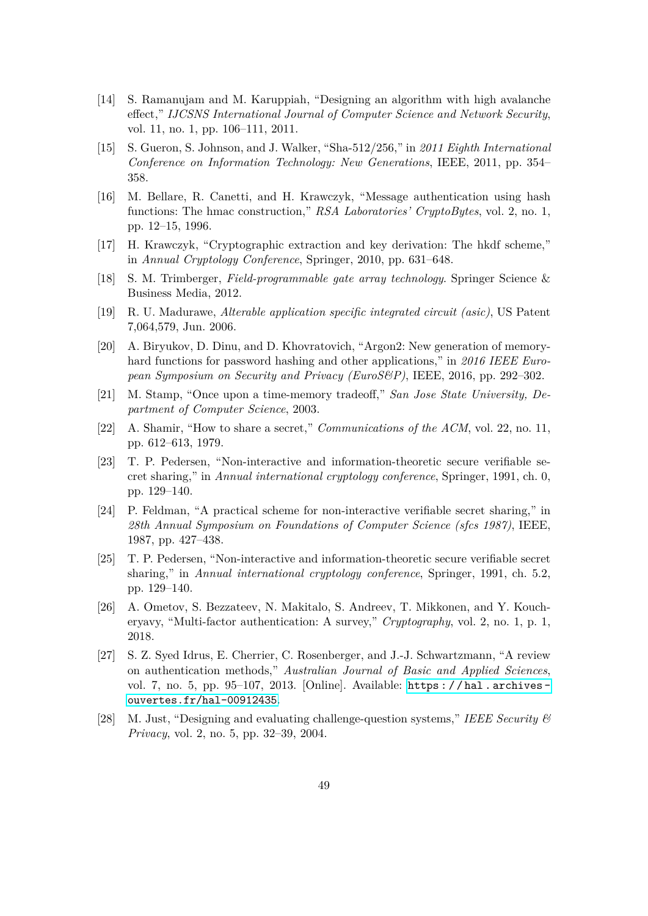[14] S. Ramanujam and M. Karuppiah, "Designing an algorithm with high avalanche effect," *IJCSNS International Journal of Computer Science and Network Security*, vol. 11, no. 1, pp. 106–111, 2011.

[15] S. Gueron, S. Johnson, and J. Walker, "Sha-512/256," in *2011 Eighth International Conference on Information Technology: New Generations*, IEEE, 2011, pp. 354–358.

[16] M. Bellare, R. Canetti, and H. Krawczyk, "Message authentication using hash functions: The hmac construction," *RSA Laboratories' CryptoBytes*, vol. 2, no. 1, pp. 12–15, 1996.

[17] H. Krawczyk, "Cryptographic extraction and key derivation: The hkdf scheme," in *Annual Cryptology Conference*, Springer, 2010, pp. 631–648.

[18] S. M. Trimberger, *Field-programmable gate array technology*. Springer Science & Business Media, 2012.

[19] R. U. Madurawe, *Alterable application specific integrated circuit (asic)*, US Patent 7,064,579, Jun. 2006.

[20] A. Biryukov, D. Dinu, and D. Khovratovich, "Argon2: New generation of memory-hard functions for password hashing and other applications," in *2016 IEEE European Symposium on Security and Privacy (EuroS&P)*, IEEE, 2016, pp. 292–302.

[21] M. Stamp, "Once upon a time-memory tradeoff," *San Jose State University, Department of Computer Science*, 2003.

[22] A. Shamir, "How to share a secret," *Communications of the ACM*, vol. 22, no. 11, pp. 612–613, 1979.

[23] T. P. Pedersen, "Non-interactive and information-theoretic secure verifiable secret sharing," in *Annual international cryptology conference*, Springer, 1991, ch. 0, pp. 129–140.

[24] P. Feldman, "A practical scheme for non-interactive verifiable secret sharing," in *28th Annual Symposium on Foundations of Computer Science (sfcs 1987)*, IEEE, 1987, pp. 427–438.

[25] T. P. Pedersen, "Non-interactive and information-theoretic secure verifiable secret sharing," in *Annual international cryptology conference*, Springer, 1991, ch. 5.2, pp. 129–140.

[26] A. Ometov, S. Bezzateev, N. Makitalo, S. Andreev, T. Mikkonen, and Y. Koucheryavy, "Multi-factor authentication: A survey," *Cryptography*, vol. 2, no. 1, p. 1, 2018.

[27] S. Z. Syed Idrus, E. Cherrier, C. Rosenberger, and J.-J. Schwartzmann, "A review on authentication methods," *Australian Journal of Basic and Applied Sciences*, vol. 7, no. 5, pp. 95–107, 2013. [Online]. Available: https://hal.archives-ouvertes.fr/hal-00912435.

[28] M. Just, "Designing and evaluating challenge-question systems," *IEEE Security & Privacy*, vol. 2, no. 5, pp. 32–39, 2004.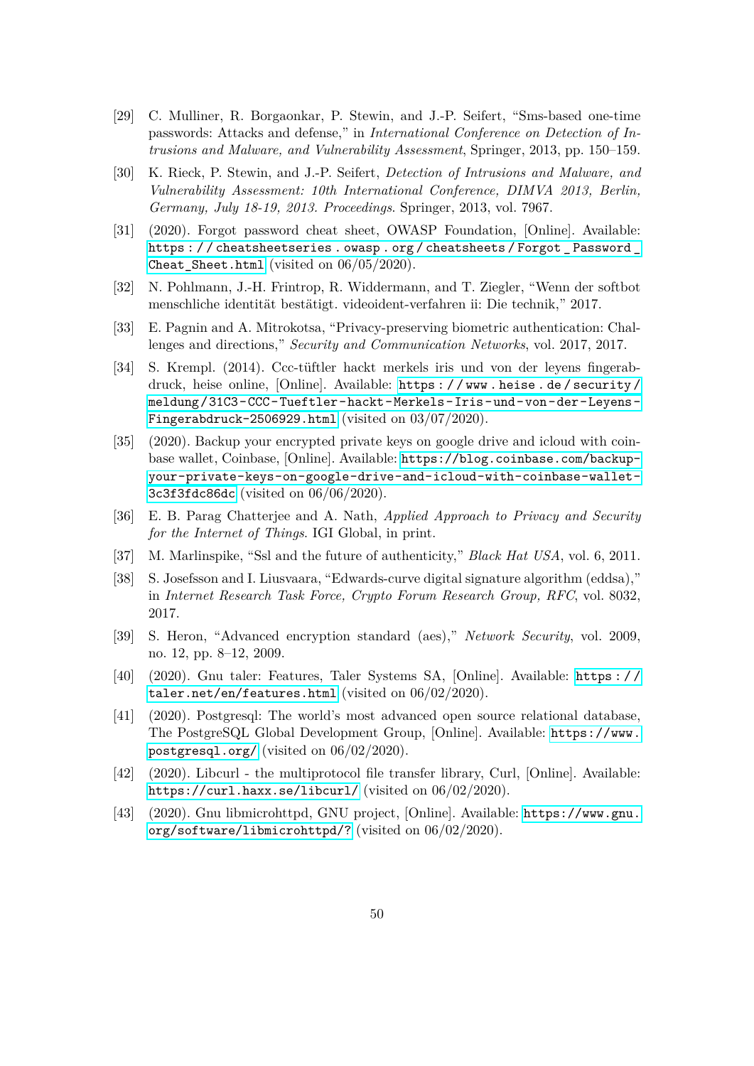[29] C. Mulliner, R. Borgaonkar, P. Stewin, and J.-P. Seifert, "Sms-based one-time passwords: Attacks and defense," in *International Conference on Detection of Intrusions and Malware, and Vulnerability Assessment*, Springer, 2013, pp. 150–159.

[30] K. Rieck, P. Stewin, and J.-P. Seifert, *Detection of Intrusions and Malware, and Vulnerability Assessment: 10th International Conference, DIMVA 2013, Berlin, Germany, July 18-19, 2013. Proceedings*. Springer, 2013, vol. 7967.

[31] (2020). Forgot password cheat sheet, OWASP Foundation, [Online]. Available: `https://cheatsheetseries.owasp.org/cheatsheets/Forgot_Password_Cheat_Sheet.html` (visited on 06/05/2020).

[32] N. Pohlmann, J.-H. Frintrop, R. Widdermann, and T. Ziegler, "Wenn der softbot menschliche identität bestätigt. videoident-verfahren ii: Die technik," 2017.

[33] E. Pagnin and A. Mitrokotsa, "Privacy-preserving biometric authentication: Challenges and directions," *Security and Communication Networks*, vol. 2017, 2017.

[34] S. Krempl. (2014). Ccc-tüftler hackt merkels iris und von der leyens fingerabdruck, heise online, [Online]. Available: `https://www.heise.de/security/meldung/31C3-CCC-Tueftler-hackt-Merkels-Iris-und-von-der-Leyens-Fingerabdruck-2506929.html` (visited on 03/07/2020).

[35] (2020). Backup your encrypted private keys on google drive and icloud with coinbase wallet, Coinbase, [Online]. Available: `https://blog.coinbase.com/backup-your-private-keys-on-google-drive-and-icloud-with-coinbase-wallet-3c3f3fdc86dc` (visited on 06/06/2020).

[36] E. B. Parag Chatterjee and A. Nath, *Applied Approach to Privacy and Security for the Internet of Things*. IGI Global, in print.

[37] M. Marlinspike, "Ssl and the future of authenticity," *Black Hat USA*, vol. 6, 2011.

[38] S. Josefsson and I. Liusvaara, "Edwards-curve digital signature algorithm (eddsa)," in *Internet Research Task Force, Crypto Forum Research Group, RFC*, vol. 8032, 2017.

[39] S. Heron, "Advanced encryption standard (aes)," *Network Security*, vol. 2009, no. 12, pp. 8–12, 2009.

[40] (2020). Gnu taler: Features, Taler Systems SA, [Online]. Available: `https://taler.net/en/features.html` (visited on 06/02/2020).

[41] (2020). Postgresql: The world's most advanced open source relational database, The PostgreSQL Global Development Group, [Online]. Available: `https://www.postgresql.org/` (visited on 06/02/2020).

[42] (2020). Libcurl - the multiprotocol file transfer library, Curl, [Online]. Available: `https://curl.haxx.se/libcurl/` (visited on 06/02/2020).

[43] (2020). Gnu libmicrohttpd, GNU project, [Online]. Available: `https://www.gnu.org/software/libmicrohttpd/?` (visited on 06/02/2020).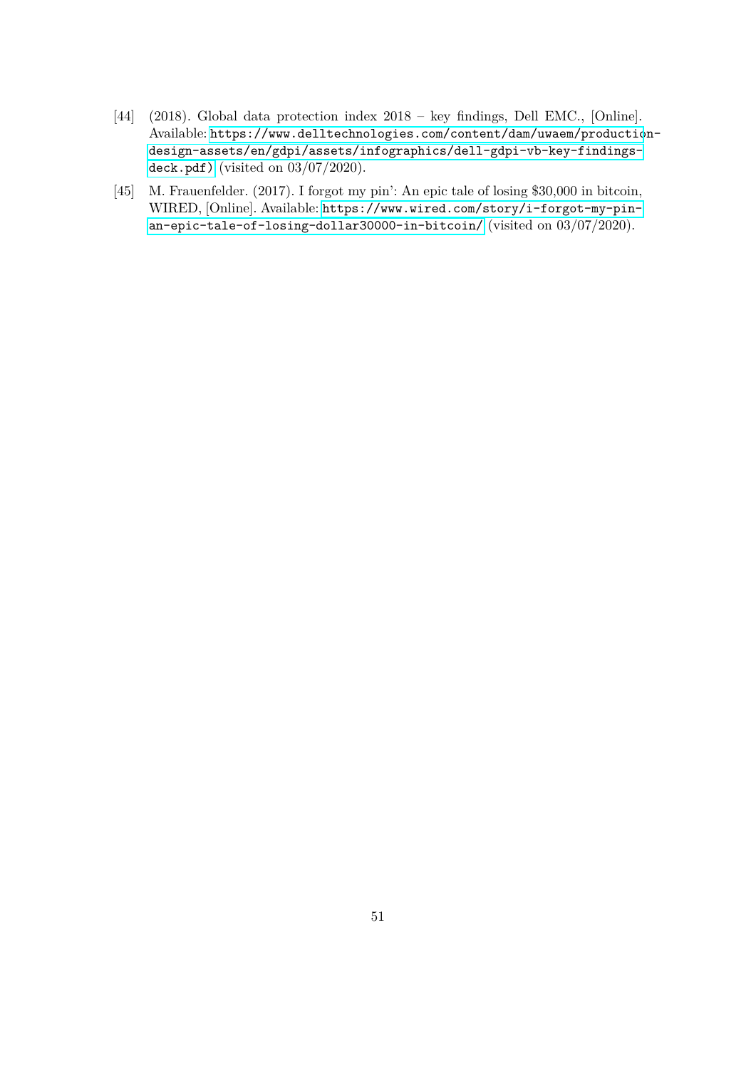[44] (2018). Global data protection index 2018 – key findings, Dell EMC., [Online]. Available: https://www.delltechnologies.com/content/dam/uwaem/production-design-assets/en/gdpi/assets/infographics/dell-gdpi-vb-key-findings-deck.pdf) (visited on 03/07/2020).

[45] M. Frauenfelder. (2017). I forgot my pin': An epic tale of losing $30,000 in bitcoin, WIRED, [Online]. Available: https://www.wired.com/story/i-forgot-my-pin-an-epic-tale-of-losing-dollar30000-in-bitcoin/ (visited on 03/07/2020).